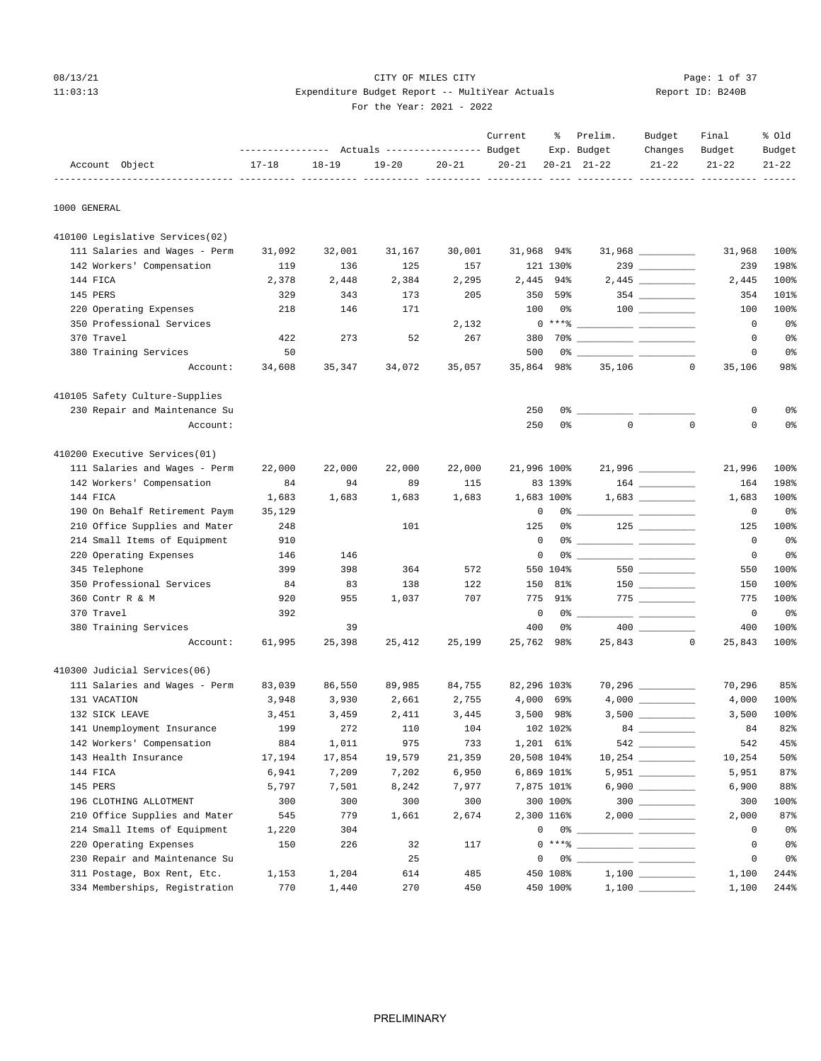CITY OF MILES CITY
Expenditure Budget Report -- MultiYear Actuals
For the Year: 2021 - 2022

08/13/21 11:03:13 — Report ID: B240B

| Account Object | Actuals 17-18 | Actuals 18-19 | Actuals 19-20 | Actuals 20-21 | Current Budget 20-21 | % Exp. 20-21 | Prelim. Budget 21-22 | Budget Changes 21-22 | Final Budget 21-22 | % Old Budget 21-22 |
|---|---|---|---|---|---|---|---|---|---|---|
| **1000 GENERAL** | | | | | | | | | | |
| **410100 Legislative Services(02)** | | | | | | | | | | |
| 111 Salaries and Wages - Perm | 31,092 | 32,001 | 31,167 | 30,001 | 31,968 | 94% | 31,968 | __________ | 31,968 | 100% |
| 142 Workers' Compensation | 119 | 136 | 125 | 157 | 121 | 130% | 239 | __________ | 239 | 198% |
| 144 FICA | 2,378 | 2,448 | 2,384 | 2,295 | 2,445 | 94% | 2,445 | __________ | 2,445 | 100% |
| 145 PERS | 329 | 343 | 173 | 205 | 350 | 59% | 354 | __________ | 354 | 101% |
| 220 Operating Expenses | 218 | 146 | 171 | | 100 | 0% | 100 | __________ | 100 | 100% |
| 350 Professional Services | | | | 2,132 | 0 | ***% | __________ | __________ | 0 | 0% |
| 370 Travel | 422 | 273 | 52 | 267 | 380 | 70% | __________ | __________ | 0 | 0% |
| 380 Training Services | 50 | | | | 500 | 0% | __________ | __________ | 0 | 0% |
| Account: | 34,608 | 35,347 | 34,072 | 35,057 | 35,864 | 98% | 35,106 | 0 | 35,106 | 98% |
| **410105 Safety Culture-Supplies** | | | | | | | | | | |
| 230 Repair and Maintenance Su | | | | | 250 | 0% | __________ | __________ | 0 | 0% |
| Account: | | | | | 250 | 0% | 0 | 0 | 0 | 0% |
| **410200 Executive Services(01)** | | | | | | | | | | |
| 111 Salaries and Wages - Perm | 22,000 | 22,000 | 22,000 | 22,000 | 21,996 | 100% | 21,996 | __________ | 21,996 | 100% |
| 142 Workers' Compensation | 84 | 94 | 89 | 115 | 83 | 139% | 164 | __________ | 164 | 198% |
| 144 FICA | 1,683 | 1,683 | 1,683 | 1,683 | 1,683 | 100% | 1,683 | __________ | 1,683 | 100% |
| 190 On Behalf Retirement Paym | 35,129 | | | | 0 | 0% | __________ | __________ | 0 | 0% |
| 210 Office Supplies and Mater | 248 | | 101 | | 125 | 0% | 125 | __________ | 125 | 100% |
| 214 Small Items of Equipment | 910 | | | | 0 | 0% | __________ | __________ | 0 | 0% |
| 220 Operating Expenses | 146 | 146 | | | 0 | 0% | __________ | __________ | 0 | 0% |
| 345 Telephone | 399 | 398 | 364 | 572 | 550 | 104% | 550 | __________ | 550 | 100% |
| 350 Professional Services | 84 | 83 | 138 | 122 | 150 | 81% | 150 | __________ | 150 | 100% |
| 360 Contr R & M | 920 | 955 | 1,037 | 707 | 775 | 91% | 775 | __________ | 775 | 100% |
| 370 Travel | 392 | | | | 0 | 0% | __________ | __________ | 0 | 0% |
| 380 Training Services | | 39 | | | 400 | 0% | 400 | __________ | 400 | 100% |
| Account: | 61,995 | 25,398 | 25,412 | 25,199 | 25,762 | 98% | 25,843 | 0 | 25,843 | 100% |
| **410300 Judicial Services(06)** | | | | | | | | | | |
| 111 Salaries and Wages - Perm | 83,039 | 86,550 | 89,985 | 84,755 | 82,296 | 103% | 70,296 | __________ | 70,296 | 85% |
| 131 VACATION | 3,948 | 3,930 | 2,661 | 2,755 | 4,000 | 69% | 4,000 | __________ | 4,000 | 100% |
| 132 SICK LEAVE | 3,451 | 3,459 | 2,411 | 3,445 | 3,500 | 98% | 3,500 | __________ | 3,500 | 100% |
| 141 Unemployment Insurance | 199 | 272 | 110 | 104 | 102 | 102% | 84 | __________ | 84 | 82% |
| 142 Workers' Compensation | 884 | 1,011 | 975 | 733 | 1,201 | 61% | 542 | __________ | 542 | 45% |
| 143 Health Insurance | 17,194 | 17,854 | 19,579 | 21,359 | 20,508 | 104% | 10,254 | __________ | 10,254 | 50% |
| 144 FICA | 6,941 | 7,209 | 7,202 | 6,950 | 6,869 | 101% | 5,951 | __________ | 5,951 | 87% |
| 145 PERS | 5,797 | 7,501 | 8,242 | 7,977 | 7,875 | 101% | 6,900 | __________ | 6,900 | 88% |
| 196 CLOTHING ALLOTMENT | 300 | 300 | 300 | 300 | 300 | 100% | 300 | __________ | 300 | 100% |
| 210 Office Supplies and Mater | 545 | 779 | 1,661 | 2,674 | 2,300 | 116% | 2,000 | __________ | 2,000 | 87% |
| 214 Small Items of Equipment | 1,220 | 304 | | | 0 | 0% | __________ | __________ | 0 | 0% |
| 220 Operating Expenses | 150 | 226 | 32 | 117 | 0 | ***% | __________ | __________ | 0 | 0% |
| 230 Repair and Maintenance Su | | | 25 | | 0 | 0% | __________ | __________ | 0 | 0% |
| 311 Postage, Box Rent, Etc. | 1,153 | 1,204 | 614 | 485 | 450 | 108% | 1,100 | __________ | 1,100 | 244% |
| 334 Memberships, Registration | 770 | 1,440 | 270 | 450 | 450 | 100% | 1,100 | __________ | 1,100 | 244% |

PRELIMINARY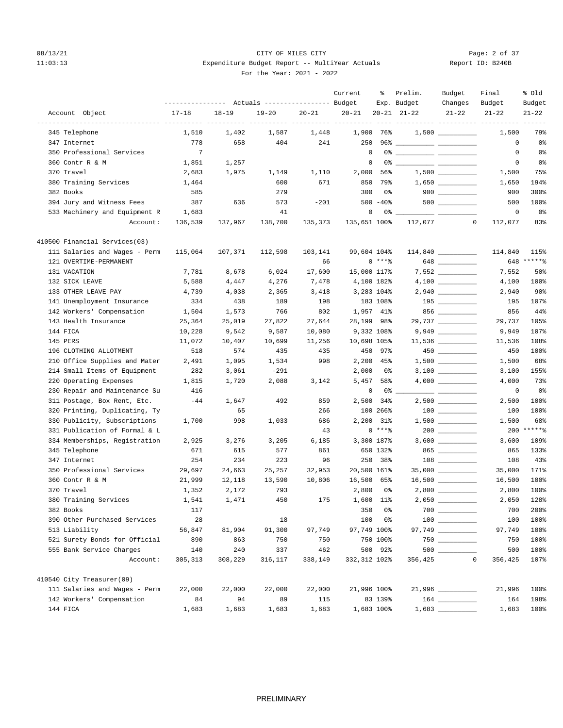CITY OF MILES CITY

Expenditure Budget Report -- MultiYear Actuals

For the Year: 2021 - 2022

08/13/21 11:03:13 — Report ID: B240B

| Account Object | Actuals 17-18 | Actuals 18-19 | Actuals 19-20 | Actuals 20-21 | Current Budget 20-21 | % Exp. 20-21 | Prelim. Budget 21-22 | Budget Changes 21-22 | Final Budget 21-22 | % Old Budget 21-22 |
|---|---|---|---|---|---|---|---|---|---|---|
| 345 Telephone | 1,510 | 1,402 | 1,587 | 1,448 | 1,900 | 76% | 1,500 | | 1,500 | 79% |
| 347 Internet | 778 | 658 | 404 | 241 | 250 | 96% | | | 0 | 0% |
| 350 Professional Services | 7 | | | | 0 | 0% | | | 0 | 0% |
| 360 Contr R & M | 1,851 | 1,257 | | | 0 | 0% | | | 0 | 0% |
| 370 Travel | 2,683 | 1,975 | 1,149 | 1,110 | 2,000 | 56% | 1,500 | | 1,500 | 75% |
| 380 Training Services | 1,464 | | 600 | 671 | 850 | 79% | 1,650 | | 1,650 | 194% |
| 382 Books | 585 | | 279 | | 300 | 0% | 900 | | 900 | 300% |
| 394 Jury and Witness Fees | 387 | 636 | 573 | -201 | 500 | -40% | 500 | | 500 | 100% |
| 533 Machinery and Equipment R | 1,683 | | 41 | | 0 | 0% | | | 0 | 0% |
| Account: | 136,539 | 137,967 | 138,700 | 135,373 | 135,651 | 100% | 112,077 | 0 | 112,077 | 83% |
| **410500 Financial Services(03)** | | | | | | | | | | |
| 111 Salaries and Wages - Perm | 115,064 | 107,371 | 112,598 | 103,141 | 99,604 | 104% | 114,840 | | 114,840 | 115% |
| 121 OVERTIME-PERMANENT | | | | 66 | 0 | ***% | 648 | | 648 | *****% |
| 131 VACATION | 7,781 | 8,678 | 6,024 | 17,600 | 15,000 | 117% | 7,552 | | 7,552 | 50% |
| 132 SICK LEAVE | 5,588 | 4,447 | 4,276 | 7,478 | 4,100 | 182% | 4,100 | | 4,100 | 100% |
| 133 OTHER LEAVE PAY | 4,739 | 4,038 | 2,365 | 3,418 | 3,283 | 104% | 2,940 | | 2,940 | 90% |
| 141 Unemployment Insurance | 334 | 438 | 189 | 198 | 183 | 108% | 195 | | 195 | 107% |
| 142 Workers' Compensation | 1,504 | 1,573 | 766 | 802 | 1,957 | 41% | 856 | | 856 | 44% |
| 143 Health Insurance | 25,364 | 25,019 | 27,822 | 27,644 | 28,199 | 98% | 29,737 | | 29,737 | 105% |
| 144 FICA | 10,228 | 9,542 | 9,587 | 10,080 | 9,332 | 108% | 9,949 | | 9,949 | 107% |
| 145 PERS | 11,072 | 10,407 | 10,699 | 11,256 | 10,698 | 105% | 11,536 | | 11,536 | 108% |
| 196 CLOTHING ALLOTMENT | 518 | 574 | 435 | 435 | 450 | 97% | 450 | | 450 | 100% |
| 210 Office Supplies and Mater | 2,491 | 1,095 | 1,534 | 998 | 2,200 | 45% | 1,500 | | 1,500 | 68% |
| 214 Small Items of Equipment | 282 | 3,061 | -291 | | 2,000 | 0% | 3,100 | | 3,100 | 155% |
| 220 Operating Expenses | 1,815 | 1,720 | 2,088 | 3,142 | 5,457 | 58% | 4,000 | | 4,000 | 73% |
| 230 Repair and Maintenance Su | 416 | | | | 0 | 0% | | | 0 | 0% |
| 311 Postage, Box Rent, Etc. | -44 | 1,647 | 492 | 859 | 2,500 | 34% | 2,500 | | 2,500 | 100% |
| 320 Printing, Duplicating, Ty | | 65 | | 266 | 100 | 266% | 100 | | 100 | 100% |
| 330 Publicity, Subscriptions | 1,700 | 998 | 1,033 | 686 | 2,200 | 31% | 1,500 | | 1,500 | 68% |
| 331 Publication of Formal & L | | | | 43 | 0 | ***% | 200 | | 200 | *****% |
| 334 Memberships, Registration | 2,925 | 3,276 | 3,205 | 6,185 | 3,300 | 187% | 3,600 | | 3,600 | 109% |
| 345 Telephone | 671 | 615 | 577 | 861 | 650 | 132% | 865 | | 865 | 133% |
| 347 Internet | 254 | 234 | 223 | 96 | 250 | 38% | 108 | | 108 | 43% |
| 350 Professional Services | 29,697 | 24,663 | 25,257 | 32,953 | 20,500 | 161% | 35,000 | | 35,000 | 171% |
| 360 Contr R & M | 21,999 | 12,118 | 13,590 | 10,806 | 16,500 | 65% | 16,500 | | 16,500 | 100% |
| 370 Travel | 1,352 | 2,172 | 793 | | 2,800 | 0% | 2,800 | | 2,800 | 100% |
| 380 Training Services | 1,541 | 1,471 | 450 | 175 | 1,600 | 11% | 2,050 | | 2,050 | 128% |
| 382 Books | 117 | | | | 350 | 0% | 700 | | 700 | 200% |
| 390 Other Purchased Services | 28 | | 18 | | 100 | 0% | 100 | | 100 | 100% |
| 513 Liability | 56,847 | 81,904 | 91,300 | 97,749 | 97,749 | 100% | 97,749 | | 97,749 | 100% |
| 521 Surety Bonds for Official | 890 | 863 | 750 | 750 | 750 | 100% | 750 | | 750 | 100% |
| 555 Bank Service Charges | 140 | 240 | 337 | 462 | 500 | 92% | 500 | | 500 | 100% |
| Account: | 305,313 | 308,229 | 316,117 | 338,149 | 332,312 | 102% | 356,425 | 0 | 356,425 | 107% |
| **410540 City Treasurer(09)** | | | | | | | | | | |
| 111 Salaries and Wages - Perm | 22,000 | 22,000 | 22,000 | 22,000 | 21,996 | 100% | 21,996 | | 21,996 | 100% |
| 142 Workers' Compensation | 84 | 94 | 89 | 115 | 83 | 139% | 164 | | 164 | 198% |
| 144 FICA | 1,683 | 1,683 | 1,683 | 1,683 | 1,683 | 100% | 1,683 | | 1,683 | 100% |

PRELIMINARY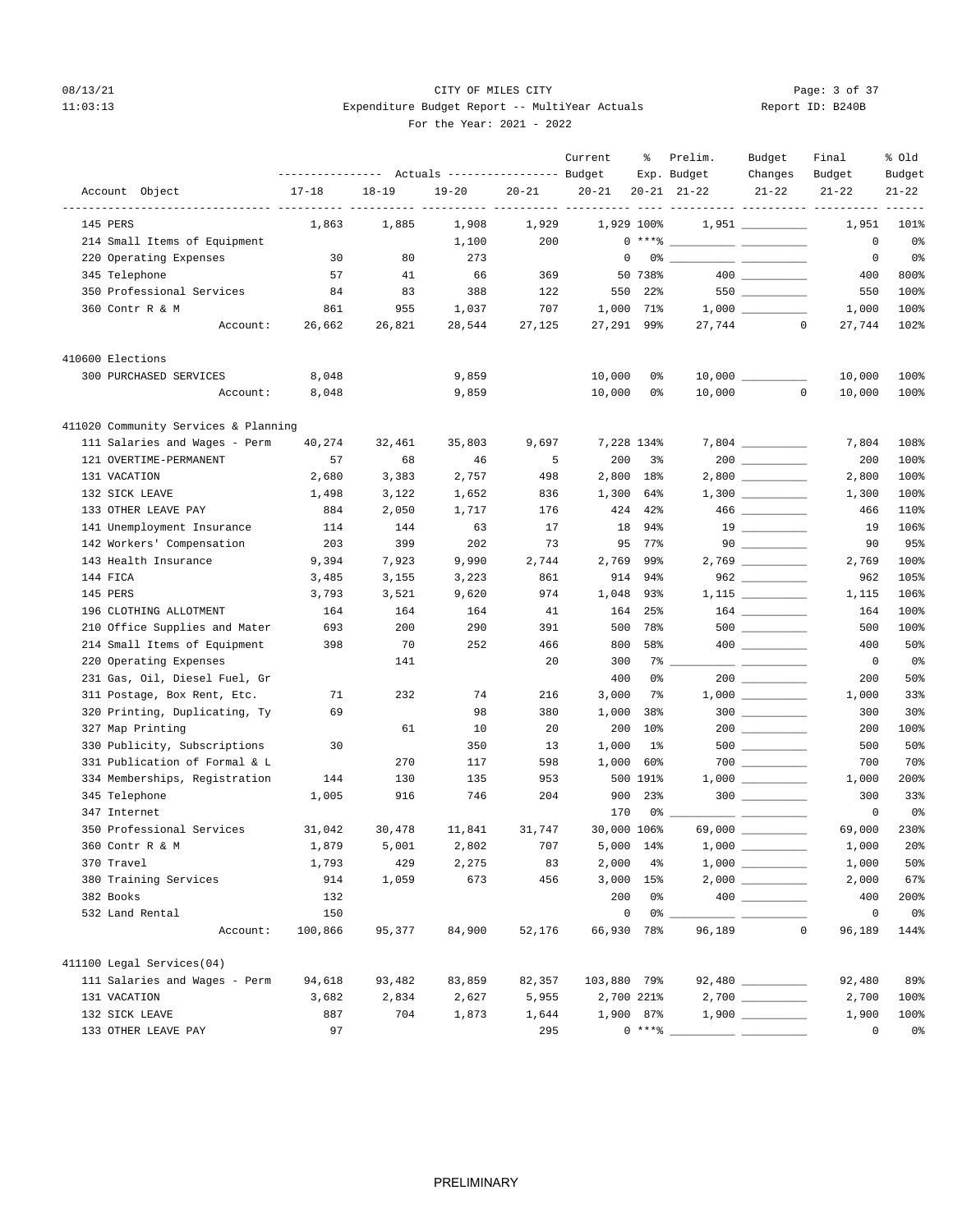CITY OF MILES CITY

Expenditure Budget Report -- MultiYear Actuals

For the Year: 2021 - 2022

| Account Object | Actuals 17-18 | Actuals 18-19 | Actuals 19-20 | Actuals 20-21 | Current Budget 20-21 | % Exp. 20-21 | Prelim. Budget 21-22 | Budget Changes 21-22 | Final Budget 21-22 | % Old Budget 21-22 |
|---|---|---|---|---|---|---|---|---|---|---|
| 145 PERS | 1,863 | 1,885 | 1,908 | 1,929 | 1,929 | 100% | 1,951 | __________ | 1,951 | 101% |
| 214 Small Items of Equipment | | | 1,100 | 200 | 0 | ***% | __________ | __________ | 0 | 0% |
| 220 Operating Expenses | 30 | 80 | 273 | | 0 | 0% | __________ | __________ | 0 | 0% |
| 345 Telephone | 57 | 41 | 66 | 369 | 50 | 738% | 400 | __________ | 400 | 800% |
| 350 Professional Services | 84 | 83 | 388 | 122 | 550 | 22% | 550 | __________ | 550 | 100% |
| 360 Contr R & M | 861 | 955 | 1,037 | 707 | 1,000 | 71% | 1,000 | __________ | 1,000 | 100% |
| Account: | 26,662 | 26,821 | 28,544 | 27,125 | 27,291 | 99% | 27,744 | 0 | 27,744 | 102% |
| **410600 Elections** | | | | | | | | | | |
| 300 PURCHASED SERVICES | 8,048 | | 9,859 | | 10,000 | 0% | 10,000 | __________ | 10,000 | 100% |
| Account: | 8,048 | | 9,859 | | 10,000 | 0% | 10,000 | 0 | 10,000 | 100% |
| **411020 Community Services & Planning** | | | | | | | | | | |
| 111 Salaries and Wages - Perm | 40,274 | 32,461 | 35,803 | 9,697 | 7,228 | 134% | 7,804 | __________ | 7,804 | 108% |
| 121 OVERTIME-PERMANENT | 57 | 68 | 46 | 5 | 200 | 3% | 200 | __________ | 200 | 100% |
| 131 VACATION | 2,680 | 3,383 | 2,757 | 498 | 2,800 | 18% | 2,800 | __________ | 2,800 | 100% |
| 132 SICK LEAVE | 1,498 | 3,122 | 1,652 | 836 | 1,300 | 64% | 1,300 | __________ | 1,300 | 100% |
| 133 OTHER LEAVE PAY | 884 | 2,050 | 1,717 | 176 | 424 | 42% | 466 | __________ | 466 | 110% |
| 141 Unemployment Insurance | 114 | 144 | 63 | 17 | 18 | 94% | 19 | __________ | 19 | 106% |
| 142 Workers' Compensation | 203 | 399 | 202 | 73 | 95 | 77% | 90 | __________ | 90 | 95% |
| 143 Health Insurance | 9,394 | 7,923 | 9,990 | 2,744 | 2,769 | 99% | 2,769 | __________ | 2,769 | 100% |
| 144 FICA | 3,485 | 3,155 | 3,223 | 861 | 914 | 94% | 962 | __________ | 962 | 105% |
| 145 PERS | 3,793 | 3,521 | 9,620 | 974 | 1,048 | 93% | 1,115 | __________ | 1,115 | 106% |
| 196 CLOTHING ALLOTMENT | 164 | 164 | 164 | 41 | 164 | 25% | 164 | __________ | 164 | 100% |
| 210 Office Supplies and Mater | 693 | 200 | 290 | 391 | 500 | 78% | 500 | __________ | 500 | 100% |
| 214 Small Items of Equipment | 398 | 70 | 252 | 466 | 800 | 58% | 400 | __________ | 400 | 50% |
| 220 Operating Expenses | | 141 | | 20 | 300 | 7% | __________ | __________ | 0 | 0% |
| 231 Gas, Oil, Diesel Fuel, Gr | | | | | 400 | 0% | 200 | __________ | 200 | 50% |
| 311 Postage, Box Rent, Etc. | 71 | 232 | 74 | 216 | 3,000 | 7% | 1,000 | __________ | 1,000 | 33% |
| 320 Printing, Duplicating, Ty | 69 | | 98 | 380 | 1,000 | 38% | 300 | __________ | 300 | 30% |
| 327 Map Printing | | 61 | 10 | 20 | 200 | 10% | 200 | __________ | 200 | 100% |
| 330 Publicity, Subscriptions | 30 | | 350 | 13 | 1,000 | 1% | 500 | __________ | 500 | 50% |
| 331 Publication of Formal & L | | 270 | 117 | 598 | 1,000 | 60% | 700 | __________ | 700 | 70% |
| 334 Memberships, Registration | 144 | 130 | 135 | 953 | 500 | 191% | 1,000 | __________ | 1,000 | 200% |
| 345 Telephone | 1,005 | 916 | 746 | 204 | 900 | 23% | 300 | __________ | 300 | 33% |
| 347 Internet | | | | | 170 | 0% | __________ | __________ | 0 | 0% |
| 350 Professional Services | 31,042 | 30,478 | 11,841 | 31,747 | 30,000 | 106% | 69,000 | __________ | 69,000 | 230% |
| 360 Contr R & M | 1,879 | 5,001 | 2,802 | 707 | 5,000 | 14% | 1,000 | __________ | 1,000 | 20% |
| 370 Travel | 1,793 | 429 | 2,275 | 83 | 2,000 | 4% | 1,000 | __________ | 1,000 | 50% |
| 380 Training Services | 914 | 1,059 | 673 | 456 | 3,000 | 15% | 2,000 | __________ | 2,000 | 67% |
| 382 Books | 132 | | | | 200 | 0% | 400 | __________ | 400 | 200% |
| 532 Land Rental | 150 | | | | 0 | 0% | __________ | __________ | 0 | 0% |
| Account: | 100,866 | 95,377 | 84,900 | 52,176 | 66,930 | 78% | 96,189 | 0 | 96,189 | 144% |
| **411100 Legal Services(04)** | | | | | | | | | | |
| 111 Salaries and Wages - Perm | 94,618 | 93,482 | 83,859 | 82,357 | 103,880 | 79% | 92,480 | __________ | 92,480 | 89% |
| 131 VACATION | 3,682 | 2,834 | 2,627 | 5,955 | 2,700 | 221% | 2,700 | __________ | 2,700 | 100% |
| 132 SICK LEAVE | 887 | 704 | 1,873 | 1,644 | 1,900 | 87% | 1,900 | __________ | 1,900 | 100% |
| 133 OTHER LEAVE PAY | 97 | | | 295 | 0 | ***% | __________ | __________ | 0 | 0% |

PRELIMINARY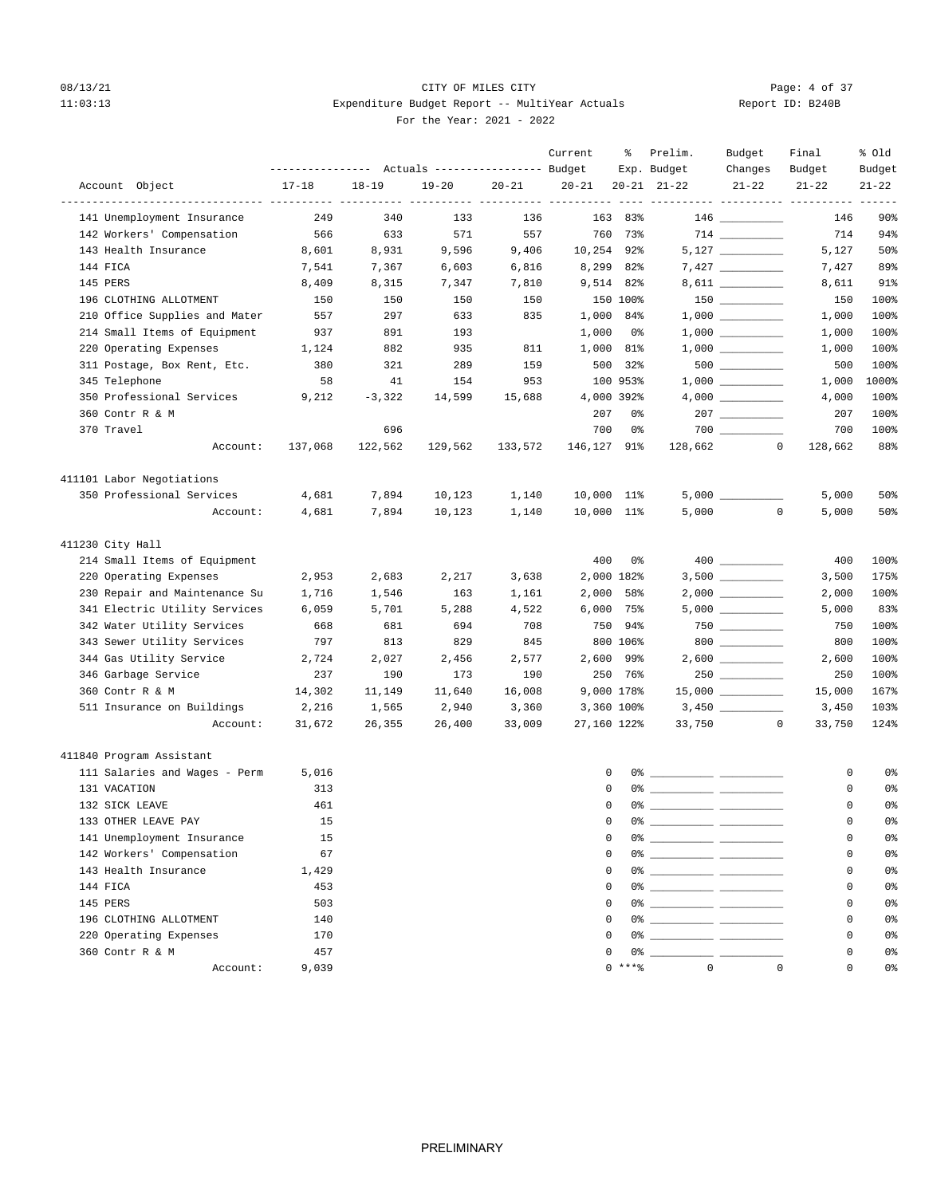CITY OF MILES CITY
Expenditure Budget Report -- MultiYear Actuals
For the Year: 2021 - 2022

| Account Object | Actuals 17-18 | Actuals 18-19 | Actuals 19-20 | Actuals 20-21 | Current Budget 20-21 | % Exp. 20-21 | Prelim. Budget 21-22 | Budget Changes 21-22 | Final Budget 21-22 | % Old Budget 21-22 |
|---|---|---|---|---|---|---|---|---|---|---|
| 141 Unemployment Insurance | 249 | 340 | 133 | 136 | 163 | 83% | 146 | ________ | 146 | 90% |
| 142 Workers' Compensation | 566 | 633 | 571 | 557 | 760 | 73% | 714 | ________ | 714 | 94% |
| 143 Health Insurance | 8,601 | 8,931 | 9,596 | 9,406 | 10,254 | 92% | 5,127 | ________ | 5,127 | 50% |
| 144 FICA | 7,541 | 7,367 | 6,603 | 6,816 | 8,299 | 82% | 7,427 | ________ | 7,427 | 89% |
| 145 PERS | 8,409 | 8,315 | 7,347 | 7,810 | 9,514 | 82% | 8,611 | ________ | 8,611 | 91% |
| 196 CLOTHING ALLOTMENT | 150 | 150 | 150 | 150 | 150 | 100% | 150 | ________ | 150 | 100% |
| 210 Office Supplies and Mater | 557 | 297 | 633 | 835 | 1,000 | 84% | 1,000 | ________ | 1,000 | 100% |
| 214 Small Items of Equipment | 937 | 891 | 193 | | 1,000 | 0% | 1,000 | ________ | 1,000 | 100% |
| 220 Operating Expenses | 1,124 | 882 | 935 | 811 | 1,000 | 81% | 1,000 | ________ | 1,000 | 100% |
| 311 Postage, Box Rent, Etc. | 380 | 321 | 289 | 159 | 500 | 32% | 500 | ________ | 500 | 100% |
| 345 Telephone | 58 | 41 | 154 | 953 | 100 | 953% | 1,000 | ________ | 1,000 | 1000% |
| 350 Professional Services | 9,212 | -3,322 | 14,599 | 15,688 | 4,000 | 392% | 4,000 | ________ | 4,000 | 100% |
| 360 Contr R & M | | | | | 207 | 0% | 207 | ________ | 207 | 100% |
| 370 Travel | | 696 | | | 700 | 0% | 700 | ________ | 700 | 100% |
| Account: | 137,068 | 122,562 | 129,562 | 133,572 | 146,127 | 91% | 128,662 | 0 | 128,662 | 88% |
| **411101 Labor Negotiations** | | | | | | | | | | |
| 350 Professional Services | 4,681 | 7,894 | 10,123 | 1,140 | 10,000 | 11% | 5,000 | ________ | 5,000 | 50% |
| Account: | 4,681 | 7,894 | 10,123 | 1,140 | 10,000 | 11% | 5,000 | 0 | 5,000 | 50% |
| **411230 City Hall** | | | | | | | | | | |
| 214 Small Items of Equipment | | | | | 400 | 0% | 400 | ________ | 400 | 100% |
| 220 Operating Expenses | 2,953 | 2,683 | 2,217 | 3,638 | 2,000 | 182% | 3,500 | ________ | 3,500 | 175% |
| 230 Repair and Maintenance Su | 1,716 | 1,546 | 163 | 1,161 | 2,000 | 58% | 2,000 | ________ | 2,000 | 100% |
| 341 Electric Utility Services | 6,059 | 5,701 | 5,288 | 4,522 | 6,000 | 75% | 5,000 | ________ | 5,000 | 83% |
| 342 Water Utility Services | 668 | 681 | 694 | 708 | 750 | 94% | 750 | ________ | 750 | 100% |
| 343 Sewer Utility Services | 797 | 813 | 829 | 845 | 800 | 106% | 800 | ________ | 800 | 100% |
| 344 Gas Utility Service | 2,724 | 2,027 | 2,456 | 2,577 | 2,600 | 99% | 2,600 | ________ | 2,600 | 100% |
| 346 Garbage Service | 237 | 190 | 173 | 190 | 250 | 76% | 250 | ________ | 250 | 100% |
| 360 Contr R & M | 14,302 | 11,149 | 11,640 | 16,008 | 9,000 | 178% | 15,000 | ________ | 15,000 | 167% |
| 511 Insurance on Buildings | 2,216 | 1,565 | 2,940 | 3,360 | 3,360 | 100% | 3,450 | ________ | 3,450 | 103% |
| Account: | 31,672 | 26,355 | 26,400 | 33,009 | 27,160 | 122% | 33,750 | 0 | 33,750 | 124% |
| **411840 Program Assistant** | | | | | | | | | | |
| 111 Salaries and Wages - Perm | 5,016 | | | | 0 | 0% | ________ | ________ | 0 | 0% |
| 131 VACATION | 313 | | | | 0 | 0% | ________ | ________ | 0 | 0% |
| 132 SICK LEAVE | 461 | | | | 0 | 0% | ________ | ________ | 0 | 0% |
| 133 OTHER LEAVE PAY | 15 | | | | 0 | 0% | ________ | ________ | 0 | 0% |
| 141 Unemployment Insurance | 15 | | | | 0 | 0% | ________ | ________ | 0 | 0% |
| 142 Workers' Compensation | 67 | | | | 0 | 0% | ________ | ________ | 0 | 0% |
| 143 Health Insurance | 1,429 | | | | 0 | 0% | ________ | ________ | 0 | 0% |
| 144 FICA | 453 | | | | 0 | 0% | ________ | ________ | 0 | 0% |
| 145 PERS | 503 | | | | 0 | 0% | ________ | ________ | 0 | 0% |
| 196 CLOTHING ALLOTMENT | 140 | | | | 0 | 0% | ________ | ________ | 0 | 0% |
| 220 Operating Expenses | 170 | | | | 0 | 0% | ________ | ________ | 0 | 0% |
| 360 Contr R & M | 457 | | | | 0 | 0% | ________ | ________ | 0 | 0% |
| Account: | 9,039 | | | | 0 | ***% | 0 | 0 | 0 | 0% |

PRELIMINARY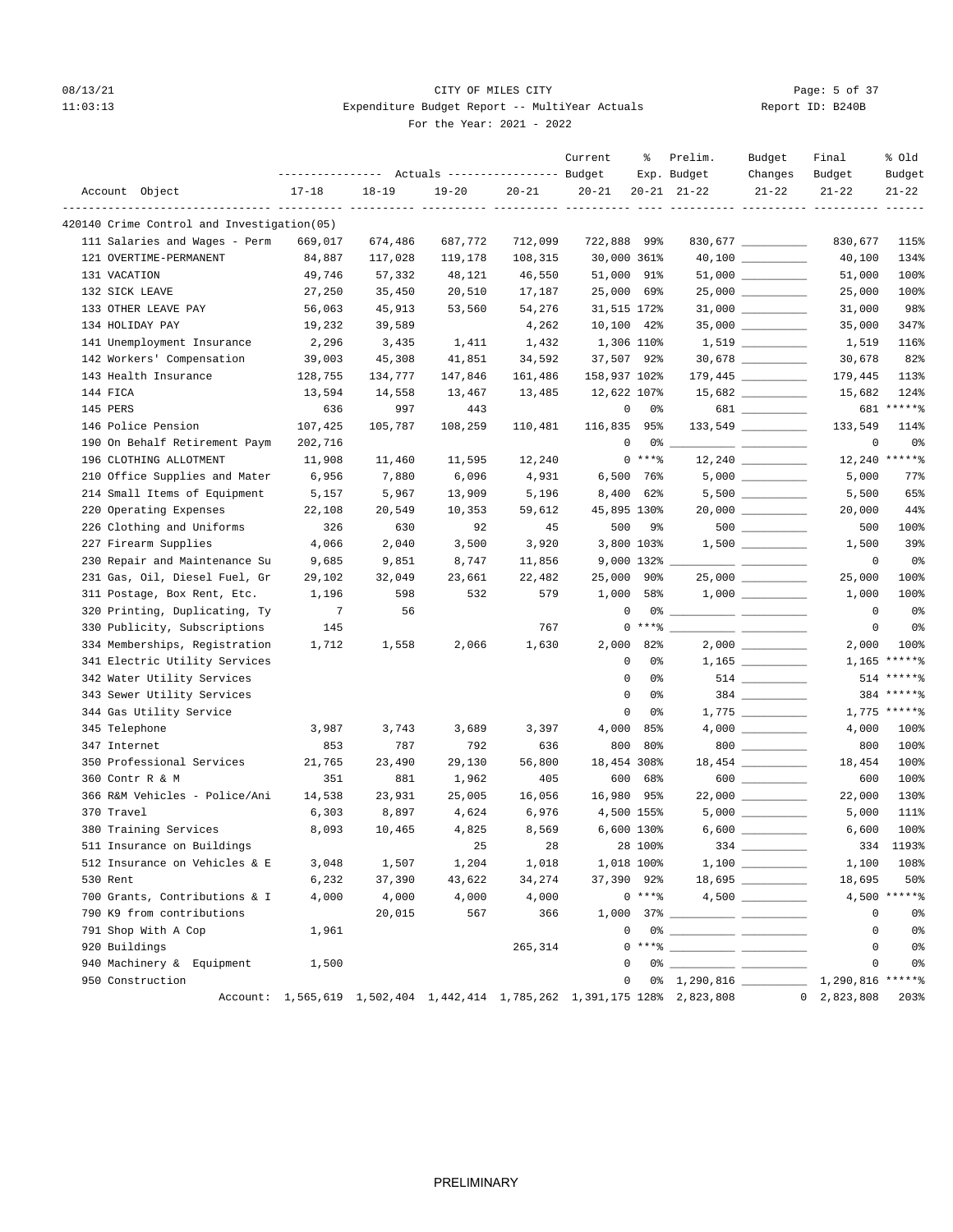08/13/21 CITY OF MILES CITY
11:03:13 Expenditure Budget Report -- MultiYear Actuals Report ID: B240B
For the Year: 2021 - 2022

| Account Object | Actuals 17-18 | Actuals 18-19 | Actuals 19-20 | Actuals 20-21 | Current Budget 20-21 | % Exp. 20-21 | Prelim. Budget 21-22 | Budget Changes 21-22 | Final Budget 21-22 | % Old Budget 21-22 |
|---|---|---|---|---|---|---|---|---|---|---|
| **420140 Crime Control and Investigation(05)** | | | | | | | | | | |
| 111 Salaries and Wages - Perm | 669,017 | 674,486 | 687,772 | 712,099 | 722,888 | 99% | 830,677 | __________ | 830,677 | 115% |
| 121 OVERTIME-PERMANENT | 84,887 | 117,028 | 119,178 | 108,315 | 30,000 | 361% | 40,100 | __________ | 40,100 | 134% |
| 131 VACATION | 49,746 | 57,332 | 48,121 | 46,550 | 51,000 | 91% | 51,000 | __________ | 51,000 | 100% |
| 132 SICK LEAVE | 27,250 | 35,450 | 20,510 | 17,187 | 25,000 | 69% | 25,000 | __________ | 25,000 | 100% |
| 133 OTHER LEAVE PAY | 56,063 | 45,913 | 53,560 | 54,276 | 31,515 | 172% | 31,000 | __________ | 31,000 | 98% |
| 134 HOLIDAY PAY | 19,232 | 39,589 | | 4,262 | 10,100 | 42% | 35,000 | __________ | 35,000 | 347% |
| 141 Unemployment Insurance | 2,296 | 3,435 | 1,411 | 1,432 | 1,306 | 110% | 1,519 | __________ | 1,519 | 116% |
| 142 Workers' Compensation | 39,003 | 45,308 | 41,851 | 34,592 | 37,507 | 92% | 30,678 | __________ | 30,678 | 82% |
| 143 Health Insurance | 128,755 | 134,777 | 147,846 | 161,486 | 158,937 | 102% | 179,445 | __________ | 179,445 | 113% |
| 144 FICA | 13,594 | 14,558 | 13,467 | 13,485 | 12,622 | 107% | 15,682 | __________ | 15,682 | 124% |
| 145 PERS | 636 | 997 | 443 | | 0 | 0% | 681 | __________ | 681 | ***** % |
| 146 Police Pension | 107,425 | 105,787 | 108,259 | 110,481 | 116,835 | 95% | 133,549 | __________ | 133,549 | 114% |
| 190 On Behalf Retirement Paym | 202,716 | | | | 0 | 0% | __________ | __________ | 0 | 0% |
| 196 CLOTHING ALLOTMENT | 11,908 | 11,460 | 11,595 | 12,240 | 0 | *** % | 12,240 | __________ | 12,240 | ***** % |
| 210 Office Supplies and Mater | 6,956 | 7,880 | 6,096 | 4,931 | 6,500 | 76% | 5,000 | __________ | 5,000 | 77% |
| 214 Small Items of Equipment | 5,157 | 5,967 | 13,909 | 5,196 | 8,400 | 62% | 5,500 | __________ | 5,500 | 65% |
| 220 Operating Expenses | 22,108 | 20,549 | 10,353 | 59,612 | 45,895 | 130% | 20,000 | __________ | 20,000 | 44% |
| 226 Clothing and Uniforms | 326 | 630 | 92 | 45 | 500 | 9% | 500 | __________ | 500 | 100% |
| 227 Firearm Supplies | 4,066 | 2,040 | 3,500 | 3,920 | 3,800 | 103% | 1,500 | __________ | 1,500 | 39% |
| 230 Repair and Maintenance Su | 9,685 | 9,851 | 8,747 | 11,856 | 9,000 | 132% | __________ | __________ | 0 | 0% |
| 231 Gas, Oil, Diesel Fuel, Gr | 29,102 | 32,049 | 23,661 | 22,482 | 25,000 | 90% | 25,000 | __________ | 25,000 | 100% |
| 311 Postage, Box Rent, Etc. | 1,196 | 598 | 532 | 579 | 1,000 | 58% | 1,000 | __________ | 1,000 | 100% |
| 320 Printing, Duplicating, Ty | 7 | 56 | | | 0 | 0% | __________ | __________ | 0 | 0% |
| 330 Publicity, Subscriptions | 145 | | | 767 | 0 | *** % | __________ | __________ | 0 | 0% |
| 334 Memberships, Registration | 1,712 | 1,558 | 2,066 | 1,630 | 2,000 | 82% | 2,000 | __________ | 2,000 | 100% |
| 341 Electric Utility Services | | | | | 0 | 0% | 1,165 | __________ | 1,165 | ***** % |
| 342 Water Utility Services | | | | | 0 | 0% | 514 | __________ | 514 | ***** % |
| 343 Sewer Utility Services | | | | | 0 | 0% | 384 | __________ | 384 | ***** % |
| 344 Gas Utility Service | | | | | 0 | 0% | 1,775 | __________ | 1,775 | ***** % |
| 345 Telephone | 3,987 | 3,743 | 3,689 | 3,397 | 4,000 | 85% | 4,000 | __________ | 4,000 | 100% |
| 347 Internet | 853 | 787 | 792 | 636 | 800 | 80% | 800 | __________ | 800 | 100% |
| 350 Professional Services | 21,765 | 23,490 | 29,130 | 56,800 | 18,454 | 308% | 18,454 | __________ | 18,454 | 100% |
| 360 Contr R & M | 351 | 881 | 1,962 | 405 | 600 | 68% | 600 | __________ | 600 | 100% |
| 366 R&M Vehicles - Police/Ani | 14,538 | 23,931 | 25,005 | 16,056 | 16,980 | 95% | 22,000 | __________ | 22,000 | 130% |
| 370 Travel | 6,303 | 8,897 | 4,624 | 6,976 | 4,500 | 155% | 5,000 | __________ | 5,000 | 111% |
| 380 Training Services | 8,093 | 10,465 | 4,825 | 8,569 | 6,600 | 130% | 6,600 | __________ | 6,600 | 100% |
| 511 Insurance on Buildings | | | 25 | 28 | 28 | 100% | 334 | __________ | 334 | 1193% |
| 512 Insurance on Vehicles & E | 3,048 | 1,507 | 1,204 | 1,018 | 1,018 | 100% | 1,100 | __________ | 1,100 | 108% |
| 530 Rent | 6,232 | 37,390 | 43,622 | 34,274 | 37,390 | 92% | 18,695 | __________ | 18,695 | 50% |
| 700 Grants, Contributions & I | 4,000 | 4,000 | 4,000 | 4,000 | 0 | *** % | 4,500 | __________ | 4,500 | ***** % |
| 790 K9 from contributions | | 20,015 | 567 | 366 | 1,000 | 37% | __________ | __________ | 0 | 0% |
| 791 Shop With A Cop | 1,961 | | | | 0 | 0% | __________ | __________ | 0 | 0% |
| 920 Buildings | | | | 265,314 | 0 | *** % | __________ | __________ | 0 | 0% |
| 940 Machinery & Equipment | 1,500 | | | | 0 | 0% | __________ | __________ | 0 | 0% |
| 950 Construction | | | | | 0 | 0% | 1,290,816 | __________ | 1,290,816 | ***** % |
| Account: | 1,565,619 | 1,502,404 | 1,442,414 | 1,785,262 | 1,391,175 | 128% | 2,823,808 | 0 | 2,823,808 | 203% |

PRELIMINARY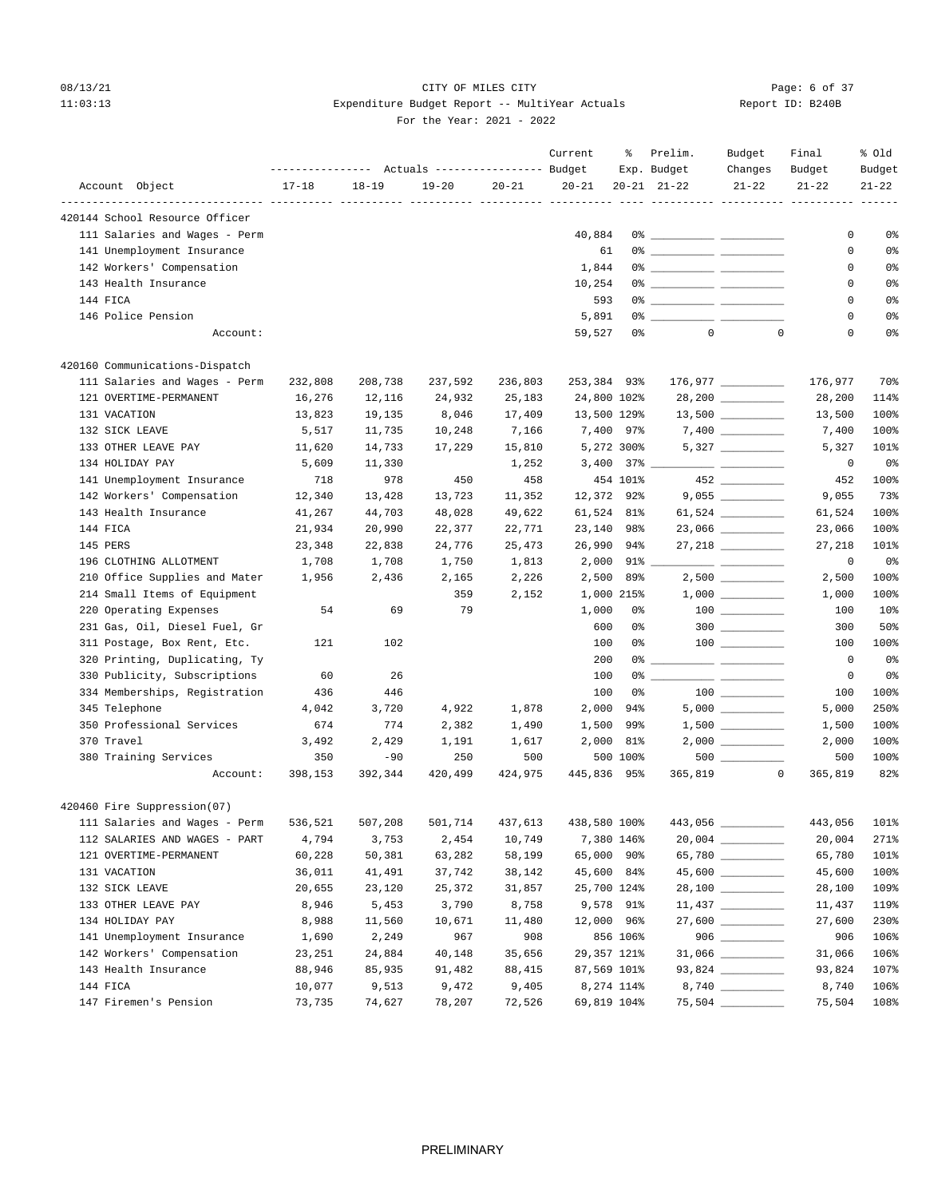CITY OF MILES CITY

Expenditure Budget Report -- MultiYear Actuals

For the Year: 2021 - 2022

08/13/21 11:03:13 Report ID: B240B

| Account Object | 17-18 | 18-19 | 19-20 | 20-21 | Current Budget 20-21 | % Exp. 20-21 | Prelim. Budget 21-22 | Budget Changes 21-22 | Final Budget 21-22 | % Old Budget 21-22 |
|---|---|---|---|---|---|---|---|---|---|---|
| **420144 School Resource Officer** | | | | | | | | | | |
| 111 Salaries and Wages - Perm | | | | | 40,884 | 0% | __________ | __________ | 0 | 0% |
| 141 Unemployment Insurance | | | | | 61 | 0% | __________ | __________ | 0 | 0% |
| 142 Workers' Compensation | | | | | 1,844 | 0% | __________ | __________ | 0 | 0% |
| 143 Health Insurance | | | | | 10,254 | 0% | __________ | __________ | 0 | 0% |
| 144 FICA | | | | | 593 | 0% | __________ | __________ | 0 | 0% |
| 146 Police Pension | | | | | 5,891 | 0% | __________ | __________ | 0 | 0% |
| Account: | | | | | 59,527 | 0% | 0 | 0 | 0 | 0% |
| **420160 Communications-Dispatch** | | | | | | | | | | |
| 111 Salaries and Wages - Perm | 232,808 | 208,738 | 237,592 | 236,803 | 253,384 | 93% | 176,977 | __________ | 176,977 | 70% |
| 121 OVERTIME-PERMANENT | 16,276 | 12,116 | 24,932 | 25,183 | 24,800 | 102% | 28,200 | __________ | 28,200 | 114% |
| 131 VACATION | 13,823 | 19,135 | 8,046 | 17,409 | 13,500 | 129% | 13,500 | __________ | 13,500 | 100% |
| 132 SICK LEAVE | 5,517 | 11,735 | 10,248 | 7,166 | 7,400 | 97% | 7,400 | __________ | 7,400 | 100% |
| 133 OTHER LEAVE PAY | 11,620 | 14,733 | 17,229 | 15,810 | 5,272 | 300% | 5,327 | __________ | 5,327 | 101% |
| 134 HOLIDAY PAY | 5,609 | 11,330 | | 1,252 | 3,400 | 37% | __________ | __________ | 0 | 0% |
| 141 Unemployment Insurance | 718 | 978 | 450 | 458 | 454 | 101% | 452 | __________ | 452 | 100% |
| 142 Workers' Compensation | 12,340 | 13,428 | 13,723 | 11,352 | 12,372 | 92% | 9,055 | __________ | 9,055 | 73% |
| 143 Health Insurance | 41,267 | 44,703 | 48,028 | 49,622 | 61,524 | 81% | 61,524 | __________ | 61,524 | 100% |
| 144 FICA | 21,934 | 20,990 | 22,377 | 22,771 | 23,140 | 98% | 23,066 | __________ | 23,066 | 100% |
| 145 PERS | 23,348 | 22,838 | 24,776 | 25,473 | 26,990 | 94% | 27,218 | __________ | 27,218 | 101% |
| 196 CLOTHING ALLOTMENT | 1,708 | 1,708 | 1,750 | 1,813 | 2,000 | 91% | __________ | __________ | 0 | 0% |
| 210 Office Supplies and Mater | 1,956 | 2,436 | 2,165 | 2,226 | 2,500 | 89% | 2,500 | __________ | 2,500 | 100% |
| 214 Small Items of Equipment | | | 359 | 2,152 | 1,000 | 215% | 1,000 | __________ | 1,000 | 100% |
| 220 Operating Expenses | 54 | 69 | 79 | | 1,000 | 0% | 100 | __________ | 100 | 10% |
| 231 Gas, Oil, Diesel Fuel, Gr | | | | | 600 | 0% | 300 | __________ | 300 | 50% |
| 311 Postage, Box Rent, Etc. | 121 | 102 | | | 100 | 0% | 100 | __________ | 100 | 100% |
| 320 Printing, Duplicating, Ty | | | | | 200 | 0% | __________ | __________ | 0 | 0% |
| 330 Publicity, Subscriptions | 60 | 26 | | | 100 | 0% | __________ | __________ | 0 | 0% |
| 334 Memberships, Registration | 436 | 446 | | | 100 | 0% | 100 | __________ | 100 | 100% |
| 345 Telephone | 4,042 | 3,720 | 4,922 | 1,878 | 2,000 | 94% | 5,000 | __________ | 5,000 | 250% |
| 350 Professional Services | 674 | 774 | 2,382 | 1,490 | 1,500 | 99% | 1,500 | __________ | 1,500 | 100% |
| 370 Travel | 3,492 | 2,429 | 1,191 | 1,617 | 2,000 | 81% | 2,000 | __________ | 2,000 | 100% |
| 380 Training Services | 350 | -90 | 250 | 500 | 500 | 100% | 500 | __________ | 500 | 100% |
| Account: | 398,153 | 392,344 | 420,499 | 424,975 | 445,836 | 95% | 365,819 | 0 | 365,819 | 82% |
| **420460 Fire Suppression(07)** | | | | | | | | | | |
| 111 Salaries and Wages - Perm | 536,521 | 507,208 | 501,714 | 437,613 | 438,580 | 100% | 443,056 | __________ | 443,056 | 101% |
| 112 SALARIES AND WAGES - PART | 4,794 | 3,753 | 2,454 | 10,749 | 7,380 | 146% | 20,004 | __________ | 20,004 | 271% |
| 121 OVERTIME-PERMANENT | 60,228 | 50,381 | 63,282 | 58,199 | 65,000 | 90% | 65,780 | __________ | 65,780 | 101% |
| 131 VACATION | 36,011 | 41,491 | 37,742 | 38,142 | 45,600 | 84% | 45,600 | __________ | 45,600 | 100% |
| 132 SICK LEAVE | 20,655 | 23,120 | 25,372 | 31,857 | 25,700 | 124% | 28,100 | __________ | 28,100 | 109% |
| 133 OTHER LEAVE PAY | 8,946 | 5,453 | 3,790 | 8,758 | 9,578 | 91% | 11,437 | __________ | 11,437 | 119% |
| 134 HOLIDAY PAY | 8,988 | 11,560 | 10,671 | 11,480 | 12,000 | 96% | 27,600 | __________ | 27,600 | 230% |
| 141 Unemployment Insurance | 1,690 | 2,249 | 967 | 908 | 856 | 106% | 906 | __________ | 906 | 106% |
| 142 Workers' Compensation | 23,251 | 24,884 | 40,148 | 35,656 | 29,357 | 121% | 31,066 | __________ | 31,066 | 106% |
| 143 Health Insurance | 88,946 | 85,935 | 91,482 | 88,415 | 87,569 | 101% | 93,824 | __________ | 93,824 | 107% |
| 144 FICA | 10,077 | 9,513 | 9,472 | 9,405 | 8,274 | 114% | 8,740 | __________ | 8,740 | 106% |
| 147 Firemen's Pension | 73,735 | 74,627 | 78,207 | 72,526 | 69,819 | 104% | 75,504 | __________ | 75,504 | 108% |

PRELIMINARY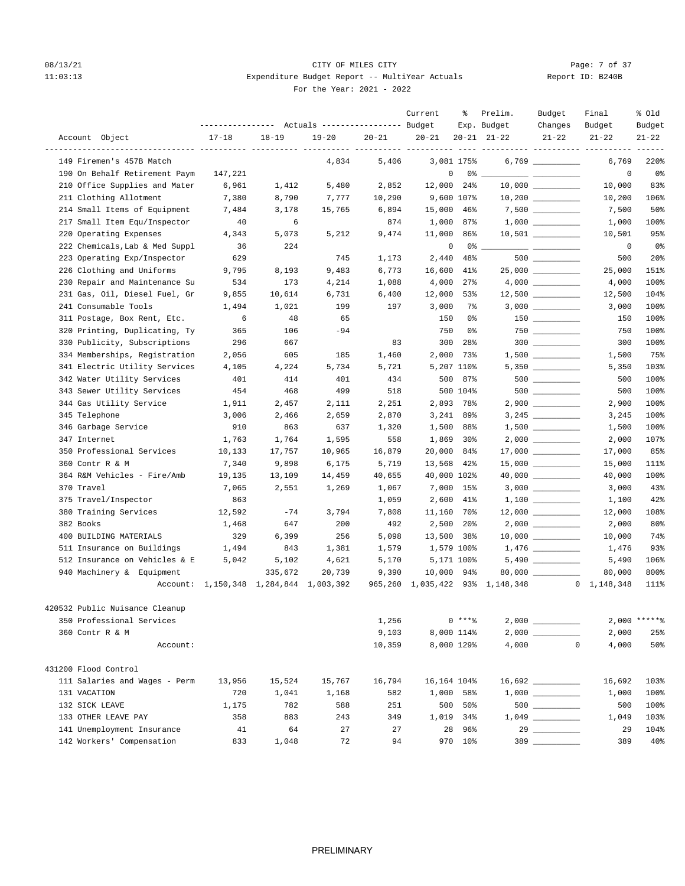CITY OF MILES CITY
Expenditure Budget Report -- MultiYear Actuals
For the Year: 2021 - 2022

| Account Object | Actuals 17-18 | Actuals 18-19 | Actuals 19-20 | Actuals 20-21 | Current Budget 20-21 | % Exp. 20-21 | Prelim. Budget 21-22 | Budget Changes 21-22 | Final Budget 21-22 | % Old Budget 21-22 |
|---|---|---|---|---|---|---|---|---|---|---|
| 149 Firemen's 457B Match | | | 4,834 | 5,406 | 3,081 | 175% | 6,769 | __________ | 6,769 | 220% |
| 190 On Behalf Retirement Paym | 147,221 | | | | 0 | 0% | __________ | __________ | 0 | 0% |
| 210 Office Supplies and Mater | 6,961 | 1,412 | 5,480 | 2,852 | 12,000 | 24% | 10,000 | __________ | 10,000 | 83% |
| 211 Clothing Allotment | 7,380 | 8,790 | 7,777 | 10,290 | 9,600 | 107% | 10,200 | __________ | 10,200 | 106% |
| 214 Small Items of Equipment | 7,484 | 3,178 | 15,765 | 6,894 | 15,000 | 46% | 7,500 | __________ | 7,500 | 50% |
| 217 Small Item Equ/Inspector | 40 | 6 | | 874 | 1,000 | 87% | 1,000 | __________ | 1,000 | 100% |
| 220 Operating Expenses | 4,343 | 5,073 | 5,212 | 9,474 | 11,000 | 86% | 10,501 | __________ | 10,501 | 95% |
| 222 Chemicals,Lab & Med Suppl | 36 | 224 | | | 0 | 0% | __________ | __________ | 0 | 0% |
| 223 Operating Exp/Inspector | 629 | | 745 | 1,173 | 2,440 | 48% | 500 | __________ | 500 | 20% |
| 226 Clothing and Uniforms | 9,795 | 8,193 | 9,483 | 6,773 | 16,600 | 41% | 25,000 | __________ | 25,000 | 151% |
| 230 Repair and Maintenance Su | 534 | 173 | 4,214 | 1,088 | 4,000 | 27% | 4,000 | __________ | 4,000 | 100% |
| 231 Gas, Oil, Diesel Fuel, Gr | 9,855 | 10,614 | 6,731 | 6,400 | 12,000 | 53% | 12,500 | __________ | 12,500 | 104% |
| 241 Consumable Tools | 1,494 | 1,021 | 199 | 197 | 3,000 | 7% | 3,000 | __________ | 3,000 | 100% |
| 311 Postage, Box Rent, Etc. | 6 | 48 | 65 | | 150 | 0% | 150 | __________ | 150 | 100% |
| 320 Printing, Duplicating, Ty | 365 | 106 | -94 | | 750 | 0% | 750 | __________ | 750 | 100% |
| 330 Publicity, Subscriptions | 296 | 667 | | 83 | 300 | 28% | 300 | __________ | 300 | 100% |
| 334 Memberships, Registration | 2,056 | 605 | 185 | 1,460 | 2,000 | 73% | 1,500 | __________ | 1,500 | 75% |
| 341 Electric Utility Services | 4,105 | 4,224 | 5,734 | 5,721 | 5,207 | 110% | 5,350 | __________ | 5,350 | 103% |
| 342 Water Utility Services | 401 | 414 | 401 | 434 | 500 | 87% | 500 | __________ | 500 | 100% |
| 343 Sewer Utility Services | 454 | 468 | 499 | 518 | 500 | 104% | 500 | __________ | 500 | 100% |
| 344 Gas Utility Service | 1,911 | 2,457 | 2,111 | 2,251 | 2,893 | 78% | 2,900 | __________ | 2,900 | 100% |
| 345 Telephone | 3,006 | 2,466 | 2,659 | 2,870 | 3,241 | 89% | 3,245 | __________ | 3,245 | 100% |
| 346 Garbage Service | 910 | 863 | 637 | 1,320 | 1,500 | 88% | 1,500 | __________ | 1,500 | 100% |
| 347 Internet | 1,763 | 1,764 | 1,595 | 558 | 1,869 | 30% | 2,000 | __________ | 2,000 | 107% |
| 350 Professional Services | 10,133 | 17,757 | 10,965 | 16,879 | 20,000 | 84% | 17,000 | __________ | 17,000 | 85% |
| 360 Contr R & M | 7,340 | 9,898 | 6,175 | 5,719 | 13,568 | 42% | 15,000 | __________ | 15,000 | 111% |
| 364 R&M Vehicles - Fire/Amb | 19,135 | 13,109 | 14,459 | 40,655 | 40,000 | 102% | 40,000 | __________ | 40,000 | 100% |
| 370 Travel | 7,065 | 2,551 | 1,269 | 1,067 | 7,000 | 15% | 3,000 | __________ | 3,000 | 43% |
| 375 Travel/Inspector | 863 | | | 1,059 | 2,600 | 41% | 1,100 | __________ | 1,100 | 42% |
| 380 Training Services | 12,592 | -74 | 3,794 | 7,808 | 11,160 | 70% | 12,000 | __________ | 12,000 | 108% |
| 382 Books | 1,468 | 647 | 200 | 492 | 2,500 | 20% | 2,000 | __________ | 2,000 | 80% |
| 400 BUILDING MATERIALS | 329 | 6,399 | 256 | 5,098 | 13,500 | 38% | 10,000 | __________ | 10,000 | 74% |
| 511 Insurance on Buildings | 1,494 | 843 | 1,381 | 1,579 | 1,579 | 100% | 1,476 | __________ | 1,476 | 93% |
| 512 Insurance on Vehicles & E | 5,042 | 5,102 | 4,621 | 5,170 | 5,171 | 100% | 5,490 | __________ | 5,490 | 106% |
| 940 Machinery & Equipment | | 335,672 | 20,739 | 9,390 | 10,000 | 94% | 80,000 | __________ | 80,000 | 800% |
| Account: | 1,150,348 | 1,284,844 | 1,003,392 | 965,260 | 1,035,422 | 93% | 1,148,348 | 0 | 1,148,348 | 111% |
| **420532 Public Nuisance Cleanup** | | | | | | | | | | |
| 350 Professional Services | | | | 1,256 | 0 | ***% | 2,000 | __________ | 2,000 | *****% |
| 360 Contr R & M | | | | 9,103 | 8,000 | 114% | 2,000 | __________ | 2,000 | 25% |
| Account: | | | | 10,359 | 8,000 | 129% | 4,000 | 0 | 4,000 | 50% |
| **431200 Flood Control** | | | | | | | | | | |
| 111 Salaries and Wages - Perm | 13,956 | 15,524 | 15,767 | 16,794 | 16,164 | 104% | 16,692 | __________ | 16,692 | 103% |
| 131 VACATION | 720 | 1,041 | 1,168 | 582 | 1,000 | 58% | 1,000 | __________ | 1,000 | 100% |
| 132 SICK LEAVE | 1,175 | 782 | 588 | 251 | 500 | 50% | 500 | __________ | 500 | 100% |
| 133 OTHER LEAVE PAY | 358 | 883 | 243 | 349 | 1,019 | 34% | 1,049 | __________ | 1,049 | 103% |
| 141 Unemployment Insurance | 41 | 64 | 27 | 27 | 28 | 96% | 29 | __________ | 29 | 104% |
| 142 Workers' Compensation | 833 | 1,048 | 72 | 94 | 970 | 10% | 389 | __________ | 389 | 40% |

PRELIMINARY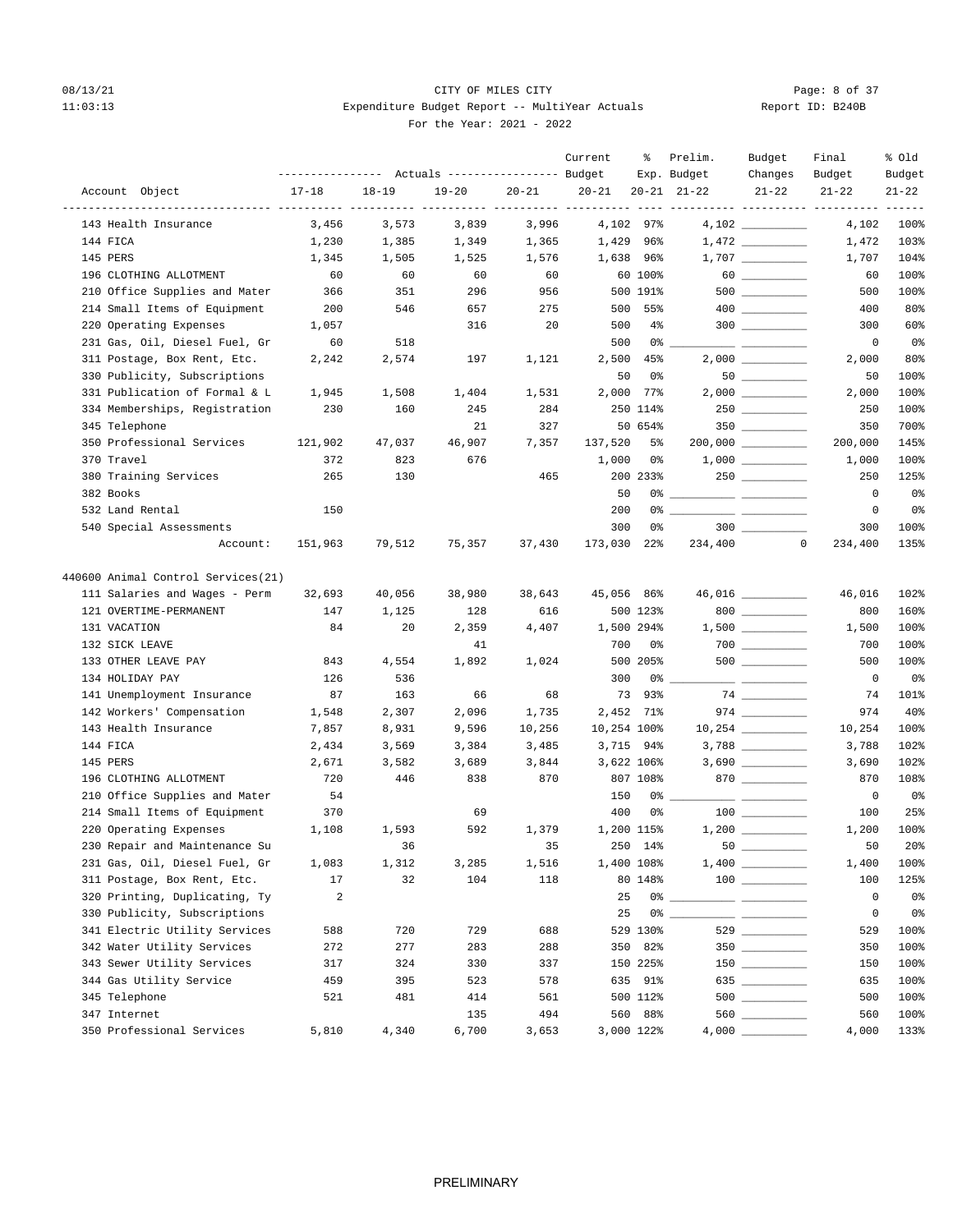# CITY OF MILES CITY

Expenditure Budget Report -- MultiYear Actuals

For the Year: 2021 - 2022

08/13/21 11:03:13 | Report ID: B240B

| Account Object | Actuals 17-18 | Actuals 18-19 | Actuals 19-20 | Actuals 20-21 | Current Budget 20-21 | % Exp. 20-21 | Prelim. Budget 21-22 | Budget Changes 21-22 | Final Budget 21-22 | % Old Budget 21-22 |
|---|---|---|---|---|---|---|---|---|---|---|
| 143 Health Insurance | 3,456 | 3,573 | 3,839 | 3,996 | 4,102 | 97% | 4,102 | | 4,102 | 100% |
| 144 FICA | 1,230 | 1,385 | 1,349 | 1,365 | 1,429 | 96% | 1,472 | | 1,472 | 103% |
| 145 PERS | 1,345 | 1,505 | 1,525 | 1,576 | 1,638 | 96% | 1,707 | | 1,707 | 104% |
| 196 CLOTHING ALLOTMENT | 60 | 60 | 60 | 60 | 60 | 100% | 60 | | 60 | 100% |
| 210 Office Supplies and Mater | 366 | 351 | 296 | 956 | 500 | 191% | 500 | | 500 | 100% |
| 214 Small Items of Equipment | 200 | 546 | 657 | 275 | 500 | 55% | 400 | | 400 | 80% |
| 220 Operating Expenses | 1,057 | | 316 | 20 | 500 | 4% | 300 | | 300 | 60% |
| 231 Gas, Oil, Diesel Fuel, Gr | 60 | 518 | | | 500 | 0% | | | 0 | 0% |
| 311 Postage, Box Rent, Etc. | 2,242 | 2,574 | 197 | 1,121 | 2,500 | 45% | 2,000 | | 2,000 | 80% |
| 330 Publicity, Subscriptions | | | | | 50 | 0% | 50 | | 50 | 100% |
| 331 Publication of Formal & L | 1,945 | 1,508 | 1,404 | 1,531 | 2,000 | 77% | 2,000 | | 2,000 | 100% |
| 334 Memberships, Registration | 230 | 160 | 245 | 284 | 250 | 114% | 250 | | 250 | 100% |
| 345 Telephone | | | 21 | 327 | 50 | 654% | 350 | | 350 | 700% |
| 350 Professional Services | 121,902 | 47,037 | 46,907 | 7,357 | 137,520 | 5% | 200,000 | | 200,000 | 145% |
| 370 Travel | 372 | 823 | 676 | | 1,000 | 0% | 1,000 | | 1,000 | 100% |
| 380 Training Services | 265 | 130 | | 465 | 200 | 233% | 250 | | 250 | 125% |
| 382 Books | | | | | 50 | 0% | | | 0 | 0% |
| 532 Land Rental | 150 | | | | 200 | 0% | | | 0 | 0% |
| 540 Special Assessments | | | | | 300 | 0% | 300 | | 300 | 100% |
| Account: | 151,963 | 79,512 | 75,357 | 37,430 | 173,030 | 22% | 234,400 | 0 | 234,400 | 135% |
| **440600 Animal Control Services(21)** | | | | | | | | | | |
| 111 Salaries and Wages - Perm | 32,693 | 40,056 | 38,980 | 38,643 | 45,056 | 86% | 46,016 | | 46,016 | 102% |
| 121 OVERTIME-PERMANENT | 147 | 1,125 | 128 | 616 | 500 | 123% | 800 | | 800 | 160% |
| 131 VACATION | 84 | 20 | 2,359 | 4,407 | 1,500 | 294% | 1,500 | | 1,500 | 100% |
| 132 SICK LEAVE | | | 41 | | 700 | 0% | 700 | | 700 | 100% |
| 133 OTHER LEAVE PAY | 843 | 4,554 | 1,892 | 1,024 | 500 | 205% | 500 | | 500 | 100% |
| 134 HOLIDAY PAY | 126 | 536 | | | 300 | 0% | | | 0 | 0% |
| 141 Unemployment Insurance | 87 | 163 | 66 | 68 | 73 | 93% | 74 | | 74 | 101% |
| 142 Workers' Compensation | 1,548 | 2,307 | 2,096 | 1,735 | 2,452 | 71% | 974 | | 974 | 40% |
| 143 Health Insurance | 7,857 | 8,931 | 9,596 | 10,256 | 10,254 | 100% | 10,254 | | 10,254 | 100% |
| 144 FICA | 2,434 | 3,569 | 3,384 | 3,485 | 3,715 | 94% | 3,788 | | 3,788 | 102% |
| 145 PERS | 2,671 | 3,582 | 3,689 | 3,844 | 3,622 | 106% | 3,690 | | 3,690 | 102% |
| 196 CLOTHING ALLOTMENT | 720 | 446 | 838 | 870 | 807 | 108% | 870 | | 870 | 108% |
| 210 Office Supplies and Mater | 54 | | | | 150 | 0% | | | 0 | 0% |
| 214 Small Items of Equipment | 370 | | 69 | | 400 | 0% | 100 | | 100 | 25% |
| 220 Operating Expenses | 1,108 | 1,593 | 592 | 1,379 | 1,200 | 115% | 1,200 | | 1,200 | 100% |
| 230 Repair and Maintenance Su | | 36 | | 35 | 250 | 14% | 50 | | 50 | 20% |
| 231 Gas, Oil, Diesel Fuel, Gr | 1,083 | 1,312 | 3,285 | 1,516 | 1,400 | 108% | 1,400 | | 1,400 | 100% |
| 311 Postage, Box Rent, Etc. | 17 | 32 | 104 | 118 | 80 | 148% | 100 | | 100 | 125% |
| 320 Printing, Duplicating, Ty | 2 | | | | 25 | 0% | | | 0 | 0% |
| 330 Publicity, Subscriptions | | | | | 25 | 0% | | | 0 | 0% |
| 341 Electric Utility Services | 588 | 720 | 729 | 688 | 529 | 130% | 529 | | 529 | 100% |
| 342 Water Utility Services | 272 | 277 | 283 | 288 | 350 | 82% | 350 | | 350 | 100% |
| 343 Sewer Utility Services | 317 | 324 | 330 | 337 | 150 | 225% | 150 | | 150 | 100% |
| 344 Gas Utility Service | 459 | 395 | 523 | 578 | 635 | 91% | 635 | | 635 | 100% |
| 345 Telephone | 521 | 481 | 414 | 561 | 500 | 112% | 500 | | 500 | 100% |
| 347 Internet | | | 135 | 494 | 560 | 88% | 560 | | 560 | 100% |
| 350 Professional Services | 5,810 | 4,340 | 6,700 | 3,653 | 3,000 | 122% | 4,000 | | 4,000 | 133% |

PRELIMINARY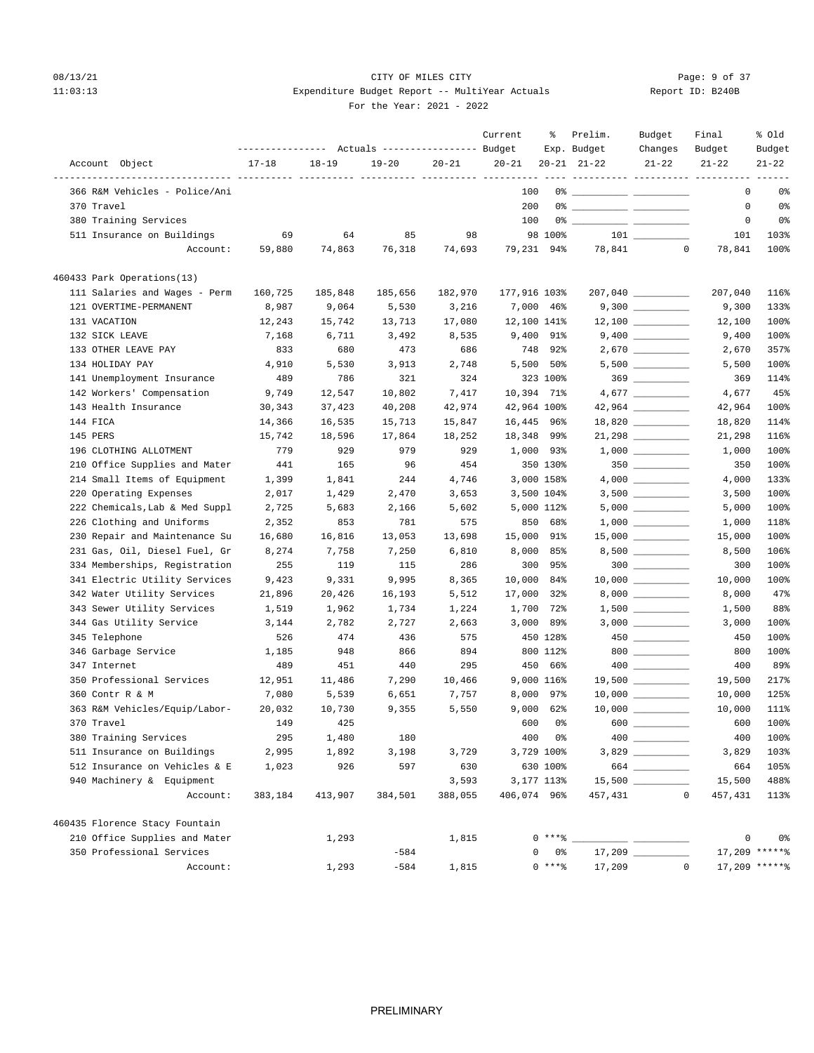08/13/21 CITY OF MILES CITY
11:03:13 Expenditure Budget Report -- MultiYear Actuals Report ID: B240B
For the Year: 2021 - 2022

| Account Object | Actuals 17-18 | Actuals 18-19 | Actuals 19-20 | Actuals 20-21 | Current Budget 20-21 | % Exp. 20-21 | Prelim. Budget 21-22 | Budget Changes 21-22 | Final Budget 21-22 | % Old Budget 21-22 |
|---|---|---|---|---|---|---|---|---|---|---|
| 366 R&M Vehicles - Police/Ani | | | | | 100 | 0% | | | 0 | 0% |
| 370 Travel | | | | | 200 | 0% | | | 0 | 0% |
| 380 Training Services | | | | | 100 | 0% | | | 0 | 0% |
| 511 Insurance on Buildings | 69 | 64 | 85 | 98 | 98 | 100% | 101 | | 101 | 103% |
| Account: | 59,880 | 74,863 | 76,318 | 74,693 | 79,231 | 94% | 78,841 | 0 | 78,841 | 100% |
| **460433 Park Operations(13)** | | | | | | | | | | |
| 111 Salaries and Wages - Perm | 160,725 | 185,848 | 185,656 | 182,970 | 177,916 | 103% | 207,040 | | 207,040 | 116% |
| 121 OVERTIME-PERMANENT | 8,987 | 9,064 | 5,530 | 3,216 | 7,000 | 46% | 9,300 | | 9,300 | 133% |
| 131 VACATION | 12,243 | 15,742 | 13,713 | 17,080 | 12,100 | 141% | 12,100 | | 12,100 | 100% |
| 132 SICK LEAVE | 7,168 | 6,711 | 3,492 | 8,535 | 9,400 | 91% | 9,400 | | 9,400 | 100% |
| 133 OTHER LEAVE PAY | 833 | 680 | 473 | 686 | 748 | 92% | 2,670 | | 2,670 | 357% |
| 134 HOLIDAY PAY | 4,910 | 5,530 | 3,913 | 2,748 | 5,500 | 50% | 5,500 | | 5,500 | 100% |
| 141 Unemployment Insurance | 489 | 786 | 321 | 324 | 323 | 100% | 369 | | 369 | 114% |
| 142 Workers' Compensation | 9,749 | 12,547 | 10,802 | 7,417 | 10,394 | 71% | 4,677 | | 4,677 | 45% |
| 143 Health Insurance | 30,343 | 37,423 | 40,208 | 42,974 | 42,964 | 100% | 42,964 | | 42,964 | 100% |
| 144 FICA | 14,366 | 16,535 | 15,713 | 15,847 | 16,445 | 96% | 18,820 | | 18,820 | 114% |
| 145 PERS | 15,742 | 18,596 | 17,864 | 18,252 | 18,348 | 99% | 21,298 | | 21,298 | 116% |
| 196 CLOTHING ALLOTMENT | 779 | 929 | 979 | 929 | 1,000 | 93% | 1,000 | | 1,000 | 100% |
| 210 Office Supplies and Mater | 441 | 165 | 96 | 454 | 350 | 130% | 350 | | 350 | 100% |
| 214 Small Items of Equipment | 1,399 | 1,841 | 244 | 4,746 | 3,000 | 158% | 4,000 | | 4,000 | 133% |
| 220 Operating Expenses | 2,017 | 1,429 | 2,470 | 3,653 | 3,500 | 104% | 3,500 | | 3,500 | 100% |
| 222 Chemicals,Lab & Med Suppl | 2,725 | 5,683 | 2,166 | 5,602 | 5,000 | 112% | 5,000 | | 5,000 | 100% |
| 226 Clothing and Uniforms | 2,352 | 853 | 781 | 575 | 850 | 68% | 1,000 | | 1,000 | 118% |
| 230 Repair and Maintenance Su | 16,680 | 16,816 | 13,053 | 13,698 | 15,000 | 91% | 15,000 | | 15,000 | 100% |
| 231 Gas, Oil, Diesel Fuel, Gr | 8,274 | 7,758 | 7,250 | 6,810 | 8,000 | 85% | 8,500 | | 8,500 | 106% |
| 334 Memberships, Registration | 255 | 119 | 115 | 286 | 300 | 95% | 300 | | 300 | 100% |
| 341 Electric Utility Services | 9,423 | 9,331 | 9,995 | 8,365 | 10,000 | 84% | 10,000 | | 10,000 | 100% |
| 342 Water Utility Services | 21,896 | 20,426 | 16,193 | 5,512 | 17,000 | 32% | 8,000 | | 8,000 | 47% |
| 343 Sewer Utility Services | 1,519 | 1,962 | 1,734 | 1,224 | 1,700 | 72% | 1,500 | | 1,500 | 88% |
| 344 Gas Utility Service | 3,144 | 2,782 | 2,727 | 2,663 | 3,000 | 89% | 3,000 | | 3,000 | 100% |
| 345 Telephone | 526 | 474 | 436 | 575 | 450 | 128% | 450 | | 450 | 100% |
| 346 Garbage Service | 1,185 | 948 | 866 | 894 | 800 | 112% | 800 | | 800 | 100% |
| 347 Internet | 489 | 451 | 440 | 295 | 450 | 66% | 400 | | 400 | 89% |
| 350 Professional Services | 12,951 | 11,486 | 7,290 | 10,466 | 9,000 | 116% | 19,500 | | 19,500 | 217% |
| 360 Contr R & M | 7,080 | 5,539 | 6,651 | 7,757 | 8,000 | 97% | 10,000 | | 10,000 | 125% |
| 363 R&M Vehicles/Equip/Labor- | 20,032 | 10,730 | 9,355 | 5,550 | 9,000 | 62% | 10,000 | | 10,000 | 111% |
| 370 Travel | 149 | 425 | | | 600 | 0% | 600 | | 600 | 100% |
| 380 Training Services | 295 | 1,480 | 180 | | 400 | 0% | 400 | | 400 | 100% |
| 511 Insurance on Buildings | 2,995 | 1,892 | 3,198 | 3,729 | 3,729 | 100% | 3,829 | | 3,829 | 103% |
| 512 Insurance on Vehicles & E | 1,023 | 926 | 597 | 630 | 630 | 100% | 664 | | 664 | 105% |
| 940 Machinery & Equipment | | | | 3,593 | 3,177 | 113% | 15,500 | | 15,500 | 488% |
| Account: | 383,184 | 413,907 | 384,501 | 388,055 | 406,074 | 96% | 457,431 | 0 | 457,431 | 113% |
| **460435 Florence Stacy Fountain** | | | | | | | | | | |
| 210 Office Supplies and Mater | | 1,293 | | 1,815 | 0 | ***% | | | 0 | 0% |
| 350 Professional Services | | | -584 | | 0 | 0% | 17,209 | | 17,209 | *****% |
| Account: | | 1,293 | -584 | 1,815 | 0 | ***% | 17,209 | 0 | 17,209 | *****% |

PRELIMINARY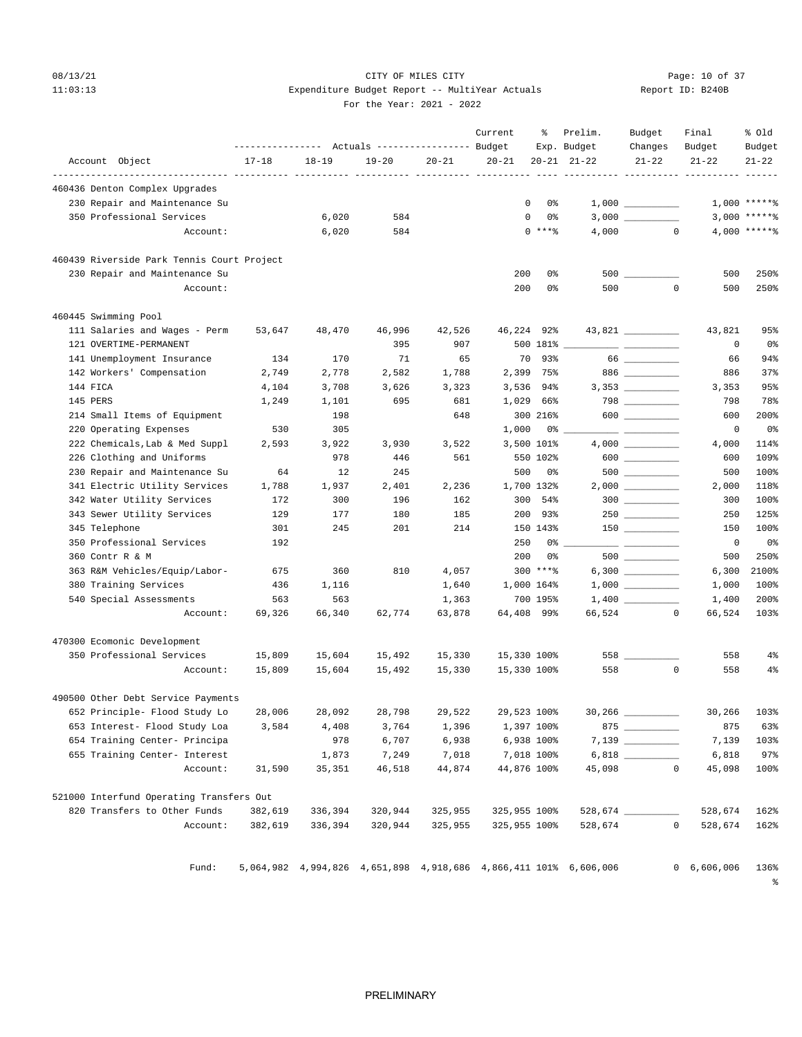CITY OF MILES CITY

Expenditure Budget Report -- MultiYear Actuals

For the Year: 2021 - 2022

08/13/21 11:03:13 — Report ID: B240B

| Account Object | 17-18 | 18-19 | 19-20 | 20-21 | Current Budget 20-21 | % Exp. 20-21 | Prelim. Budget 21-22 | Budget Changes 21-22 | Final Budget 21-22 | % Old Budget 21-22 |
|---|---|---|---|---|---|---|---|---|---|---|
| **460436 Denton Complex Upgrades** | | | | | | | | | | |
| 230 Repair and Maintenance Su | | | | | 0 | 0% | 1,000 | | 1,000 | *****% |
| 350 Professional Services | | 6,020 | 584 | | 0 | 0% | 3,000 | | 3,000 | *****% |
| Account: | | 6,020 | 584 | | 0 | ***% | 4,000 | 0 | 4,000 | *****% |
| **460439 Riverside Park Tennis Court Project** | | | | | | | | | | |
| 230 Repair and Maintenance Su | | | | | 200 | 0% | 500 | | 500 | 250% |
| Account: | | | | | 200 | 0% | 500 | 0 | 500 | 250% |
| **460445 Swimming Pool** | | | | | | | | | | |
| 111 Salaries and Wages - Perm | 53,647 | 48,470 | 46,996 | 42,526 | 46,224 | 92% | 43,821 | | 43,821 | 95% |
| 121 OVERTIME-PERMANENT | | | 395 | 907 | 500 | 181% | | | 0 | 0% |
| 141 Unemployment Insurance | 134 | 170 | 71 | 65 | 70 | 93% | 66 | | 66 | 94% |
| 142 Workers' Compensation | 2,749 | 2,778 | 2,582 | 1,788 | 2,399 | 75% | 886 | | 886 | 37% |
| 144 FICA | 4,104 | 3,708 | 3,626 | 3,323 | 3,536 | 94% | 3,353 | | 3,353 | 95% |
| 145 PERS | 1,249 | 1,101 | 695 | 681 | 1,029 | 66% | 798 | | 798 | 78% |
| 214 Small Items of Equipment | | 198 | | 648 | 300 | 216% | 600 | | 600 | 200% |
| 220 Operating Expenses | 530 | 305 | | | 1,000 | 0% | | | 0 | 0% |
| 222 Chemicals,Lab & Med Suppl | 2,593 | 3,922 | 3,930 | 3,522 | 3,500 | 101% | 4,000 | | 4,000 | 114% |
| 226 Clothing and Uniforms | | 978 | 446 | 561 | 550 | 102% | 600 | | 600 | 109% |
| 230 Repair and Maintenance Su | 64 | 12 | 245 | | 500 | 0% | 500 | | 500 | 100% |
| 341 Electric Utility Services | 1,788 | 1,937 | 2,401 | 2,236 | 1,700 | 132% | 2,000 | | 2,000 | 118% |
| 342 Water Utility Services | 172 | 300 | 196 | 162 | 300 | 54% | 300 | | 300 | 100% |
| 343 Sewer Utility Services | 129 | 177 | 180 | 185 | 200 | 93% | 250 | | 250 | 125% |
| 345 Telephone | 301 | 245 | 201 | 214 | 150 | 143% | 150 | | 150 | 100% |
| 350 Professional Services | 192 | | | | 250 | 0% | | | 0 | 0% |
| 360 Contr R & M | | | | | 200 | 0% | 500 | | 500 | 250% |
| 363 R&M Vehicles/Equip/Labor- | 675 | 360 | 810 | 4,057 | 300 | ***% | 6,300 | | 6,300 | 2100% |
| 380 Training Services | 436 | 1,116 | | 1,640 | 1,000 | 164% | 1,000 | | 1,000 | 100% |
| 540 Special Assessments | 563 | 563 | | 1,363 | 700 | 195% | 1,400 | | 1,400 | 200% |
| Account: | 69,326 | 66,340 | 62,774 | 63,878 | 64,408 | 99% | 66,524 | 0 | 66,524 | 103% |
| **470300 Ecomonic Development** | | | | | | | | | | |
| 350 Professional Services | 15,809 | 15,604 | 15,492 | 15,330 | 15,330 | 100% | 558 | | 558 | 4% |
| Account: | 15,809 | 15,604 | 15,492 | 15,330 | 15,330 | 100% | 558 | 0 | 558 | 4% |
| **490500 Other Debt Service Payments** | | | | | | | | | | |
| 652 Principle- Flood Study Lo | 28,006 | 28,092 | 28,798 | 29,522 | 29,523 | 100% | 30,266 | | 30,266 | 103% |
| 653 Interest- Flood Study Loa | 3,584 | 4,408 | 3,764 | 1,396 | 1,397 | 100% | 875 | | 875 | 63% |
| 654 Training Center- Principa | | 978 | 6,707 | 6,938 | 6,938 | 100% | 7,139 | | 7,139 | 103% |
| 655 Training Center- Interest | | 1,873 | 7,249 | 7,018 | 7,018 | 100% | 6,818 | | 6,818 | 97% |
| Account: | 31,590 | 35,351 | 46,518 | 44,874 | 44,876 | 100% | 45,098 | 0 | 45,098 | 100% |
| **521000 Interfund Operating Transfers Out** | | | | | | | | | | |
| 820 Transfers to Other Funds | 382,619 | 336,394 | 320,944 | 325,955 | 325,955 | 100% | 528,674 | | 528,674 | 162% |
| Account: | 382,619 | 336,394 | 320,944 | 325,955 | 325,955 | 100% | 528,674 | 0 | 528,674 | 162% |
| Fund: | 5,064,982 | 4,994,826 | 4,651,898 | 4,918,686 | 4,866,411 | 101% | 6,606,006 | 0 | 6,606,006 | 136% |

PRELIMINARY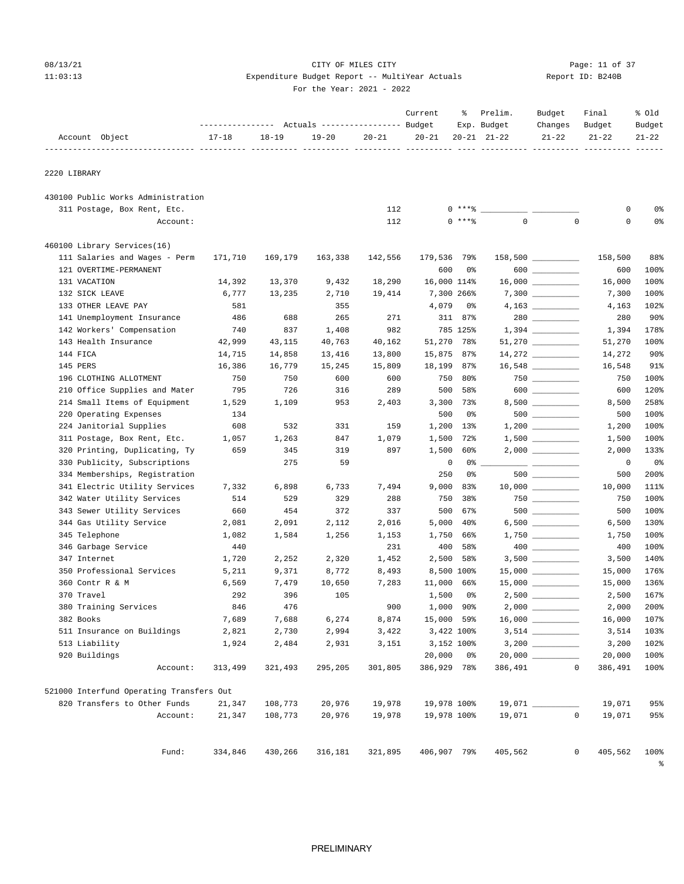CITY OF MILES CITY
Expenditure Budget Report -- MultiYear Actuals
For the Year: 2021 - 2022

08/13/21
11:03:13

Report ID: B240B

| Account Object | Actuals 17-18 | Actuals 18-19 | Actuals 19-20 | Actuals 20-21 | Current Budget 20-21 | % Exp. 20-21 | Prelim. Budget 21-22 | Budget Changes 21-22 | Final Budget 21-22 | % Old Budget 21-22 |
|---|---|---|---|---|---|---|---|---|---|---|
| **2220 LIBRARY** | | | | | | | | | | |
| 430100 Public Works Administration | | | | | | | | | | |
| 311 Postage, Box Rent, Etc. | | | | 112 | 0 | ***% | | | 0 | 0% |
| Account: | | | | 112 | 0 | ***% | 0 | 0 | 0 | 0% |
| 460100 Library Services(16) | | | | | | | | | | |
| 111 Salaries and Wages - Perm | 171,710 | 169,179 | 163,338 | 142,556 | 179,536 | 79% | 158,500 | | 158,500 | 88% |
| 121 OVERTIME-PERMANENT | | | | | 600 | 0% | 600 | | 600 | 100% |
| 131 VACATION | 14,392 | 13,370 | 9,432 | 18,290 | 16,000 | 114% | 16,000 | | 16,000 | 100% |
| 132 SICK LEAVE | 6,777 | 13,235 | 2,710 | 19,414 | 7,300 | 266% | 7,300 | | 7,300 | 100% |
| 133 OTHER LEAVE PAY | 581 | | 355 | | 4,079 | 0% | 4,163 | | 4,163 | 102% |
| 141 Unemployment Insurance | 486 | 688 | 265 | 271 | 311 | 87% | 280 | | 280 | 90% |
| 142 Workers' Compensation | 740 | 837 | 1,408 | 982 | 785 | 125% | 1,394 | | 1,394 | 178% |
| 143 Health Insurance | 42,999 | 43,115 | 40,763 | 40,162 | 51,270 | 78% | 51,270 | | 51,270 | 100% |
| 144 FICA | 14,715 | 14,858 | 13,416 | 13,800 | 15,875 | 87% | 14,272 | | 14,272 | 90% |
| 145 PERS | 16,386 | 16,779 | 15,245 | 15,809 | 18,199 | 87% | 16,548 | | 16,548 | 91% |
| 196 CLOTHING ALLOTMENT | 750 | 750 | 600 | 600 | 750 | 80% | 750 | | 750 | 100% |
| 210 Office Supplies and Mater | 795 | 726 | 316 | 289 | 500 | 58% | 600 | | 600 | 120% |
| 214 Small Items of Equipment | 1,529 | 1,109 | 953 | 2,403 | 3,300 | 73% | 8,500 | | 8,500 | 258% |
| 220 Operating Expenses | 134 | | | | 500 | 0% | 500 | | 500 | 100% |
| 224 Janitorial Supplies | 608 | 532 | 331 | 159 | 1,200 | 13% | 1,200 | | 1,200 | 100% |
| 311 Postage, Box Rent, Etc. | 1,057 | 1,263 | 847 | 1,079 | 1,500 | 72% | 1,500 | | 1,500 | 100% |
| 320 Printing, Duplicating, Ty | 659 | 345 | 319 | 897 | 1,500 | 60% | 2,000 | | 2,000 | 133% |
| 330 Publicity, Subscriptions | | 275 | 59 | | 0 | 0% | | | 0 | 0% |
| 334 Memberships, Registration | | | | | 250 | 0% | 500 | | 500 | 200% |
| 341 Electric Utility Services | 7,332 | 6,898 | 6,733 | 7,494 | 9,000 | 83% | 10,000 | | 10,000 | 111% |
| 342 Water Utility Services | 514 | 529 | 329 | 288 | 750 | 38% | 750 | | 750 | 100% |
| 343 Sewer Utility Services | 660 | 454 | 372 | 337 | 500 | 67% | 500 | | 500 | 100% |
| 344 Gas Utility Service | 2,081 | 2,091 | 2,112 | 2,016 | 5,000 | 40% | 6,500 | | 6,500 | 130% |
| 345 Telephone | 1,082 | 1,584 | 1,256 | 1,153 | 1,750 | 66% | 1,750 | | 1,750 | 100% |
| 346 Garbage Service | 440 | | | 231 | 400 | 58% | 400 | | 400 | 100% |
| 347 Internet | 1,720 | 2,252 | 2,320 | 1,452 | 2,500 | 58% | 3,500 | | 3,500 | 140% |
| 350 Professional Services | 5,211 | 9,371 | 8,772 | 8,493 | 8,500 | 100% | 15,000 | | 15,000 | 176% |
| 360 Contr R & M | 6,569 | 7,479 | 10,650 | 7,283 | 11,000 | 66% | 15,000 | | 15,000 | 136% |
| 370 Travel | 292 | 396 | 105 | | 1,500 | 0% | 2,500 | | 2,500 | 167% |
| 380 Training Services | 846 | 476 | | 900 | 1,000 | 90% | 2,000 | | 2,000 | 200% |
| 382 Books | 7,689 | 7,688 | 6,274 | 8,874 | 15,000 | 59% | 16,000 | | 16,000 | 107% |
| 511 Insurance on Buildings | 2,821 | 2,730 | 2,994 | 3,422 | 3,422 | 100% | 3,514 | | 3,514 | 103% |
| 513 Liability | 1,924 | 2,484 | 2,931 | 3,151 | 3,152 | 100% | 3,200 | | 3,200 | 102% |
| 920 Buildings | | | | | 20,000 | 0% | 20,000 | | 20,000 | 100% |
| Account: | 313,499 | 321,493 | 295,205 | 301,805 | 386,929 | 78% | 386,491 | 0 | 386,491 | 100% |
| 521000 Interfund Operating Transfers Out | | | | | | | | | | |
| 820 Transfers to Other Funds | 21,347 | 108,773 | 20,976 | 19,978 | 19,978 | 100% | 19,071 | | 19,071 | 95% |
| Account: | 21,347 | 108,773 | 20,976 | 19,978 | 19,978 | 100% | 19,071 | 0 | 19,071 | 95% |
| Fund: | 334,846 | 430,266 | 316,181 | 321,895 | 406,907 | 79% | 405,562 | 0 | 405,562 | 100% |

PRELIMINARY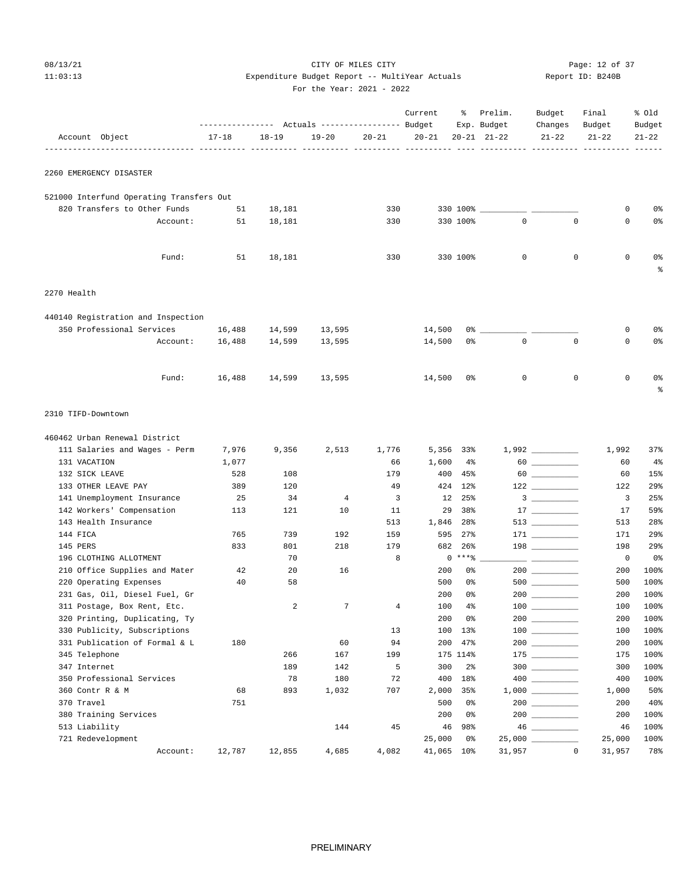CITY OF MILES CITY
Expenditure Budget Report -- MultiYear Actuals
For the Year: 2021 - 2022

08/13/21 11:03:13 Report ID: B240B

| Account Object | 17-18 | 18-19 | 19-20 | 20-21 | Current Budget 20-21 | % Exp. 20-21 | Prelim. Budget 21-22 | Budget Changes 21-22 | Final Budget 21-22 | % Old Budget 21-22 |
|---|---|---|---|---|---|---|---|---|---|---|
| **2260 EMERGENCY DISASTER** | | | | | | | | | | |
| 521000 Interfund Operating Transfers Out | | | | | | | | | | |
| 820 Transfers to Other Funds | 51 | 18,181 | | 330 | 330 | 100% | ________ | ________ | 0 | 0% |
| Account: | 51 | 18,181 | | 330 | 330 | 100% | 0 | 0 | 0 | 0% |
| Fund: | 51 | 18,181 | | 330 | 330 | 100% | 0 | 0 | 0 | 0% |
| **2270 Health** | | | | | | | | | | |
| 440140 Registration and Inspection | | | | | | | | | | |
| 350 Professional Services | 16,488 | 14,599 | 13,595 | | 14,500 | 0% | ________ | ________ | 0 | 0% |
| Account: | 16,488 | 14,599 | 13,595 | | 14,500 | 0% | 0 | 0 | 0 | 0% |
| Fund: | 16,488 | 14,599 | 13,595 | | 14,500 | 0% | 0 | 0 | 0 | 0% |
| **2310 TIFD-Downtown** | | | | | | | | | | |
| 460462 Urban Renewal District | | | | | | | | | | |
| 111 Salaries and Wages - Perm | 7,976 | 9,356 | 2,513 | 1,776 | 5,356 | 33% | 1,992 | ________ | 1,992 | 37% |
| 131 VACATION | 1,077 | | | 66 | 1,600 | 4% | 60 | ________ | 60 | 4% |
| 132 SICK LEAVE | 528 | 108 | | 179 | 400 | 45% | 60 | ________ | 60 | 15% |
| 133 OTHER LEAVE PAY | 389 | 120 | | 49 | 424 | 12% | 122 | ________ | 122 | 29% |
| 141 Unemployment Insurance | 25 | 34 | 4 | 3 | 12 | 25% | 3 | ________ | 3 | 25% |
| 142 Workers' Compensation | 113 | 121 | 10 | 11 | 29 | 38% | 17 | ________ | 17 | 59% |
| 143 Health Insurance | | | | 513 | 1,846 | 28% | 513 | ________ | 513 | 28% |
| 144 FICA | 765 | 739 | 192 | 159 | 595 | 27% | 171 | ________ | 171 | 29% |
| 145 PERS | 833 | 801 | 218 | 179 | 682 | 26% | 198 | ________ | 198 | 29% |
| 196 CLOTHING ALLOTMENT | | 70 | | 8 | 0 | ***% | ________ | ________ | 0 | 0% |
| 210 Office Supplies and Mater | 42 | 20 | 16 | | 200 | 0% | 200 | ________ | 200 | 100% |
| 220 Operating Expenses | 40 | 58 | | | 500 | 0% | 500 | ________ | 500 | 100% |
| 231 Gas, Oil, Diesel Fuel, Gr | | | | | 200 | 0% | 200 | ________ | 200 | 100% |
| 311 Postage, Box Rent, Etc. | | 2 | 7 | 4 | 100 | 4% | 100 | ________ | 100 | 100% |
| 320 Printing, Duplicating, Ty | | | | | 200 | 0% | 200 | ________ | 200 | 100% |
| 330 Publicity, Subscriptions | | | | 13 | 100 | 13% | 100 | ________ | 100 | 100% |
| 331 Publication of Formal & L | 180 | | 60 | 94 | 200 | 47% | 200 | ________ | 200 | 100% |
| 345 Telephone | | 266 | 167 | 199 | 175 | 114% | 175 | ________ | 175 | 100% |
| 347 Internet | | 189 | 142 | 5 | 300 | 2% | 300 | ________ | 300 | 100% |
| 350 Professional Services | | 78 | 180 | 72 | 400 | 18% | 400 | ________ | 400 | 100% |
| 360 Contr R & M | 68 | 893 | 1,032 | 707 | 2,000 | 35% | 1,000 | ________ | 1,000 | 50% |
| 370 Travel | 751 | | | | 500 | 0% | 200 | ________ | 200 | 40% |
| 380 Training Services | | | | | 200 | 0% | 200 | ________ | 200 | 100% |
| 513 Liability | | | 144 | 45 | 46 | 98% | 46 | ________ | 46 | 100% |
| 721 Redevelopment | | | | | 25,000 | 0% | 25,000 | ________ | 25,000 | 100% |
| Account: | 12,787 | 12,855 | 4,685 | 4,082 | 41,065 | 10% | 31,957 | 0 | 31,957 | 78% |

PRELIMINARY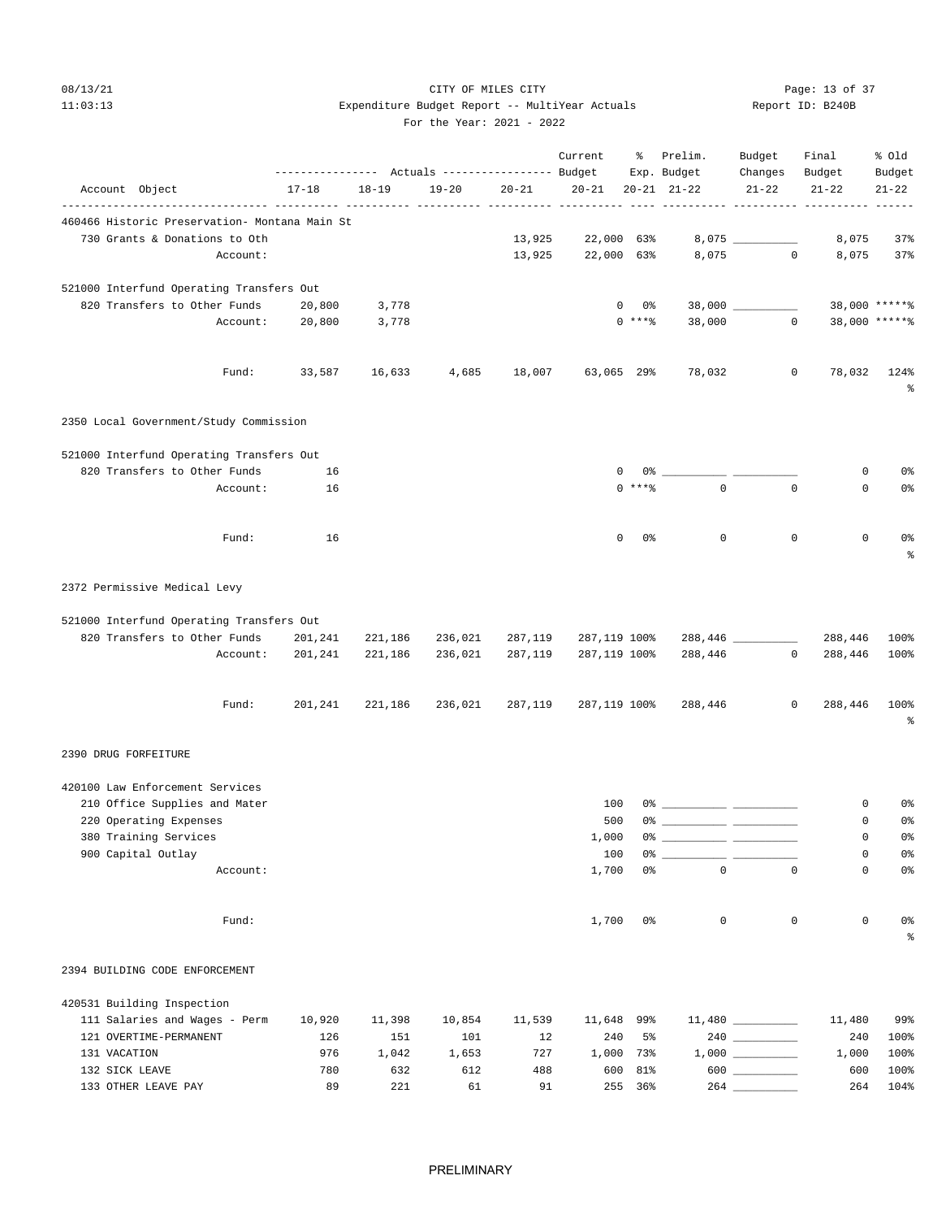CITY OF MILES CITY
Expenditure Budget Report -- MultiYear Actuals
For the Year: 2021 - 2022

08/13/21 11:03:13 — Report ID: B240B

| Account Object | 17-18 Actuals | 18-19 Actuals | 19-20 Actuals | 20-21 Actuals | Current Budget 20-21 | % Exp. 20-21 | Prelim. Budget 21-22 | Budget Changes 21-22 | Final Budget 21-22 | % Old Budget 21-22 |
|---|---|---|---|---|---|---|---|---|---|---|
| **460466 Historic Preservation- Montana Main St** | | | | | | | | | | |
| 730 Grants & Donations to Oth | | | | 13,925 | 22,000 | 63% | 8,075 | | 8,075 | 37% |
| Account: | | | | 13,925 | 22,000 | 63% | 8,075 | 0 | 8,075 | 37% |
| **521000 Interfund Operating Transfers Out** | | | | | | | | | | |
| 820 Transfers to Other Funds | 20,800 | 3,778 | | | 0 | 0% | 38,000 | | 38,000 | *****% |
| Account: | 20,800 | 3,778 | | | 0 | ***% | 38,000 | 0 | 38,000 | *****% |
| Fund: | 33,587 | 16,633 | 4,685 | 18,007 | 63,065 | 29% | 78,032 | 0 | 78,032 | 124% |
| **2350 Local Government/Study Commission** | | | | | | | | | | |
| **521000 Interfund Operating Transfers Out** | | | | | | | | | | |
| 820 Transfers to Other Funds | 16 | | | | 0 | 0% | | | 0 | 0% |
| Account: | 16 | | | | 0 | ***% | 0 | 0 | 0 | 0% |
| Fund: | 16 | | | | 0 | 0% | 0 | 0 | 0 | 0% |
| **2372 Permissive Medical Levy** | | | | | | | | | | |
| **521000 Interfund Operating Transfers Out** | | | | | | | | | | |
| 820 Transfers to Other Funds | 201,241 | 221,186 | 236,021 | 287,119 | 287,119 | 100% | 288,446 | | 288,446 | 100% |
| Account: | 201,241 | 221,186 | 236,021 | 287,119 | 287,119 | 100% | 288,446 | 0 | 288,446 | 100% |
| Fund: | 201,241 | 221,186 | 236,021 | 287,119 | 287,119 | 100% | 288,446 | 0 | 288,446 | 100% |
| **2390 DRUG FORFEITURE** | | | | | | | | | | |
| **420100 Law Enforcement Services** | | | | | | | | | | |
| 210 Office Supplies and Mater | | | | | 100 | 0% | | | 0 | 0% |
| 220 Operating Expenses | | | | | 500 | 0% | | | 0 | 0% |
| 380 Training Services | | | | | 1,000 | 0% | | | 0 | 0% |
| 900 Capital Outlay | | | | | 100 | 0% | | | 0 | 0% |
| Account: | | | | | 1,700 | 0% | 0 | 0 | 0 | 0% |
| Fund: | | | | | 1,700 | 0% | 0 | 0 | 0 | 0% |
| **2394 BUILDING CODE ENFORCEMENT** | | | | | | | | | | |
| **420531 Building Inspection** | | | | | | | | | | |
| 111 Salaries and Wages - Perm | 10,920 | 11,398 | 10,854 | 11,539 | 11,648 | 99% | 11,480 | | 11,480 | 99% |
| 121 OVERTIME-PERMANENT | 126 | 151 | 101 | 12 | 240 | 5% | 240 | | 240 | 100% |
| 131 VACATION | 976 | 1,042 | 1,653 | 727 | 1,000 | 73% | 1,000 | | 1,000 | 100% |
| 132 SICK LEAVE | 780 | 632 | 612 | 488 | 600 | 81% | 600 | | 600 | 100% |
| 133 OTHER LEAVE PAY | 89 | 221 | 61 | 91 | 255 | 36% | 264 | | 264 | 104% |

PRELIMINARY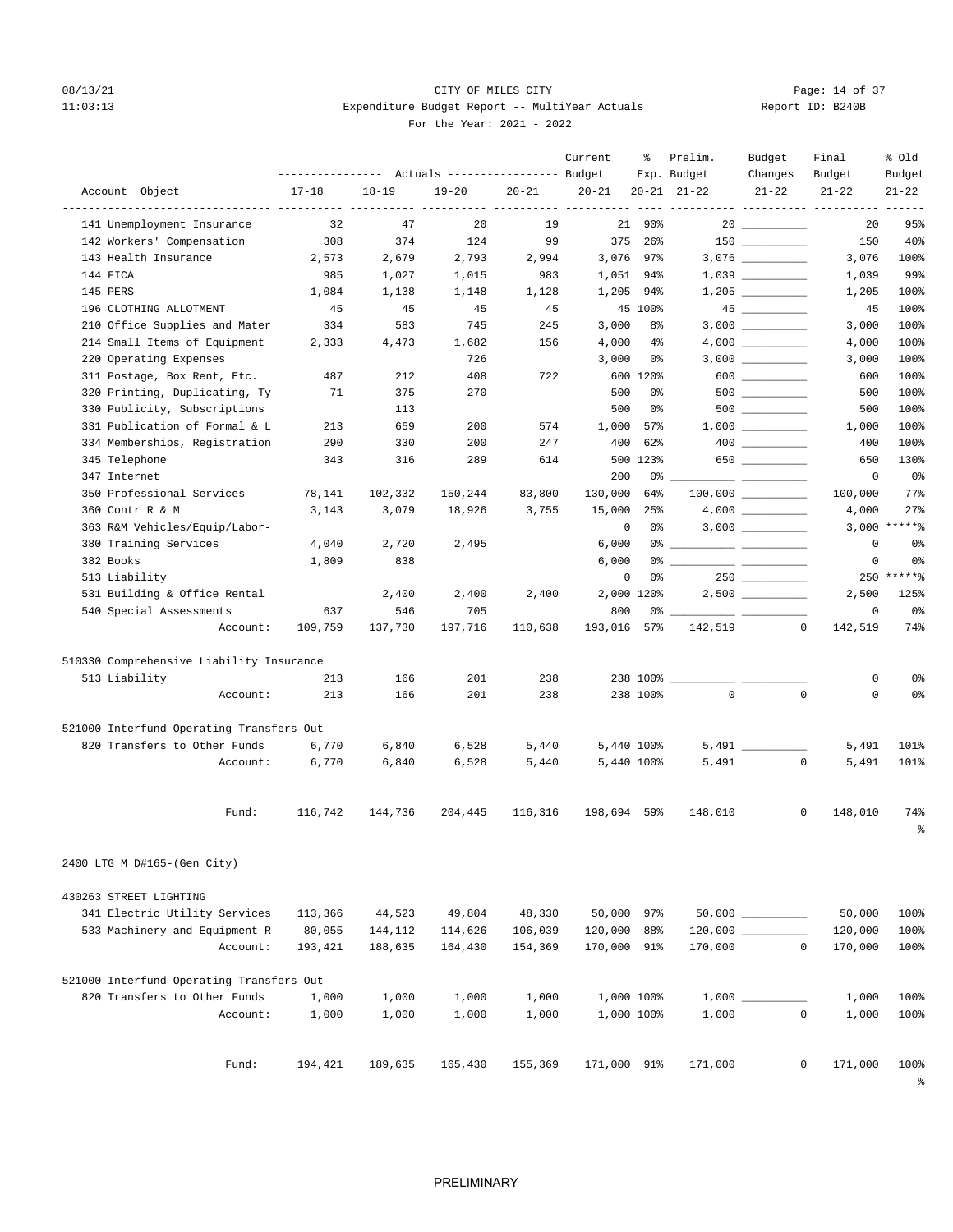CITY OF MILES CITY
Expenditure Budget Report -- MultiYear Actuals
For the Year: 2021 - 2022

| Account Object | Actuals 17-18 | Actuals 18-19 | Actuals 19-20 | Actuals 20-21 | Current Budget 20-21 | % Exp. 20-21 | Prelim. Budget 21-22 | Budget Changes 21-22 | Final Budget 21-22 | % Old Budget 21-22 |
|---|---|---|---|---|---|---|---|---|---|---|
| 141 Unemployment Insurance | 32 | 47 | 20 | 19 | 21 | 90% | 20 | | 20 | 95% |
| 142 Workers' Compensation | 308 | 374 | 124 | 99 | 375 | 26% | 150 | | 150 | 40% |
| 143 Health Insurance | 2,573 | 2,679 | 2,793 | 2,994 | 3,076 | 97% | 3,076 | | 3,076 | 100% |
| 144 FICA | 985 | 1,027 | 1,015 | 983 | 1,051 | 94% | 1,039 | | 1,039 | 99% |
| 145 PERS | 1,084 | 1,138 | 1,148 | 1,128 | 1,205 | 94% | 1,205 | | 1,205 | 100% |
| 196 CLOTHING ALLOTMENT | 45 | 45 | 45 | 45 | 45 | 100% | 45 | | 45 | 100% |
| 210 Office Supplies and Mater | 334 | 583 | 745 | 245 | 3,000 | 8% | 3,000 | | 3,000 | 100% |
| 214 Small Items of Equipment | 2,333 | 4,473 | 1,682 | 156 | 4,000 | 4% | 4,000 | | 4,000 | 100% |
| 220 Operating Expenses | | | 726 | | 3,000 | 0% | 3,000 | | 3,000 | 100% |
| 311 Postage, Box Rent, Etc. | 487 | 212 | 408 | 722 | 600 | 120% | 600 | | 600 | 100% |
| 320 Printing, Duplicating, Ty | 71 | 375 | 270 | | 500 | 0% | 500 | | 500 | 100% |
| 330 Publicity, Subscriptions | | 113 | | | 500 | 0% | 500 | | 500 | 100% |
| 331 Publication of Formal & L | 213 | 659 | 200 | 574 | 1,000 | 57% | 1,000 | | 1,000 | 100% |
| 334 Memberships, Registration | 290 | 330 | 200 | 247 | 400 | 62% | 400 | | 400 | 100% |
| 345 Telephone | 343 | 316 | 289 | 614 | 500 | 123% | 650 | | 650 | 130% |
| 347 Internet | | | | | 200 | 0% | | | 0 | 0% |
| 350 Professional Services | 78,141 | 102,332 | 150,244 | 83,800 | 130,000 | 64% | 100,000 | | 100,000 | 77% |
| 360 Contr R & M | 3,143 | 3,079 | 18,926 | 3,755 | 15,000 | 25% | 4,000 | | 4,000 | 27% |
| 363 R&M Vehicles/Equip/Labor- | | | | | 0 | 0% | 3,000 | | 3,000 | *****% |
| 380 Training Services | 4,040 | 2,720 | 2,495 | | 6,000 | 0% | | | 0 | 0% |
| 382 Books | 1,809 | 838 | | | 6,000 | 0% | | | 0 | 0% |
| 513 Liability | | | | | 0 | 0% | 250 | | 250 | *****% |
| 531 Building & Office Rental | | 2,400 | 2,400 | 2,400 | 2,000 | 120% | 2,500 | | 2,500 | 125% |
| 540 Special Assessments | 637 | 546 | 705 | | 800 | 0% | | | 0 | 0% |
| Account: | 109,759 | 137,730 | 197,716 | 110,638 | 193,016 | 57% | 142,519 | 0 | 142,519 | 74% |
| **510330 Comprehensive Liability Insurance** | | | | | | | | | | |
| 513 Liability | 213 | 166 | 201 | 238 | 238 | 100% | | | 0 | 0% |
| Account: | 213 | 166 | 201 | 238 | 238 | 100% | 0 | 0 | 0 | 0% |
| **521000 Interfund Operating Transfers Out** | | | | | | | | | | |
| 820 Transfers to Other Funds | 6,770 | 6,840 | 6,528 | 5,440 | 5,440 | 100% | 5,491 | | 5,491 | 101% |
| Account: | 6,770 | 6,840 | 6,528 | 5,440 | 5,440 | 100% | 5,491 | 0 | 5,491 | 101% |
| Fund: | 116,742 | 144,736 | 204,445 | 116,316 | 198,694 | 59% | 148,010 | 0 | 148,010 | 74% |

## 2400 LTG M D#165-(Gen City)

| Account Object | Actuals 17-18 | Actuals 18-19 | Actuals 19-20 | Actuals 20-21 | Current Budget 20-21 | % Exp. 20-21 | Prelim. Budget 21-22 | Budget Changes 21-22 | Final Budget 21-22 | % Old Budget 21-22 |
|---|---|---|---|---|---|---|---|---|---|---|
| **430263 STREET LIGHTING** | | | | | | | | | | |
| 341 Electric Utility Services | 113,366 | 44,523 | 49,804 | 48,330 | 50,000 | 97% | 50,000 | | 50,000 | 100% |
| 533 Machinery and Equipment R | 80,055 | 144,112 | 114,626 | 106,039 | 120,000 | 88% | 120,000 | | 120,000 | 100% |
| Account: | 193,421 | 188,635 | 164,430 | 154,369 | 170,000 | 91% | 170,000 | 0 | 170,000 | 100% |
| **521000 Interfund Operating Transfers Out** | | | | | | | | | | |
| 820 Transfers to Other Funds | 1,000 | 1,000 | 1,000 | 1,000 | 1,000 | 100% | 1,000 | | 1,000 | 100% |
| Account: | 1,000 | 1,000 | 1,000 | 1,000 | 1,000 | 100% | 1,000 | 0 | 1,000 | 100% |
| Fund: | 194,421 | 189,635 | 165,430 | 155,369 | 171,000 | 91% | 171,000 | 0 | 171,000 | 100% |

PRELIMINARY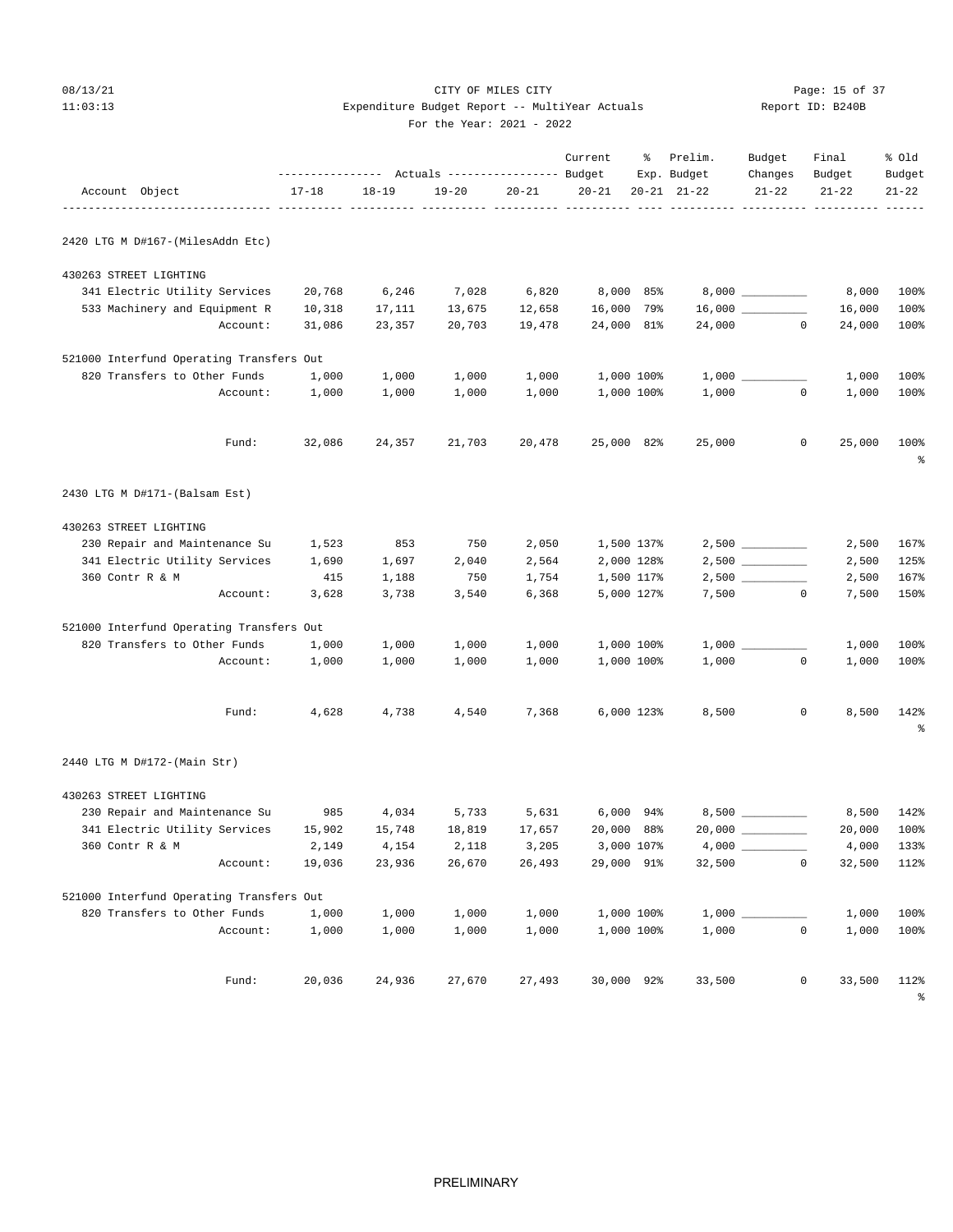CITY OF MILES CITY
Expenditure Budget Report -- MultiYear Actuals
For the Year: 2021 - 2022

| Account Object | 17-18 Actuals | 18-19 Actuals | 19-20 Actuals | 20-21 Actuals | Current Budget 20-21 | % Exp. 20-21 | Prelim. Budget 21-22 | Budget Changes 21-22 | Final Budget 21-22 | % Old Budget 21-22 |
|---|---|---|---|---|---|---|---|---|---|---|
| **2420 LTG M D#167-(MilesAddn Etc)** | | | | | | | | | | |
| **430263 STREET LIGHTING** | | | | | | | | | | |
| 341 Electric Utility Services | 20,768 | 6,246 | 7,028 | 6,820 | 8,000 | 85% | 8,000 | | 8,000 | 100% |
| 533 Machinery and Equipment R | 10,318 | 17,111 | 13,675 | 12,658 | 16,000 | 79% | 16,000 | | 16,000 | 100% |
| Account: | 31,086 | 23,357 | 20,703 | 19,478 | 24,000 | 81% | 24,000 | 0 | 24,000 | 100% |
| **521000 Interfund Operating Transfers Out** | | | | | | | | | | |
| 820 Transfers to Other Funds | 1,000 | 1,000 | 1,000 | 1,000 | 1,000 | 100% | 1,000 | | 1,000 | 100% |
| Account: | 1,000 | 1,000 | 1,000 | 1,000 | 1,000 | 100% | 1,000 | 0 | 1,000 | 100% |
| Fund: | 32,086 | 24,357 | 21,703 | 20,478 | 25,000 | 82% | 25,000 | 0 | 25,000 | 100% |
| **2430 LTG M D#171-(Balsam Est)** | | | | | | | | | | |
| **430263 STREET LIGHTING** | | | | | | | | | | |
| 230 Repair and Maintenance Su | 1,523 | 853 | 750 | 2,050 | 1,500 | 137% | 2,500 | | 2,500 | 167% |
| 341 Electric Utility Services | 1,690 | 1,697 | 2,040 | 2,564 | 2,000 | 128% | 2,500 | | 2,500 | 125% |
| 360 Contr R & M | 415 | 1,188 | 750 | 1,754 | 1,500 | 117% | 2,500 | | 2,500 | 167% |
| Account: | 3,628 | 3,738 | 3,540 | 6,368 | 5,000 | 127% | 7,500 | 0 | 7,500 | 150% |
| **521000 Interfund Operating Transfers Out** | | | | | | | | | | |
| 820 Transfers to Other Funds | 1,000 | 1,000 | 1,000 | 1,000 | 1,000 | 100% | 1,000 | | 1,000 | 100% |
| Account: | 1,000 | 1,000 | 1,000 | 1,000 | 1,000 | 100% | 1,000 | 0 | 1,000 | 100% |
| Fund: | 4,628 | 4,738 | 4,540 | 7,368 | 6,000 | 123% | 8,500 | 0 | 8,500 | 142% |
| **2440 LTG M D#172-(Main Str)** | | | | | | | | | | |
| **430263 STREET LIGHTING** | | | | | | | | | | |
| 230 Repair and Maintenance Su | 985 | 4,034 | 5,733 | 5,631 | 6,000 | 94% | 8,500 | | 8,500 | 142% |
| 341 Electric Utility Services | 15,902 | 15,748 | 18,819 | 17,657 | 20,000 | 88% | 20,000 | | 20,000 | 100% |
| 360 Contr R & M | 2,149 | 4,154 | 2,118 | 3,205 | 3,000 | 107% | 4,000 | | 4,000 | 133% |
| Account: | 19,036 | 23,936 | 26,670 | 26,493 | 29,000 | 91% | 32,500 | 0 | 32,500 | 112% |
| **521000 Interfund Operating Transfers Out** | | | | | | | | | | |
| 820 Transfers to Other Funds | 1,000 | 1,000 | 1,000 | 1,000 | 1,000 | 100% | 1,000 | | 1,000 | 100% |
| Account: | 1,000 | 1,000 | 1,000 | 1,000 | 1,000 | 100% | 1,000 | 0 | 1,000 | 100% |
| Fund: | 20,036 | 24,936 | 27,670 | 27,493 | 30,000 | 92% | 33,500 | 0 | 33,500 | 112% |

PRELIMINARY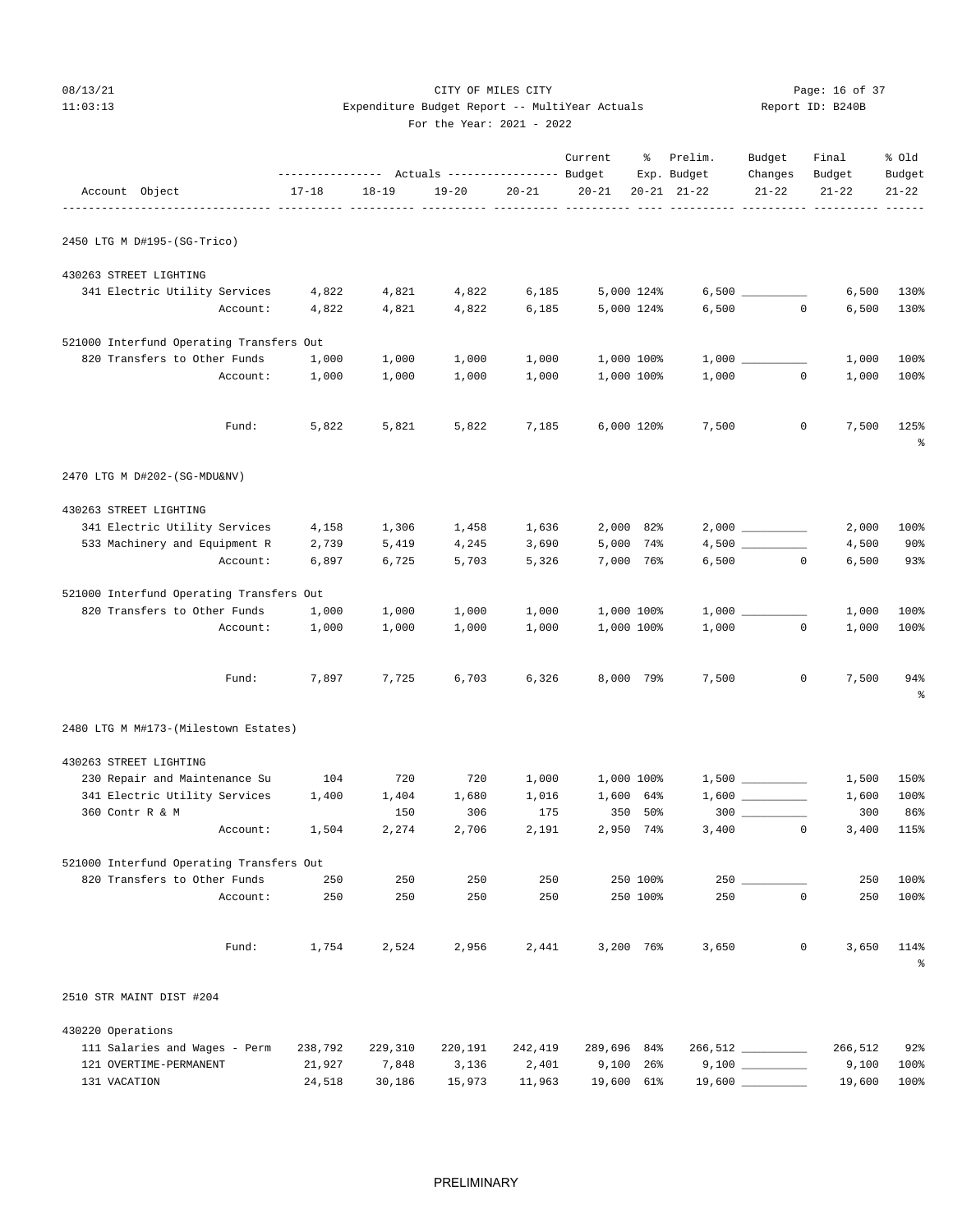CITY OF MILES CITY
Expenditure Budget Report -- MultiYear Actuals
For the Year: 2021 - 2022

08/13/21
11:03:13

Report ID: B240B

| Account Object | Actuals 17-18 | Actuals 18-19 | Actuals 19-20 | Actuals 20-21 | Current Budget 20-21 | % Exp. 20-21 | Prelim. Budget 21-22 | Budget Changes 21-22 | Final Budget 21-22 | % Old Budget 21-22 |
|---|---|---|---|---|---|---|---|---|---|---|
| **2450 LTG M D#195-(SG-Trico)** | | | | | | | | | | |
| 430263 STREET LIGHTING | | | | | | | | | | |
| 341 Electric Utility Services | 4,822 | 4,821 | 4,822 | 6,185 | 5,000 | 124% | 6,500 | __________ | 6,500 | 130% |
| Account: | 4,822 | 4,821 | 4,822 | 6,185 | 5,000 | 124% | 6,500 | 0 | 6,500 | 130% |
| 521000 Interfund Operating Transfers Out | | | | | | | | | | |
| 820 Transfers to Other Funds | 1,000 | 1,000 | 1,000 | 1,000 | 1,000 | 100% | 1,000 | __________ | 1,000 | 100% |
| Account: | 1,000 | 1,000 | 1,000 | 1,000 | 1,000 | 100% | 1,000 | 0 | 1,000 | 100% |
| Fund: | 5,822 | 5,821 | 5,822 | 7,185 | 6,000 | 120% | 7,500 | 0 | 7,500 | 125% |
| **2470 LTG M D#202-(SG-MDU&NV)** | | | | | | | | | | |
| 430263 STREET LIGHTING | | | | | | | | | | |
| 341 Electric Utility Services | 4,158 | 1,306 | 1,458 | 1,636 | 2,000 | 82% | 2,000 | __________ | 2,000 | 100% |
| 533 Machinery and Equipment R | 2,739 | 5,419 | 4,245 | 3,690 | 5,000 | 74% | 4,500 | __________ | 4,500 | 90% |
| Account: | 6,897 | 6,725 | 5,703 | 5,326 | 7,000 | 76% | 6,500 | 0 | 6,500 | 93% |
| 521000 Interfund Operating Transfers Out | | | | | | | | | | |
| 820 Transfers to Other Funds | 1,000 | 1,000 | 1,000 | 1,000 | 1,000 | 100% | 1,000 | __________ | 1,000 | 100% |
| Account: | 1,000 | 1,000 | 1,000 | 1,000 | 1,000 | 100% | 1,000 | 0 | 1,000 | 100% |
| Fund: | 7,897 | 7,725 | 6,703 | 6,326 | 8,000 | 79% | 7,500 | 0 | 7,500 | 94% |
| **2480 LTG M M#173-(Milestown Estates)** | | | | | | | | | | |
| 430263 STREET LIGHTING | | | | | | | | | | |
| 230 Repair and Maintenance Su | 104 | 720 | 720 | 1,000 | 1,000 | 100% | 1,500 | __________ | 1,500 | 150% |
| 341 Electric Utility Services | 1,400 | 1,404 | 1,680 | 1,016 | 1,600 | 64% | 1,600 | __________ | 1,600 | 100% |
| 360 Contr R & M | | 150 | 306 | 175 | 350 | 50% | 300 | __________ | 300 | 86% |
| Account: | 1,504 | 2,274 | 2,706 | 2,191 | 2,950 | 74% | 3,400 | 0 | 3,400 | 115% |
| 521000 Interfund Operating Transfers Out | | | | | | | | | | |
| 820 Transfers to Other Funds | 250 | 250 | 250 | 250 | 250 | 100% | 250 | __________ | 250 | 100% |
| Account: | 250 | 250 | 250 | 250 | 250 | 100% | 250 | 0 | 250 | 100% |
| Fund: | 1,754 | 2,524 | 2,956 | 2,441 | 3,200 | 76% | 3,650 | 0 | 3,650 | 114% |
| **2510 STR MAINT DIST #204** | | | | | | | | | | |
| 430220 Operations | | | | | | | | | | |
| 111 Salaries and Wages - Perm | 238,792 | 229,310 | 220,191 | 242,419 | 289,696 | 84% | 266,512 | __________ | 266,512 | 92% |
| 121 OVERTIME-PERMANENT | 21,927 | 7,848 | 3,136 | 2,401 | 9,100 | 26% | 9,100 | __________ | 9,100 | 100% |
| 131 VACATION | 24,518 | 30,186 | 15,973 | 11,963 | 19,600 | 61% | 19,600 | __________ | 19,600 | 100% |

PRELIMINARY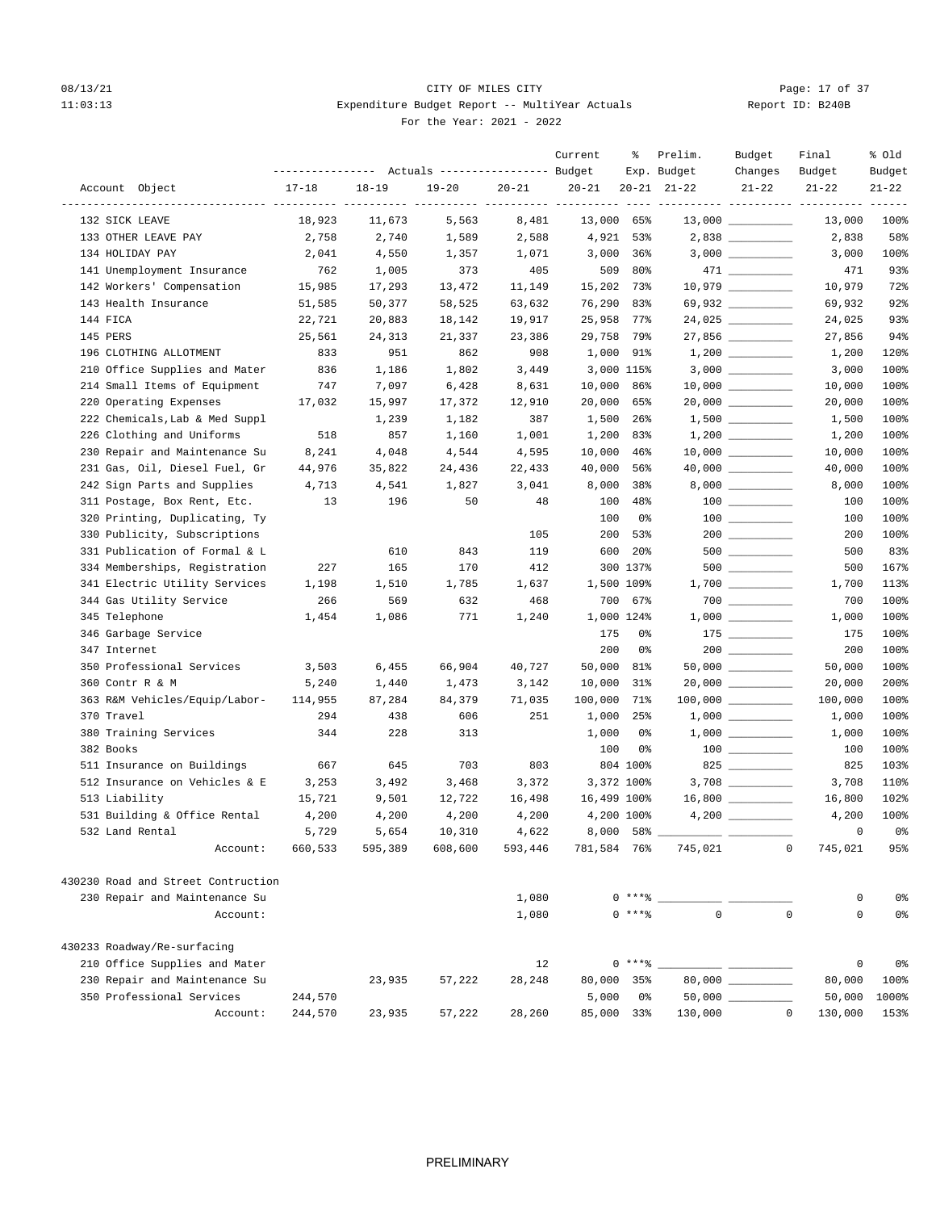CITY OF MILES CITY
Expenditure Budget Report -- MultiYear Actuals
For the Year: 2021 - 2022

08/13/21 11:03:13 — Report ID: B240B

| Account Object | 17-18 | 18-19 | 19-20 | 20-21 | Current Budget 20-21 | % Exp. 20-21 | Prelim. Budget 21-22 | Budget Changes 21-22 | Final Budget 21-22 | % Old Budget 21-22 |
|---|---|---|---|---|---|---|---|---|---|---|
| 132 SICK LEAVE | 18,923 | 11,673 | 5,563 | 8,481 | 13,000 | 65% | 13,000 | | 13,000 | 100% |
| 133 OTHER LEAVE PAY | 2,758 | 2,740 | 1,589 | 2,588 | 4,921 | 53% | 2,838 | | 2,838 | 58% |
| 134 HOLIDAY PAY | 2,041 | 4,550 | 1,357 | 1,071 | 3,000 | 36% | 3,000 | | 3,000 | 100% |
| 141 Unemployment Insurance | 762 | 1,005 | 373 | 405 | 509 | 80% | 471 | | 471 | 93% |
| 142 Workers' Compensation | 15,985 | 17,293 | 13,472 | 11,149 | 15,202 | 73% | 10,979 | | 10,979 | 72% |
| 143 Health Insurance | 51,585 | 50,377 | 58,525 | 63,632 | 76,290 | 83% | 69,932 | | 69,932 | 92% |
| 144 FICA | 22,721 | 20,883 | 18,142 | 19,917 | 25,958 | 77% | 24,025 | | 24,025 | 93% |
| 145 PERS | 25,561 | 24,313 | 21,337 | 23,386 | 29,758 | 79% | 27,856 | | 27,856 | 94% |
| 196 CLOTHING ALLOTMENT | 833 | 951 | 862 | 908 | 1,000 | 91% | 1,200 | | 1,200 | 120% |
| 210 Office Supplies and Mater | 836 | 1,186 | 1,802 | 3,449 | 3,000 | 115% | 3,000 | | 3,000 | 100% |
| 214 Small Items of Equipment | 747 | 7,097 | 6,428 | 8,631 | 10,000 | 86% | 10,000 | | 10,000 | 100% |
| 220 Operating Expenses | 17,032 | 15,997 | 17,372 | 12,910 | 20,000 | 65% | 20,000 | | 20,000 | 100% |
| 222 Chemicals,Lab & Med Suppl | | 1,239 | 1,182 | 387 | 1,500 | 26% | 1,500 | | 1,500 | 100% |
| 226 Clothing and Uniforms | 518 | 857 | 1,160 | 1,001 | 1,200 | 83% | 1,200 | | 1,200 | 100% |
| 230 Repair and Maintenance Su | 8,241 | 4,048 | 4,544 | 4,595 | 10,000 | 46% | 10,000 | | 10,000 | 100% |
| 231 Gas, Oil, Diesel Fuel, Gr | 44,976 | 35,822 | 24,436 | 22,433 | 40,000 | 56% | 40,000 | | 40,000 | 100% |
| 242 Sign Parts and Supplies | 4,713 | 4,541 | 1,827 | 3,041 | 8,000 | 38% | 8,000 | | 8,000 | 100% |
| 311 Postage, Box Rent, Etc. | 13 | 196 | 50 | 48 | 100 | 48% | 100 | | 100 | 100% |
| 320 Printing, Duplicating, Ty | | | | | 100 | 0% | 100 | | 100 | 100% |
| 330 Publicity, Subscriptions | | | | 105 | 200 | 53% | 200 | | 200 | 100% |
| 331 Publication of Formal & L | | 610 | 843 | 119 | 600 | 20% | 500 | | 500 | 83% |
| 334 Memberships, Registration | 227 | 165 | 170 | 412 | 300 | 137% | 500 | | 500 | 167% |
| 341 Electric Utility Services | 1,198 | 1,510 | 1,785 | 1,637 | 1,500 | 109% | 1,700 | | 1,700 | 113% |
| 344 Gas Utility Service | 266 | 569 | 632 | 468 | 700 | 67% | 700 | | 700 | 100% |
| 345 Telephone | 1,454 | 1,086 | 771 | 1,240 | 1,000 | 124% | 1,000 | | 1,000 | 100% |
| 346 Garbage Service | | | | | 175 | 0% | 175 | | 175 | 100% |
| 347 Internet | | | | | 200 | 0% | 200 | | 200 | 100% |
| 350 Professional Services | 3,503 | 6,455 | 66,904 | 40,727 | 50,000 | 81% | 50,000 | | 50,000 | 100% |
| 360 Contr R & M | 5,240 | 1,440 | 1,473 | 3,142 | 10,000 | 31% | 20,000 | | 20,000 | 200% |
| 363 R&M Vehicles/Equip/Labor- | 114,955 | 87,284 | 84,379 | 71,035 | 100,000 | 71% | 100,000 | | 100,000 | 100% |
| 370 Travel | 294 | 438 | 606 | 251 | 1,000 | 25% | 1,000 | | 1,000 | 100% |
| 380 Training Services | 344 | 228 | 313 | | 1,000 | 0% | 1,000 | | 1,000 | 100% |
| 382 Books | | | | | 100 | 0% | 100 | | 100 | 100% |
| 511 Insurance on Buildings | 667 | 645 | 703 | 803 | 804 | 100% | 825 | | 825 | 103% |
| 512 Insurance on Vehicles & E | 3,253 | 3,492 | 3,468 | 3,372 | 3,372 | 100% | 3,708 | | 3,708 | 110% |
| 513 Liability | 15,721 | 9,501 | 12,722 | 16,498 | 16,499 | 100% | 16,800 | | 16,800 | 102% |
| 531 Building & Office Rental | 4,200 | 4,200 | 4,200 | 4,200 | 4,200 | 100% | 4,200 | | 4,200 | 100% |
| 532 Land Rental | 5,729 | 5,654 | 10,310 | 4,622 | 8,000 | 58% | | | 0 | 0% |
| Account: | 660,533 | 595,389 | 608,600 | 593,446 | 781,584 | 76% | 745,021 | 0 | 745,021 | 95% |
| **430230 Road and Street Contruction** | | | | | | | | | | |
| 230 Repair and Maintenance Su | | | | 1,080 | 0 | ***% | | | 0 | 0% |
| Account: | | | | 1,080 | 0 | ***% | 0 | 0 | 0 | 0% |
| **430233 Roadway/Re-surfacing** | | | | | | | | | | |
| 210 Office Supplies and Mater | | | | 12 | 0 | ***% | | | 0 | 0% |
| 230 Repair and Maintenance Su | | 23,935 | 57,222 | 28,248 | 80,000 | 35% | 80,000 | | 80,000 | 100% |
| 350 Professional Services | 244,570 | | | | 5,000 | 0% | 50,000 | | 50,000 | 1000% |
| Account: | 244,570 | 23,935 | 57,222 | 28,260 | 85,000 | 33% | 130,000 | 0 | 130,000 | 153% |

PRELIMINARY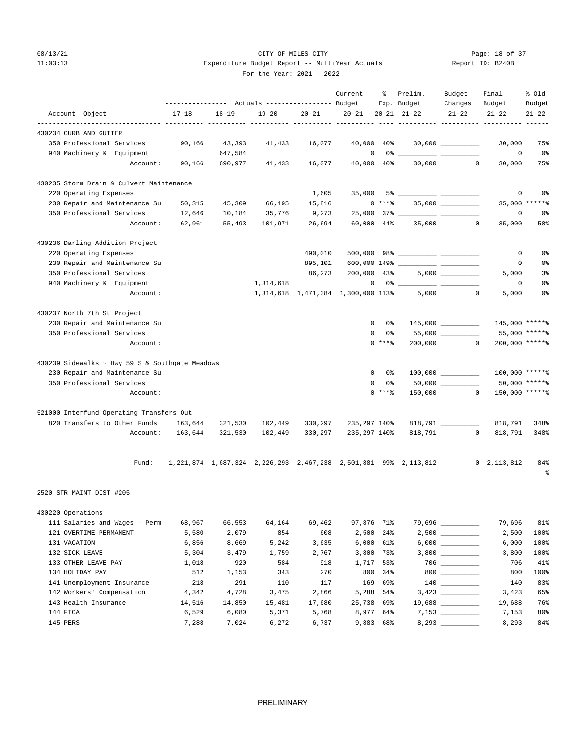CITY OF MILES CITY
Expenditure Budget Report -- MultiYear Actuals
For the Year: 2021 - 2022

08/13/21 11:03:13 — Report ID: B240B

| Account Object | 17-18 Actuals | 18-19 Actuals | 19-20 Actuals | 20-21 Actuals | Current Budget 20-21 | % Exp. 20-21 | Prelim. Budget 21-22 | Budget Changes 21-22 | Final Budget 21-22 | % Old Budget 21-22 |
|---|---|---|---|---|---|---|---|---|---|---|
| **430234 CURB AND GUTTER** | | | | | | | | | | |
| 350 Professional Services | 90,166 | 43,393 | 41,433 | 16,077 | 40,000 | 40% | 30,000 | | 30,000 | 75% |
| 940 Machinery & Equipment | | 647,584 | | | 0 | 0% | | | 0 | 0% |
| Account: | 90,166 | 690,977 | 41,433 | 16,077 | 40,000 | 40% | 30,000 | 0 | 30,000 | 75% |
| **430235 Storm Drain & Culvert Maintenance** | | | | | | | | | | |
| 220 Operating Expenses | | | | 1,605 | 35,000 | 5% | | | 0 | 0% |
| 230 Repair and Maintenance Su | 50,315 | 45,309 | 66,195 | 15,816 | 0 | ***% | 35,000 | | 35,000 | *****% |
| 350 Professional Services | 12,646 | 10,184 | 35,776 | 9,273 | 25,000 | 37% | | | 0 | 0% |
| Account: | 62,961 | 55,493 | 101,971 | 26,694 | 60,000 | 44% | 35,000 | 0 | 35,000 | 58% |
| **430236 Darling Addition Project** | | | | | | | | | | |
| 220 Operating Expenses | | | | 490,010 | 500,000 | 98% | | | 0 | 0% |
| 230 Repair and Maintenance Su | | | | 895,101 | 600,000 | 149% | | | 0 | 0% |
| 350 Professional Services | | | | 86,273 | 200,000 | 43% | 5,000 | | 5,000 | 3% |
| 940 Machinery & Equipment | | | 1,314,618 | | 0 | 0% | | | 0 | 0% |
| Account: | | | 1,314,618 | 1,471,384 | 1,300,000 | 113% | 5,000 | 0 | 5,000 | 0% |
| **430237 North 7th St Project** | | | | | | | | | | |
| 230 Repair and Maintenance Su | | | | | 0 | 0% | 145,000 | | 145,000 | *****% |
| 350 Professional Services | | | | | 0 | 0% | 55,000 | | 55,000 | *****% |
| Account: | | | | | 0 | ***% | 200,000 | 0 | 200,000 | *****% |
| **430239 Sidewalks ~ Hwy 59 S & Southgate Meadows** | | | | | | | | | | |
| 230 Repair and Maintenance Su | | | | | 0 | 0% | 100,000 | | 100,000 | *****% |
| 350 Professional Services | | | | | 0 | 0% | 50,000 | | 50,000 | *****% |
| Account: | | | | | 0 | ***% | 150,000 | 0 | 150,000 | *****% |
| **521000 Interfund Operating Transfers Out** | | | | | | | | | | |
| 820 Transfers to Other Funds | 163,644 | 321,530 | 102,449 | 330,297 | 235,297 | 140% | 818,791 | | 818,791 | 348% |
| Account: | 163,644 | 321,530 | 102,449 | 330,297 | 235,297 | 140% | 818,791 | 0 | 818,791 | 348% |
| Fund: | 1,221,874 | 1,687,324 | 2,226,293 | 2,467,238 | 2,501,881 | 99% | 2,113,812 | 0 | 2,113,812 | 84% |

**2520 STR MAINT DIST #205**

| Account Object | 17-18 Actuals | 18-19 Actuals | 19-20 Actuals | 20-21 Actuals | Current Budget 20-21 | % Exp. 20-21 | Prelim. Budget 21-22 | Budget Changes 21-22 | Final Budget 21-22 | % Old Budget 21-22 |
|---|---|---|---|---|---|---|---|---|---|---|
| **430220 Operations** | | | | | | | | | | |
| 111 Salaries and Wages - Perm | 68,967 | 66,553 | 64,164 | 69,462 | 97,876 | 71% | 79,696 | | 79,696 | 81% |
| 121 OVERTIME-PERMANENT | 5,580 | 2,079 | 854 | 608 | 2,500 | 24% | 2,500 | | 2,500 | 100% |
| 131 VACATION | 6,856 | 8,669 | 5,242 | 3,635 | 6,000 | 61% | 6,000 | | 6,000 | 100% |
| 132 SICK LEAVE | 5,304 | 3,479 | 1,759 | 2,767 | 3,800 | 73% | 3,800 | | 3,800 | 100% |
| 133 OTHER LEAVE PAY | 1,018 | 920 | 584 | 918 | 1,717 | 53% | 706 | | 706 | 41% |
| 134 HOLIDAY PAY | 512 | 1,153 | 343 | 270 | 800 | 34% | 800 | | 800 | 100% |
| 141 Unemployment Insurance | 218 | 291 | 110 | 117 | 169 | 69% | 140 | | 140 | 83% |
| 142 Workers' Compensation | 4,342 | 4,728 | 3,475 | 2,866 | 5,288 | 54% | 3,423 | | 3,423 | 65% |
| 143 Health Insurance | 14,516 | 14,850 | 15,481 | 17,680 | 25,738 | 69% | 19,688 | | 19,688 | 76% |
| 144 FICA | 6,529 | 6,080 | 5,371 | 5,768 | 8,977 | 64% | 7,153 | | 7,153 | 80% |
| 145 PERS | 7,288 | 7,024 | 6,272 | 6,737 | 9,883 | 68% | 8,293 | | 8,293 | 84% |

PRELIMINARY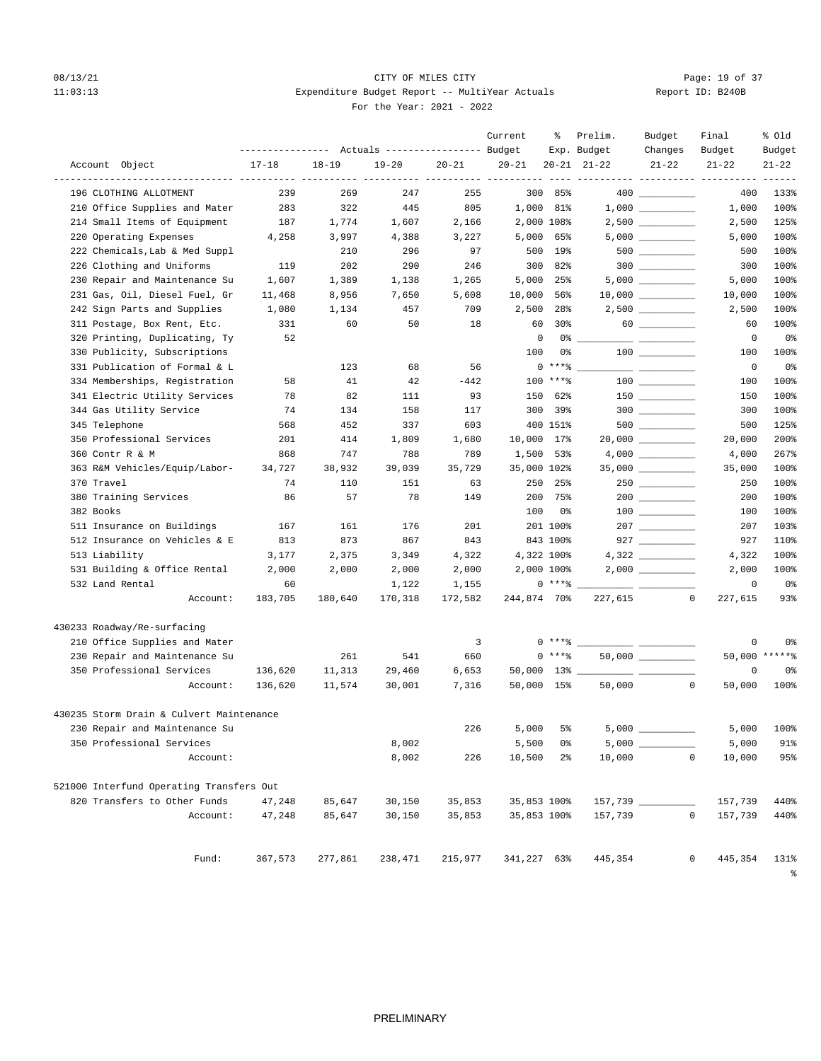CITY OF MILES CITY

Expenditure Budget Report -- MultiYear Actuals

For the Year: 2021 - 2022

| Account Object | Actuals 17-18 | Actuals 18-19 | Actuals 19-20 | Actuals 20-21 | Current Budget 20-21 | % Exp. 20-21 | Prelim. Budget 21-22 | Budget Changes 21-22 | Final Budget 21-22 | % Old Budget 21-22 |
|---|---|---|---|---|---|---|---|---|---|---|
| 196 CLOTHING ALLOTMENT | 239 | 269 | 247 | 255 | 300 | 85% | 400 | | 400 | 133% |
| 210 Office Supplies and Mater | 283 | 322 | 445 | 805 | 1,000 | 81% | 1,000 | | 1,000 | 100% |
| 214 Small Items of Equipment | 187 | 1,774 | 1,607 | 2,166 | 2,000 | 108% | 2,500 | | 2,500 | 125% |
| 220 Operating Expenses | 4,258 | 3,997 | 4,388 | 3,227 | 5,000 | 65% | 5,000 | | 5,000 | 100% |
| 222 Chemicals,Lab & Med Suppl | | 210 | 296 | 97 | 500 | 19% | 500 | | 500 | 100% |
| 226 Clothing and Uniforms | 119 | 202 | 290 | 246 | 300 | 82% | 300 | | 300 | 100% |
| 230 Repair and Maintenance Su | 1,607 | 1,389 | 1,138 | 1,265 | 5,000 | 25% | 5,000 | | 5,000 | 100% |
| 231 Gas, Oil, Diesel Fuel, Gr | 11,468 | 8,956 | 7,650 | 5,608 | 10,000 | 56% | 10,000 | | 10,000 | 100% |
| 242 Sign Parts and Supplies | 1,080 | 1,134 | 457 | 709 | 2,500 | 28% | 2,500 | | 2,500 | 100% |
| 311 Postage, Box Rent, Etc. | 331 | 60 | 50 | 18 | 60 | 30% | 60 | | 60 | 100% |
| 320 Printing, Duplicating, Ty | 52 | | | | 0 | 0% | | | 0 | 0% |
| 330 Publicity, Subscriptions | | | | | 100 | 0% | 100 | | 100 | 100% |
| 331 Publication of Formal & L | | 123 | 68 | 56 | 0 | ***% | | | 0 | 0% |
| 334 Memberships, Registration | 58 | 41 | 42 | -442 | 100 | ***% | 100 | | 100 | 100% |
| 341 Electric Utility Services | 78 | 82 | 111 | 93 | 150 | 62% | 150 | | 150 | 100% |
| 344 Gas Utility Service | 74 | 134 | 158 | 117 | 300 | 39% | 300 | | 300 | 100% |
| 345 Telephone | 568 | 452 | 337 | 603 | 400 | 151% | 500 | | 500 | 125% |
| 350 Professional Services | 201 | 414 | 1,809 | 1,680 | 10,000 | 17% | 20,000 | | 20,000 | 200% |
| 360 Contr R & M | 868 | 747 | 788 | 789 | 1,500 | 53% | 4,000 | | 4,000 | 267% |
| 363 R&M Vehicles/Equip/Labor- | 34,727 | 38,932 | 39,039 | 35,729 | 35,000 | 102% | 35,000 | | 35,000 | 100% |
| 370 Travel | 74 | 110 | 151 | 63 | 250 | 25% | 250 | | 250 | 100% |
| 380 Training Services | 86 | 57 | 78 | 149 | 200 | 75% | 200 | | 200 | 100% |
| 382 Books | | | | | 100 | 0% | 100 | | 100 | 100% |
| 511 Insurance on Buildings | 167 | 161 | 176 | 201 | 201 | 100% | 207 | | 207 | 103% |
| 512 Insurance on Vehicles & E | 813 | 873 | 867 | 843 | 843 | 100% | 927 | | 927 | 110% |
| 513 Liability | 3,177 | 2,375 | 3,349 | 4,322 | 4,322 | 100% | 4,322 | | 4,322 | 100% |
| 531 Building & Office Rental | 2,000 | 2,000 | 2,000 | 2,000 | 2,000 | 100% | 2,000 | | 2,000 | 100% |
| 532 Land Rental | 60 | | 1,122 | 1,155 | 0 | ***% | | | 0 | 0% |
| Account: | 183,705 | 180,640 | 170,318 | 172,582 | 244,874 | 70% | 227,615 | 0 | 227,615 | 93% |
| **430233 Roadway/Re-surfacing** | | | | | | | | | | |
| 210 Office Supplies and Mater | | | | 3 | 0 | ***% | | | 0 | 0% |
| 230 Repair and Maintenance Su | | 261 | 541 | 660 | 0 | ***% | 50,000 | | 50,000 | *****% |
| 350 Professional Services | 136,620 | 11,313 | 29,460 | 6,653 | 50,000 | 13% | | | 0 | 0% |
| Account: | 136,620 | 11,574 | 30,001 | 7,316 | 50,000 | 15% | 50,000 | 0 | 50,000 | 100% |
| **430235 Storm Drain & Culvert Maintenance** | | | | | | | | | | |
| 230 Repair and Maintenance Su | | | | 226 | 5,000 | 5% | 5,000 | | 5,000 | 100% |
| 350 Professional Services | | | 8,002 | | 5,500 | 0% | 5,000 | | 5,000 | 91% |
| Account: | | | 8,002 | 226 | 10,500 | 2% | 10,000 | 0 | 10,000 | 95% |
| **521000 Interfund Operating Transfers Out** | | | | | | | | | | |
| 820 Transfers to Other Funds | 47,248 | 85,647 | 30,150 | 35,853 | 35,853 | 100% | 157,739 | | 157,739 | 440% |
| Account: | 47,248 | 85,647 | 30,150 | 35,853 | 35,853 | 100% | 157,739 | 0 | 157,739 | 440% |
| Fund: | 367,573 | 277,861 | 238,471 | 215,977 | 341,227 | 63% | 445,354 | 0 | 445,354 | 131% |

PRELIMINARY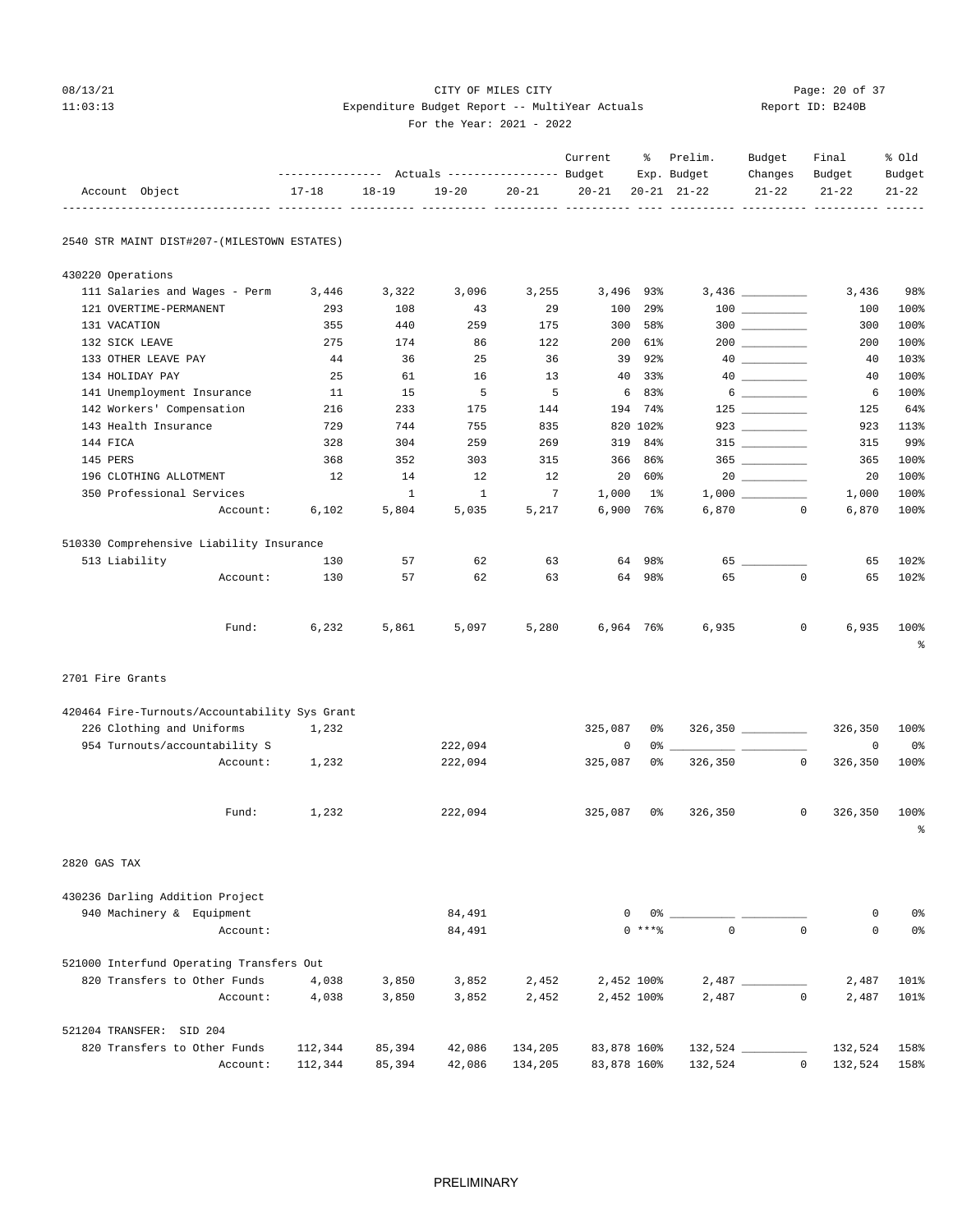CITY OF MILES CITY
Expenditure Budget Report -- MultiYear Actuals
For the Year: 2021 - 2022

08/13/21 11:03:13 — Report ID: B240B

| Account Object | 17-18 | 18-19 | 19-20 | 20-21 | Current Budget 20-21 | % Exp. 20-21 | Prelim. Budget 21-22 | Budget Changes 21-22 | Final Budget 21-22 | % Old Budget 21-22 |
|---|---|---|---|---|---|---|---|---|---|---|
| **2540 STR MAINT DIST#207-(MILESTOWN ESTATES)** | | | | | | | | | | |
| **430220 Operations** | | | | | | | | | | |
| 111 Salaries and Wages - Perm | 3,446 | 3,322 | 3,096 | 3,255 | 3,496 | 93% | 3,436 | | 3,436 | 98% |
| 121 OVERTIME-PERMANENT | 293 | 108 | 43 | 29 | 100 | 29% | 100 | | 100 | 100% |
| 131 VACATION | 355 | 440 | 259 | 175 | 300 | 58% | 300 | | 300 | 100% |
| 132 SICK LEAVE | 275 | 174 | 86 | 122 | 200 | 61% | 200 | | 200 | 100% |
| 133 OTHER LEAVE PAY | 44 | 36 | 25 | 36 | 39 | 92% | 40 | | 40 | 103% |
| 134 HOLIDAY PAY | 25 | 61 | 16 | 13 | 40 | 33% | 40 | | 40 | 100% |
| 141 Unemployment Insurance | 11 | 15 | 5 | 5 | 6 | 83% | 6 | | 6 | 100% |
| 142 Workers' Compensation | 216 | 233 | 175 | 144 | 194 | 74% | 125 | | 125 | 64% |
| 143 Health Insurance | 729 | 744 | 755 | 835 | 820 | 102% | 923 | | 923 | 113% |
| 144 FICA | 328 | 304 | 259 | 269 | 319 | 84% | 315 | | 315 | 99% |
| 145 PERS | 368 | 352 | 303 | 315 | 366 | 86% | 365 | | 365 | 100% |
| 196 CLOTHING ALLOTMENT | 12 | 14 | 12 | 12 | 20 | 60% | 20 | | 20 | 100% |
| 350 Professional Services | | 1 | 1 | 7 | 1,000 | 1% | 1,000 | | 1,000 | 100% |
| Account: | 6,102 | 5,804 | 5,035 | 5,217 | 6,900 | 76% | 6,870 | 0 | 6,870 | 100% |
| **510330 Comprehensive Liability Insurance** | | | | | | | | | | |
| 513 Liability | 130 | 57 | 62 | 63 | 64 | 98% | 65 | | 65 | 102% |
| Account: | 130 | 57 | 62 | 63 | 64 | 98% | 65 | 0 | 65 | 102% |
| Fund: | 6,232 | 5,861 | 5,097 | 5,280 | 6,964 | 76% | 6,935 | 0 | 6,935 | 100% |
| **2701 Fire Grants** | | | | | | | | | | |
| **420464 Fire-Turnouts/Accountability Sys Grant** | | | | | | | | | | |
| 226 Clothing and Uniforms | 1,232 | | | | 325,087 | 0% | 326,350 | | 326,350 | 100% |
| 954 Turnouts/accountability S | | | 222,094 | | 0 | 0% | | | 0 | 0% |
| Account: | 1,232 | | 222,094 | | 325,087 | 0% | 326,350 | 0 | 326,350 | 100% |
| Fund: | 1,232 | | 222,094 | | 325,087 | 0% | 326,350 | 0 | 326,350 | 100% |
| **2820 GAS TAX** | | | | | | | | | | |
| **430236 Darling Addition Project** | | | | | | | | | | |
| 940 Machinery & Equipment | | | 84,491 | | 0 | 0% | | | 0 | 0% |
| Account: | | | 84,491 | | 0 | ***% | 0 | 0 | 0 | 0% |
| **521000 Interfund Operating Transfers Out** | | | | | | | | | | |
| 820 Transfers to Other Funds | 4,038 | 3,850 | 3,852 | 2,452 | 2,452 | 100% | 2,487 | | 2,487 | 101% |
| Account: | 4,038 | 3,850 | 3,852 | 2,452 | 2,452 | 100% | 2,487 | 0 | 2,487 | 101% |
| **521204 TRANSFER: SID 204** | | | | | | | | | | |
| 820 Transfers to Other Funds | 112,344 | 85,394 | 42,086 | 134,205 | 83,878 | 160% | 132,524 | | 132,524 | 158% |
| Account: | 112,344 | 85,394 | 42,086 | 134,205 | 83,878 | 160% | 132,524 | 0 | 132,524 | 158% |

PRELIMINARY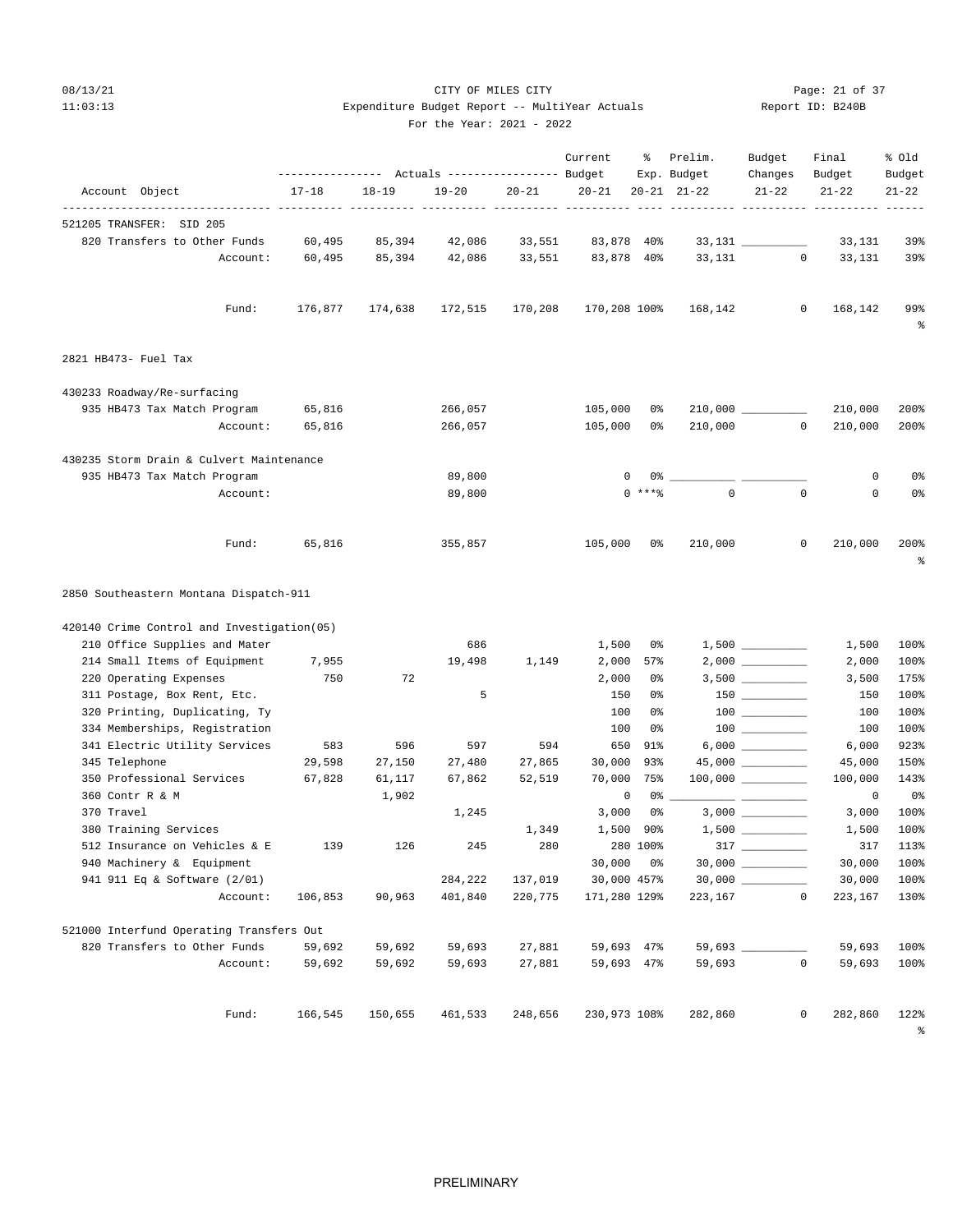CITY OF MILES CITY
Expenditure Budget Report -- MultiYear Actuals
For the Year: 2021 - 2022

08/13/21 11:03:13 — Report ID: B240B

| Account Object | Actuals 17-18 | Actuals 18-19 | Actuals 19-20 | Actuals 20-21 | Current Budget 20-21 | % Exp. 20-21 | Prelim. Budget 21-22 | Budget Changes 21-22 | Final Budget 21-22 | % Old Budget 21-22 |
|---|---|---|---|---|---|---|---|---|---|---|
| **521205 TRANSFER: SID 205** | | | | | | | | | | |
| 820 Transfers to Other Funds | 60,495 | 85,394 | 42,086 | 33,551 | 83,878 | 40% | 33,131 | | 33,131 | 39% |
| Account: | 60,495 | 85,394 | 42,086 | 33,551 | 83,878 | 40% | 33,131 | 0 | 33,131 | 39% |
| Fund: | 176,877 | 174,638 | 172,515 | 170,208 | 170,208 | 100% | 168,142 | 0 | 168,142 | 99% |
| **2821 HB473- Fuel Tax** | | | | | | | | | | |
| **430233 Roadway/Re-surfacing** | | | | | | | | | | |
| 935 HB473 Tax Match Program | 65,816 | | 266,057 | | 105,000 | 0% | 210,000 | | 210,000 | 200% |
| Account: | 65,816 | | 266,057 | | 105,000 | 0% | 210,000 | 0 | 210,000 | 200% |
| **430235 Storm Drain & Culvert Maintenance** | | | | | | | | | | |
| 935 HB473 Tax Match Program | | | 89,800 | | 0 | 0% | | | 0 | 0% |
| Account: | | | 89,800 | | 0 | ***% | 0 | 0 | 0 | 0% |
| Fund: | 65,816 | | 355,857 | | 105,000 | 0% | 210,000 | 0 | 210,000 | 200% |
| **2850 Southeastern Montana Dispatch-911** | | | | | | | | | | |
| **420140 Crime Control and Investigation(05)** | | | | | | | | | | |
| 210 Office Supplies and Mater | | | 686 | | 1,500 | 0% | 1,500 | | 1,500 | 100% |
| 214 Small Items of Equipment | 7,955 | | 19,498 | 1,149 | 2,000 | 57% | 2,000 | | 2,000 | 100% |
| 220 Operating Expenses | 750 | 72 | | | 2,000 | 0% | 3,500 | | 3,500 | 175% |
| 311 Postage, Box Rent, Etc. | | | 5 | | 150 | 0% | 150 | | 150 | 100% |
| 320 Printing, Duplicating, Ty | | | | | 100 | 0% | 100 | | 100 | 100% |
| 334 Memberships, Registration | | | | | 100 | 0% | 100 | | 100 | 100% |
| 341 Electric Utility Services | 583 | 596 | 597 | 594 | 650 | 91% | 6,000 | | 6,000 | 923% |
| 345 Telephone | 29,598 | 27,150 | 27,480 | 27,865 | 30,000 | 93% | 45,000 | | 45,000 | 150% |
| 350 Professional Services | 67,828 | 61,117 | 67,862 | 52,519 | 70,000 | 75% | 100,000 | | 100,000 | 143% |
| 360 Contr R & M | | 1,902 | | | 0 | 0% | | | 0 | 0% |
| 370 Travel | | | 1,245 | | 3,000 | 0% | 3,000 | | 3,000 | 100% |
| 380 Training Services | | | | 1,349 | 1,500 | 90% | 1,500 | | 1,500 | 100% |
| 512 Insurance on Vehicles & E | 139 | 126 | 245 | 280 | 280 | 100% | 317 | | 317 | 113% |
| 940 Machinery & Equipment | | | | | 30,000 | 0% | 30,000 | | 30,000 | 100% |
| 941 911 Eq & Software (2/01) | | | 284,222 | 137,019 | 30,000 | 457% | 30,000 | | 30,000 | 100% |
| Account: | 106,853 | 90,963 | 401,840 | 220,775 | 171,280 | 129% | 223,167 | 0 | 223,167 | 130% |
| **521000 Interfund Operating Transfers Out** | | | | | | | | | | |
| 820 Transfers to Other Funds | 59,692 | 59,692 | 59,693 | 27,881 | 59,693 | 47% | 59,693 | | 59,693 | 100% |
| Account: | 59,692 | 59,692 | 59,693 | 27,881 | 59,693 | 47% | 59,693 | 0 | 59,693 | 100% |
| Fund: | 166,545 | 150,655 | 461,533 | 248,656 | 230,973 | 108% | 282,860 | 0 | 282,860 | 122% |

PRELIMINARY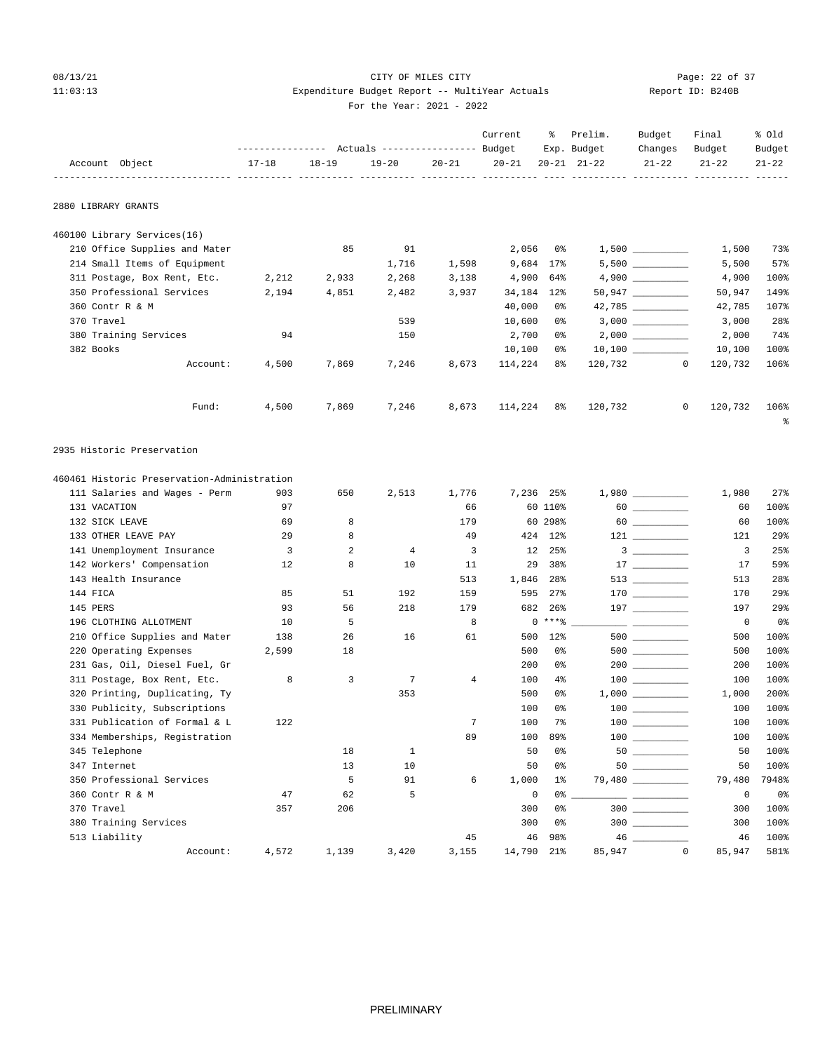08/13/21 CITY OF MILES CITY
11:03:13 Expenditure Budget Report -- MultiYear Actuals Report ID: B240B
For the Year: 2021 - 2022

| Account Object | Actuals 17-18 | Actuals 18-19 | Actuals 19-20 | Actuals 20-21 | Current Budget 20-21 | % Exp. 20-21 | Prelim. Budget 21-22 | Budget Changes 21-22 | Final Budget 21-22 | % Old Budget 21-22 |
|---|---|---|---|---|---|---|---|---|---|---|
| **2880 LIBRARY GRANTS** | | | | | | | | | | |
| **460100 Library Services(16)** | | | | | | | | | | |
| 210 Office Supplies and Mater | | 85 | 91 | | 2,056 | 0% | 1,500 | | 1,500 | 73% |
| 214 Small Items of Equipment | | | 1,716 | 1,598 | 9,684 | 17% | 5,500 | | 5,500 | 57% |
| 311 Postage, Box Rent, Etc. | 2,212 | 2,933 | 2,268 | 3,138 | 4,900 | 64% | 4,900 | | 4,900 | 100% |
| 350 Professional Services | 2,194 | 4,851 | 2,482 | 3,937 | 34,184 | 12% | 50,947 | | 50,947 | 149% |
| 360 Contr R & M | | | | | 40,000 | 0% | 42,785 | | 42,785 | 107% |
| 370 Travel | | | 539 | | 10,600 | 0% | 3,000 | | 3,000 | 28% |
| 380 Training Services | 94 | | 150 | | 2,700 | 0% | 2,000 | | 2,000 | 74% |
| 382 Books | | | | | 10,100 | 0% | 10,100 | | 10,100 | 100% |
| Account: | 4,500 | 7,869 | 7,246 | 8,673 | 114,224 | 8% | 120,732 | 0 | 120,732 | 106% |
| Fund: | 4,500 | 7,869 | 7,246 | 8,673 | 114,224 | 8% | 120,732 | 0 | 120,732 | 106% |
| **2935 Historic Preservation** | | | | | | | | | | |
| **460461 Historic Preservation-Administration** | | | | | | | | | | |
| 111 Salaries and Wages - Perm | 903 | 650 | 2,513 | 1,776 | 7,236 | 25% | 1,980 | | 1,980 | 27% |
| 131 VACATION | 97 | | | 66 | 60 | 110% | 60 | | 60 | 100% |
| 132 SICK LEAVE | 69 | 8 | | 179 | 60 | 298% | 60 | | 60 | 100% |
| 133 OTHER LEAVE PAY | 29 | 8 | | 49 | 424 | 12% | 121 | | 121 | 29% |
| 141 Unemployment Insurance | 3 | 2 | 4 | 3 | 12 | 25% | 3 | | 3 | 25% |
| 142 Workers' Compensation | 12 | 8 | 10 | 11 | 29 | 38% | 17 | | 17 | 59% |
| 143 Health Insurance | | | | 513 | 1,846 | 28% | 513 | | 513 | 28% |
| 144 FICA | 85 | 51 | 192 | 159 | 595 | 27% | 170 | | 170 | 29% |
| 145 PERS | 93 | 56 | 218 | 179 | 682 | 26% | 197 | | 197 | 29% |
| 196 CLOTHING ALLOTMENT | 10 | 5 | | 8 | 0 | ***% | | | 0 | 0% |
| 210 Office Supplies and Mater | 138 | 26 | 16 | 61 | 500 | 12% | 500 | | 500 | 100% |
| 220 Operating Expenses | 2,599 | 18 | | | 500 | 0% | 500 | | 500 | 100% |
| 231 Gas, Oil, Diesel Fuel, Gr | | | | | 200 | 0% | 200 | | 200 | 100% |
| 311 Postage, Box Rent, Etc. | 8 | 3 | 7 | 4 | 100 | 4% | 100 | | 100 | 100% |
| 320 Printing, Duplicating, Ty | | | 353 | | 500 | 0% | 1,000 | | 1,000 | 200% |
| 330 Publicity, Subscriptions | | | | | 100 | 0% | 100 | | 100 | 100% |
| 331 Publication of Formal & L | 122 | | | 7 | 100 | 7% | 100 | | 100 | 100% |
| 334 Memberships, Registration | | | | 89 | 100 | 89% | 100 | | 100 | 100% |
| 345 Telephone | | 18 | 1 | | 50 | 0% | 50 | | 50 | 100% |
| 347 Internet | | 13 | 10 | | 50 | 0% | 50 | | 50 | 100% |
| 350 Professional Services | | 5 | 91 | 6 | 1,000 | 1% | 79,480 | | 79,480 | 7948% |
| 360 Contr R & M | 47 | 62 | 5 | | 0 | 0% | | | 0 | 0% |
| 370 Travel | 357 | 206 | | | 300 | 0% | 300 | | 300 | 100% |
| 380 Training Services | | | | | 300 | 0% | 300 | | 300 | 100% |
| 513 Liability | | | | 45 | 46 | 98% | 46 | | 46 | 100% |
| Account: | 4,572 | 1,139 | 3,420 | 3,155 | 14,790 | 21% | 85,947 | 0 | 85,947 | 581% |

PRELIMINARY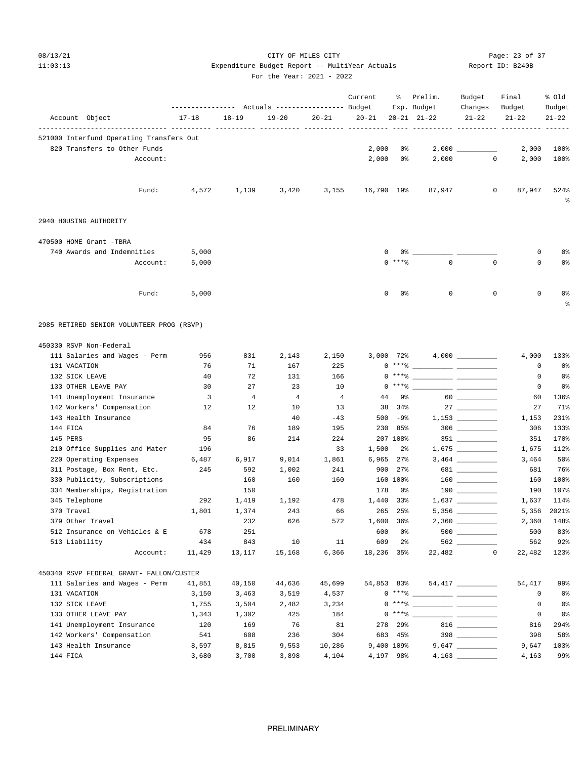CITY OF MILES CITY
Expenditure Budget Report -- MultiYear Actuals
For the Year: 2021 - 2022

| Account Object | 17-18 | 18-19 | 19-20 | 20-21 | Current Budget 20-21 | % Exp. 20-21 | Prelim. Budget 21-22 | Budget Changes 21-22 | Final Budget 21-22 | % Old Budget 21-22 |
|---|---|---|---|---|---|---|---|---|---|---|
| **521000 Interfund Operating Transfers Out** | | | | | | | | | | |
| 820 Transfers to Other Funds | | | | | 2,000 | 0% | 2,000 | | 2,000 | 100% |
| Account: | | | | | 2,000 | 0% | 2,000 | 0 | 2,000 | 100% |
| Fund: | 4,572 | 1,139 | 3,420 | 3,155 | 16,790 | 19% | 87,947 | 0 | 87,947 | 524% |
| **2940 H0USING AUTHORITY** | | | | | | | | | | |
| **470500 HOME Grant -TBRA** | | | | | | | | | | |
| 740 Awards and Indemnities | 5,000 | | | | 0 | 0% | | | 0 | 0% |
| Account: | 5,000 | | | | 0 | ***% | 0 | 0 | 0 | 0% |
| Fund: | 5,000 | | | | 0 | 0% | 0 | 0 | 0 | 0% |
| **2985 RETIRED SENIOR VOLUNTEER PROG (RSVP)** | | | | | | | | | | |
| **450330 RSVP Non-Federal** | | | | | | | | | | |
| 111 Salaries and Wages - Perm | 956 | 831 | 2,143 | 2,150 | 3,000 | 72% | 4,000 | | 4,000 | 133% |
| 131 VACATION | 76 | 71 | 167 | 225 | 0 | ***% | | | 0 | 0% |
| 132 SICK LEAVE | 40 | 72 | 131 | 166 | 0 | ***% | | | 0 | 0% |
| 133 OTHER LEAVE PAY | 30 | 27 | 23 | 10 | 0 | ***% | | | 0 | 0% |
| 141 Unemployment Insurance | 3 | 4 | 4 | 4 | 44 | 9% | 60 | | 60 | 136% |
| 142 Workers' Compensation | 12 | 12 | 10 | 13 | 38 | 34% | 27 | | 27 | 71% |
| 143 Health Insurance | | | 40 | -43 | 500 | -9% | 1,153 | | 1,153 | 231% |
| 144 FICA | 84 | 76 | 189 | 195 | 230 | 85% | 306 | | 306 | 133% |
| 145 PERS | 95 | 86 | 214 | 224 | 207 | 108% | 351 | | 351 | 170% |
| 210 Office Supplies and Mater | 196 | | | 33 | 1,500 | 2% | 1,675 | | 1,675 | 112% |
| 220 Operating Expenses | 6,487 | 6,917 | 9,014 | 1,861 | 6,965 | 27% | 3,464 | | 3,464 | 50% |
| 311 Postage, Box Rent, Etc. | 245 | 592 | 1,002 | 241 | 900 | 27% | 681 | | 681 | 76% |
| 330 Publicity, Subscriptions | | 160 | 160 | 160 | 160 | 100% | 160 | | 160 | 100% |
| 334 Memberships, Registration | | 150 | | | 178 | 0% | 190 | | 190 | 107% |
| 345 Telephone | 292 | 1,419 | 1,192 | 478 | 1,440 | 33% | 1,637 | | 1,637 | 114% |
| 370 Travel | 1,801 | 1,374 | 243 | 66 | 265 | 25% | 5,356 | | 5,356 | 2021% |
| 379 Other Travel | | 232 | 626 | 572 | 1,600 | 36% | 2,360 | | 2,360 | 148% |
| 512 Insurance on Vehicles & E | 678 | 251 | | | 600 | 0% | 500 | | 500 | 83% |
| 513 Liability | 434 | 843 | 10 | 11 | 609 | 2% | 562 | | 562 | 92% |
| Account: | 11,429 | 13,117 | 15,168 | 6,366 | 18,236 | 35% | 22,482 | 0 | 22,482 | 123% |
| **450340 RSVP FEDERAL GRANT- FALLON/CUSTER** | | | | | | | | | | |
| 111 Salaries and Wages - Perm | 41,851 | 40,150 | 44,636 | 45,699 | 54,853 | 83% | 54,417 | | 54,417 | 99% |
| 131 VACATION | 3,150 | 3,463 | 3,519 | 4,537 | 0 | ***% | | | 0 | 0% |
| 132 SICK LEAVE | 1,755 | 3,504 | 2,482 | 3,234 | 0 | ***% | | | 0 | 0% |
| 133 OTHER LEAVE PAY | 1,343 | 1,302 | 425 | 184 | 0 | ***% | | | 0 | 0% |
| 141 Unemployment Insurance | 120 | 169 | 76 | 81 | 278 | 29% | 816 | | 816 | 294% |
| 142 Workers' Compensation | 541 | 608 | 236 | 304 | 683 | 45% | 398 | | 398 | 58% |
| 143 Health Insurance | 8,597 | 8,815 | 9,553 | 10,286 | 9,400 | 109% | 9,647 | | 9,647 | 103% |
| 144 FICA | 3,680 | 3,700 | 3,898 | 4,104 | 4,197 | 98% | 4,163 | | 4,163 | 99% |

PRELIMINARY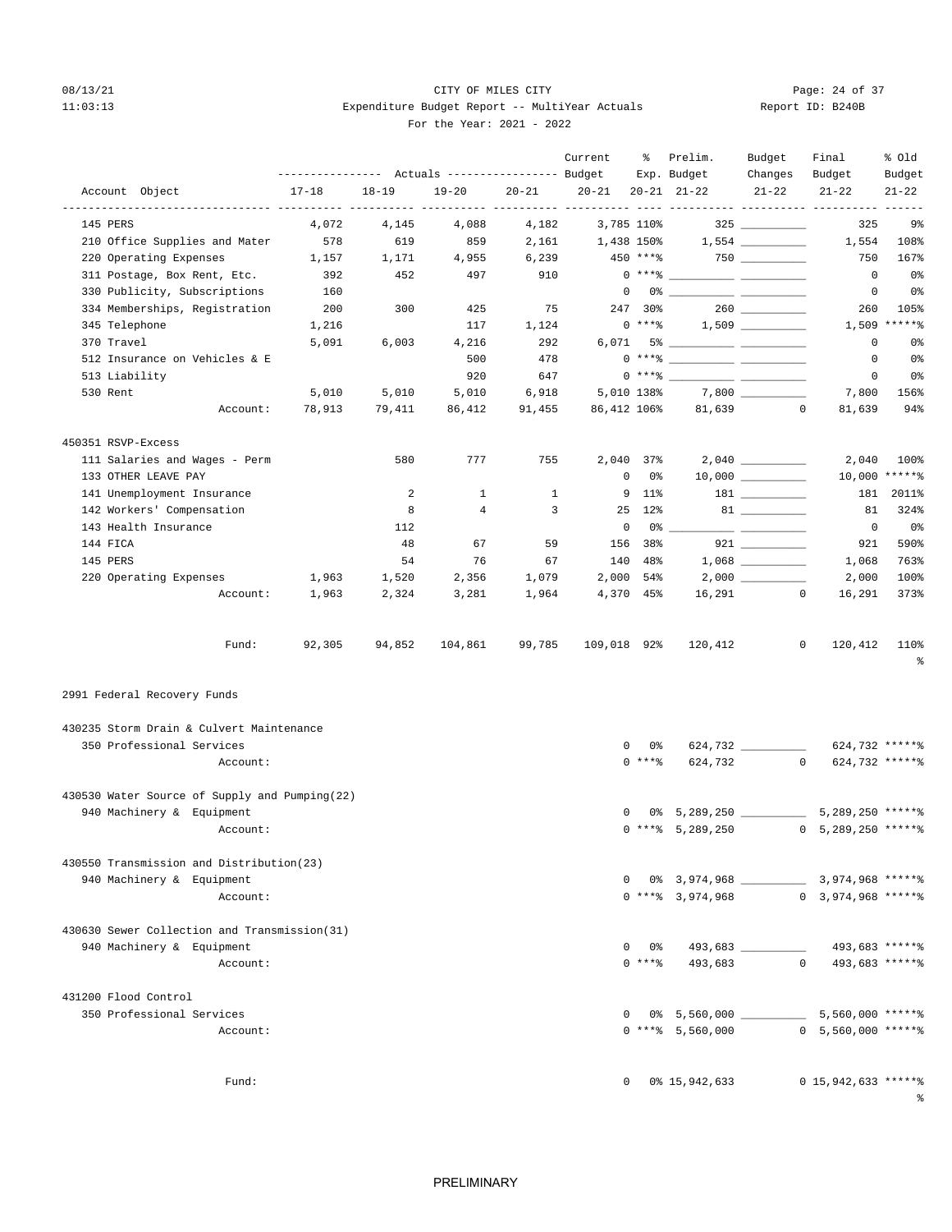CITY OF MILES CITY
Expenditure Budget Report -- MultiYear Actuals
For the Year: 2021 - 2022

08/13/21 11:03:13 Report ID: B240B

| Account Object | 17-18 | 18-19 | 19-20 | 20-21 | Current Budget 20-21 | % Exp. 20-21 | Prelim. Budget 21-22 | Budget Changes 21-22 | Final Budget 21-22 | % Old Budget 21-22 |
|---|---|---|---|---|---|---|---|---|---|---|
| 145 PERS | 4,072 | 4,145 | 4,088 | 4,182 | 3,785 | 110% | 325 | | 325 | 9% |
| 210 Office Supplies and Mater | 578 | 619 | 859 | 2,161 | 1,438 | 150% | 1,554 | | 1,554 | 108% |
| 220 Operating Expenses | 1,157 | 1,171 | 4,955 | 6,239 | 450 | ***% | 750 | | 750 | 167% |
| 311 Postage, Box Rent, Etc. | 392 | 452 | 497 | 910 | 0 | ***% | | | 0 | 0% |
| 330 Publicity, Subscriptions | 160 | | | | 0 | 0% | | | 0 | 0% |
| 334 Memberships, Registration | 200 | 300 | 425 | 75 | 247 | 30% | 260 | | 260 | 105% |
| 345 Telephone | 1,216 | | 117 | 1,124 | 0 | ***% | 1,509 | | 1,509 | *****% |
| 370 Travel | 5,091 | 6,003 | 4,216 | 292 | 6,071 | 5% | | | 0 | 0% |
| 512 Insurance on Vehicles & E | | | 500 | 478 | 0 | ***% | | | 0 | 0% |
| 513 Liability | | | 920 | 647 | 0 | ***% | | | 0 | 0% |
| 530 Rent | 5,010 | 5,010 | 5,010 | 6,918 | 5,010 | 138% | 7,800 | | 7,800 | 156% |
| Account: | 78,913 | 79,411 | 86,412 | 91,455 | 86,412 | 106% | 81,639 | 0 | 81,639 | 94% |
| **450351 RSVP-Excess** | | | | | | | | | | |
| 111 Salaries and Wages - Perm | | 580 | 777 | 755 | 2,040 | 37% | 2,040 | | 2,040 | 100% |
| 133 OTHER LEAVE PAY | | | | | 0 | 0% | 10,000 | | 10,000 | *****% |
| 141 Unemployment Insurance | | 2 | 1 | 1 | 9 | 11% | 181 | | 181 | 2011% |
| 142 Workers' Compensation | | 8 | 4 | 3 | 25 | 12% | 81 | | 81 | 324% |
| 143 Health Insurance | | 112 | | | 0 | 0% | | | 0 | 0% |
| 144 FICA | | 48 | 67 | 59 | 156 | 38% | 921 | | 921 | 590% |
| 145 PERS | | 54 | 76 | 67 | 140 | 48% | 1,068 | | 1,068 | 763% |
| 220 Operating Expenses | 1,963 | 1,520 | 2,356 | 1,079 | 2,000 | 54% | 2,000 | | 2,000 | 100% |
| Account: | 1,963 | 2,324 | 3,281 | 1,964 | 4,370 | 45% | 16,291 | 0 | 16,291 | 373% |
| Fund: | 92,305 | 94,852 | 104,861 | 99,785 | 109,018 | 92% | 120,412 | 0 | 120,412 | 110% |

## 2991 Federal Recovery Funds

| Account Object | 17-18 | 18-19 | 19-20 | 20-21 | Current Budget 20-21 | % Exp. 20-21 | Prelim. Budget 21-22 | Budget Changes 21-22 | Final Budget 21-22 | % Old Budget 21-22 |
|---|---|---|---|---|---|---|---|---|---|---|
| **430235 Storm Drain & Culvert Maintenance** | | | | | | | | | | |
| 350 Professional Services | | | | | 0 | 0% | 624,732 | | 624,732 | *****% |
| Account: | | | | | 0 | ***% | 624,732 | 0 | 624,732 | *****% |
| **430530 Water Source of Supply and Pumping(22)** | | | | | | | | | | |
| 940 Machinery & Equipment | | | | | 0 | 0% | 5,289,250 | | 5,289,250 | *****% |
| Account: | | | | | 0 | ***% | 5,289,250 | 0 | 5,289,250 | *****% |
| **430550 Transmission and Distribution(23)** | | | | | | | | | | |
| 940 Machinery & Equipment | | | | | 0 | 0% | 3,974,968 | | 3,974,968 | *****% |
| Account: | | | | | 0 | ***% | 3,974,968 | 0 | 3,974,968 | *****% |
| **430630 Sewer Collection and Transmission(31)** | | | | | | | | | | |
| 940 Machinery & Equipment | | | | | 0 | 0% | 493,683 | | 493,683 | *****% |
| Account: | | | | | 0 | ***% | 493,683 | 0 | 493,683 | *****% |
| **431200 Flood Control** | | | | | | | | | | |
| 350 Professional Services | | | | | 0 | 0% | 5,560,000 | | 5,560,000 | *****% |
| Account: | | | | | 0 | ***% | 5,560,000 | 0 | 5,560,000 | *****% |
| Fund: | | | | | 0 | 0% | 15,942,633 | 0 | 15,942,633 | *****% |

PRELIMINARY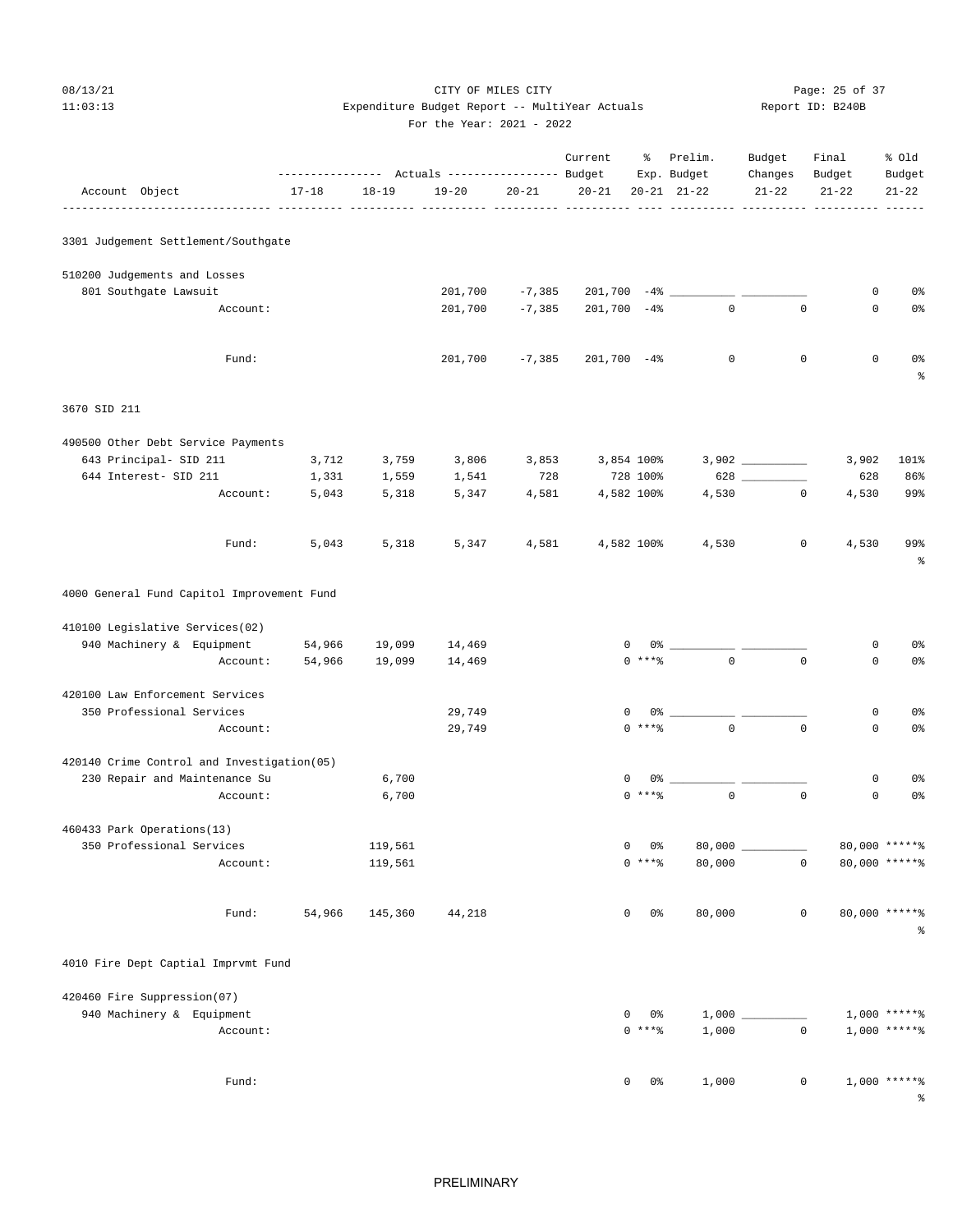CITY OF MILES CITY
Expenditure Budget Report -- MultiYear Actuals
For the Year: 2021 - 2022

| Account Object | Actuals 17-18 | Actuals 18-19 | Actuals 19-20 | Actuals 20-21 | Current Budget 20-21 | % Exp. 20-21 | Prelim. Budget 21-22 | Budget Changes 21-22 | Final Budget 21-22 | % Old Budget 21-22 |
|---|---|---|---|---|---|---|---|---|---|---|
| **3301 Judgement Settlement/Southgate** | | | | | | | | | | |
| 510200 Judgements and Losses | | | | | | | | | | |
| 801 Southgate Lawsuit | | | 201,700 | -7,385 | 201,700 | -4% | | | 0 | 0% |
| Account: | | | 201,700 | -7,385 | 201,700 | -4% | 0 | 0 | 0 | 0% |
| Fund: | | | 201,700 | -7,385 | 201,700 | -4% | 0 | 0 | 0 | 0% |
| **3670 SID 211** | | | | | | | | | | |
| 490500 Other Debt Service Payments | | | | | | | | | | |
| 643 Principal- SID 211 | 3,712 | 3,759 | 3,806 | 3,853 | 3,854 | 100% | 3,902 | | 3,902 | 101% |
| 644 Interest- SID 211 | 1,331 | 1,559 | 1,541 | 728 | 728 | 100% | 628 | | 628 | 86% |
| Account: | 5,043 | 5,318 | 5,347 | 4,581 | 4,582 | 100% | 4,530 | 0 | 4,530 | 99% |
| Fund: | 5,043 | 5,318 | 5,347 | 4,581 | 4,582 | 100% | 4,530 | 0 | 4,530 | 99% |
| **4000 General Fund Capitol Improvement Fund** | | | | | | | | | | |
| 410100 Legislative Services(02) | | | | | | | | | | |
| 940 Machinery & Equipment | 54,966 | 19,099 | 14,469 | | 0 | 0% | | | 0 | 0% |
| Account: | 54,966 | 19,099 | 14,469 | | 0 | ***% | 0 | 0 | 0 | 0% |
| 420100 Law Enforcement Services | | | | | | | | | | |
| 350 Professional Services | | | 29,749 | | 0 | 0% | | | 0 | 0% |
| Account: | | | 29,749 | | 0 | ***% | 0 | 0 | 0 | 0% |
| 420140 Crime Control and Investigation(05) | | | | | | | | | | |
| 230 Repair and Maintenance Su | | 6,700 | | | 0 | 0% | | | 0 | 0% |
| Account: | | 6,700 | | | 0 | ***% | 0 | 0 | 0 | 0% |
| 460433 Park Operations(13) | | | | | | | | | | |
| 350 Professional Services | | 119,561 | | | 0 | 0% | 80,000 | | 80,000 | *****% |
| Account: | | 119,561 | | | 0 | ***% | 80,000 | 0 | 80,000 | *****% |
| Fund: | 54,966 | 145,360 | 44,218 | | 0 | 0% | 80,000 | 0 | 80,000 | *****% |
| **4010 Fire Dept Captial Imprvmt Fund** | | | | | | | | | | |
| 420460 Fire Suppression(07) | | | | | | | | | | |
| 940 Machinery & Equipment | | | | | 0 | 0% | 1,000 | | 1,000 | *****% |
| Account: | | | | | 0 | ***% | 1,000 | 0 | 1,000 | *****% |
| Fund: | | | | | 0 | 0% | 1,000 | 0 | 1,000 | *****% |

PRELIMINARY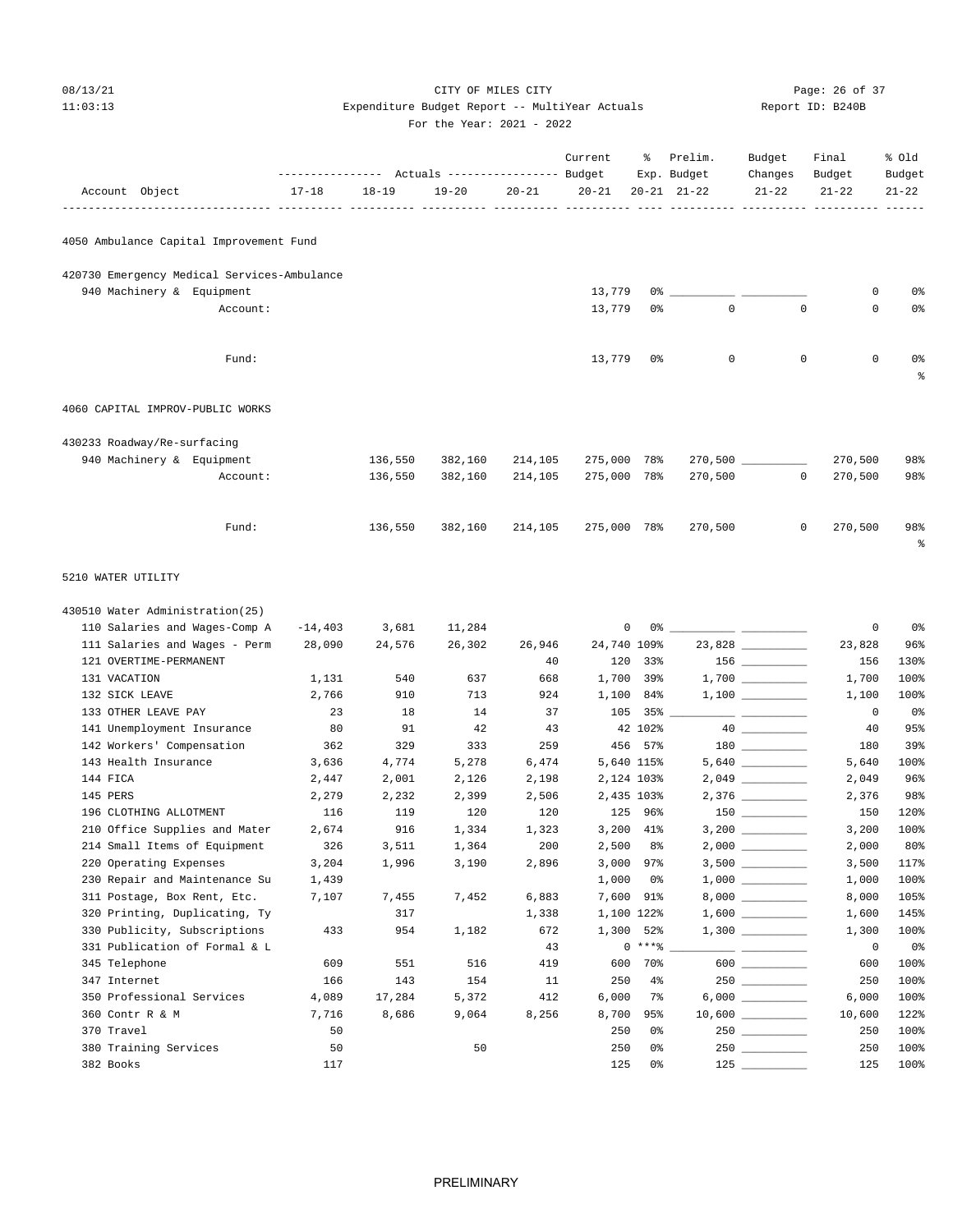CITY OF MILES CITY
Expenditure Budget Report -- MultiYear Actuals
For the Year: 2021 - 2022

08/13/21 11:03:13 — Report ID: B240B

| Account Object | 17-18 | 18-19 | 19-20 | 20-21 | Current Budget 20-21 | % Exp. 20-21 | Prelim. Budget 21-22 | Budget Changes 21-22 | Final Budget 21-22 | % Old Budget 21-22 |
|---|---|---|---|---|---|---|---|---|---|---|
| **4050 Ambulance Capital Improvement Fund** | | | | | | | | | | |
| 420730 Emergency Medical Services-Ambulance | | | | | | | | | | |
| 940 Machinery & Equipment | | | | | 13,779 | 0% | | | 0 | 0% |
| Account: | | | | | 13,779 | 0% | 0 | 0 | 0 | 0% |
| Fund: | | | | | 13,779 | 0% | 0 | 0 | 0 | 0% |
| **4060 CAPITAL IMPROV-PUBLIC WORKS** | | | | | | | | | | |
| 430233 Roadway/Re-surfacing | | | | | | | | | | |
| 940 Machinery & Equipment | | 136,550 | 382,160 | 214,105 | 275,000 | 78% | 270,500 | | 270,500 | 98% |
| Account: | | 136,550 | 382,160 | 214,105 | 275,000 | 78% | 270,500 | 0 | 270,500 | 98% |
| Fund: | | 136,550 | 382,160 | 214,105 | 275,000 | 78% | 270,500 | 0 | 270,500 | 98% |
| **5210 WATER UTILITY** | | | | | | | | | | |
| 430510 Water Administration(25) | | | | | | | | | | |
| 110 Salaries and Wages-Comp A | -14,403 | 3,681 | 11,284 | | 0 | 0% | | | 0 | 0% |
| 111 Salaries and Wages - Perm | 28,090 | 24,576 | 26,302 | 26,946 | 24,740 | 109% | 23,828 | | 23,828 | 96% |
| 121 OVERTIME-PERMANENT | | | | 40 | 120 | 33% | 156 | | 156 | 130% |
| 131 VACATION | 1,131 | 540 | 637 | 668 | 1,700 | 39% | 1,700 | | 1,700 | 100% |
| 132 SICK LEAVE | 2,766 | 910 | 713 | 924 | 1,100 | 84% | 1,100 | | 1,100 | 100% |
| 133 OTHER LEAVE PAY | 23 | 18 | 14 | 37 | 105 | 35% | | | 0 | 0% |
| 141 Unemployment Insurance | 80 | 91 | 42 | 43 | 42 | 102% | 40 | | 40 | 95% |
| 142 Workers' Compensation | 362 | 329 | 333 | 259 | 456 | 57% | 180 | | 180 | 39% |
| 143 Health Insurance | 3,636 | 4,774 | 5,278 | 6,474 | 5,640 | 115% | 5,640 | | 5,640 | 100% |
| 144 FICA | 2,447 | 2,001 | 2,126 | 2,198 | 2,124 | 103% | 2,049 | | 2,049 | 96% |
| 145 PERS | 2,279 | 2,232 | 2,399 | 2,506 | 2,435 | 103% | 2,376 | | 2,376 | 98% |
| 196 CLOTHING ALLOTMENT | 116 | 119 | 120 | 120 | 125 | 96% | 150 | | 150 | 120% |
| 210 Office Supplies and Mater | 2,674 | 916 | 1,334 | 1,323 | 3,200 | 41% | 3,200 | | 3,200 | 100% |
| 214 Small Items of Equipment | 326 | 3,511 | 1,364 | 200 | 2,500 | 8% | 2,000 | | 2,000 | 80% |
| 220 Operating Expenses | 3,204 | 1,996 | 3,190 | 2,896 | 3,000 | 97% | 3,500 | | 3,500 | 117% |
| 230 Repair and Maintenance Su | 1,439 | | | | 1,000 | 0% | 1,000 | | 1,000 | 100% |
| 311 Postage, Box Rent, Etc. | 7,107 | 7,455 | 7,452 | 6,883 | 7,600 | 91% | 8,000 | | 8,000 | 105% |
| 320 Printing, Duplicating, Ty | | 317 | | 1,338 | 1,100 | 122% | 1,600 | | 1,600 | 145% |
| 330 Publicity, Subscriptions | 433 | 954 | 1,182 | 672 | 1,300 | 52% | 1,300 | | 1,300 | 100% |
| 331 Publication of Formal & L | | | | 43 | 0 | ***% | | | 0 | 0% |
| 345 Telephone | 609 | 551 | 516 | 419 | 600 | 70% | 600 | | 600 | 100% |
| 347 Internet | 166 | 143 | 154 | 11 | 250 | 4% | 250 | | 250 | 100% |
| 350 Professional Services | 4,089 | 17,284 | 5,372 | 412 | 6,000 | 7% | 6,000 | | 6,000 | 100% |
| 360 Contr R & M | 7,716 | 8,686 | 9,064 | 8,256 | 8,700 | 95% | 10,600 | | 10,600 | 122% |
| 370 Travel | 50 | | | | 250 | 0% | 250 | | 250 | 100% |
| 380 Training Services | 50 | | 50 | | 250 | 0% | 250 | | 250 | 100% |
| 382 Books | 117 | | | | 125 | 0% | 125 | | 125 | 100% |

PRELIMINARY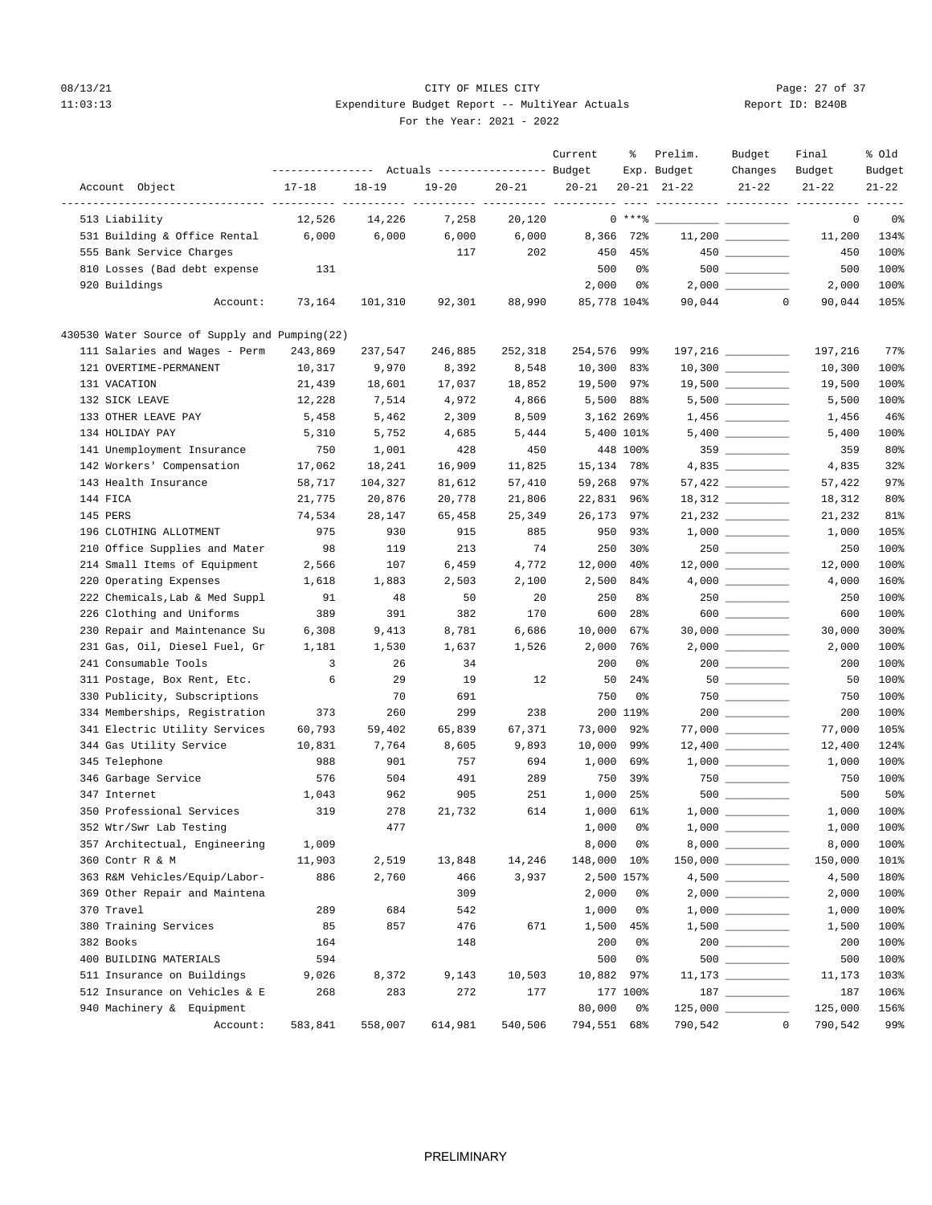CITY OF MILES CITY

Expenditure Budget Report -- MultiYear Actuals

For the Year: 2021 - 2022

08/13/21 11:03:13 — Report ID: B240B

| Account Object | Actuals 17-18 | Actuals 18-19 | Actuals 19-20 | Actuals 20-21 | Current Budget 20-21 | % Exp. 20-21 | Prelim. Budget 21-22 | Budget Changes 21-22 | Final Budget 21-22 | % Old Budget 21-22 |
|---|---|---|---|---|---|---|---|---|---|---|
| 513 Liability | 12,526 | 14,226 | 7,258 | 20,120 | 0 | ***% | __________ | __________ | 0 | 0% |
| 531 Building & Office Rental | 6,000 | 6,000 | 6,000 | 6,000 | 8,366 | 72% | 11,200 | __________ | 11,200 | 134% |
| 555 Bank Service Charges | | | 117 | 202 | 450 | 45% | 450 | __________ | 450 | 100% |
| 810 Losses (Bad debt expense | 131 | | | | 500 | 0% | 500 | __________ | 500 | 100% |
| 920 Buildings | | | | | 2,000 | 0% | 2,000 | __________ | 2,000 | 100% |
| Account: | 73,164 | 101,310 | 92,301 | 88,990 | 85,778 | 104% | 90,044 | 0 | 90,044 | 105% |
| **430530 Water Source of Supply and Pumping(22)** | | | | | | | | | | |
| 111 Salaries and Wages - Perm | 243,869 | 237,547 | 246,885 | 252,318 | 254,576 | 99% | 197,216 | __________ | 197,216 | 77% |
| 121 OVERTIME-PERMANENT | 10,317 | 9,970 | 8,392 | 8,548 | 10,300 | 83% | 10,300 | __________ | 10,300 | 100% |
| 131 VACATION | 21,439 | 18,601 | 17,037 | 18,852 | 19,500 | 97% | 19,500 | __________ | 19,500 | 100% |
| 132 SICK LEAVE | 12,228 | 7,514 | 4,972 | 4,866 | 5,500 | 88% | 5,500 | __________ | 5,500 | 100% |
| 133 OTHER LEAVE PAY | 5,458 | 5,462 | 2,309 | 8,509 | 3,162 | 269% | 1,456 | __________ | 1,456 | 46% |
| 134 HOLIDAY PAY | 5,310 | 5,752 | 4,685 | 5,444 | 5,400 | 101% | 5,400 | __________ | 5,400 | 100% |
| 141 Unemployment Insurance | 750 | 1,001 | 428 | 450 | 448 | 100% | 359 | __________ | 359 | 80% |
| 142 Workers' Compensation | 17,062 | 18,241 | 16,909 | 11,825 | 15,134 | 78% | 4,835 | __________ | 4,835 | 32% |
| 143 Health Insurance | 58,717 | 104,327 | 81,612 | 57,410 | 59,268 | 97% | 57,422 | __________ | 57,422 | 97% |
| 144 FICA | 21,775 | 20,876 | 20,778 | 21,806 | 22,831 | 96% | 18,312 | __________ | 18,312 | 80% |
| 145 PERS | 74,534 | 28,147 | 65,458 | 25,349 | 26,173 | 97% | 21,232 | __________ | 21,232 | 81% |
| 196 CLOTHING ALLOTMENT | 975 | 930 | 915 | 885 | 950 | 93% | 1,000 | __________ | 1,000 | 105% |
| 210 Office Supplies and Mater | 98 | 119 | 213 | 74 | 250 | 30% | 250 | __________ | 250 | 100% |
| 214 Small Items of Equipment | 2,566 | 107 | 6,459 | 4,772 | 12,000 | 40% | 12,000 | __________ | 12,000 | 100% |
| 220 Operating Expenses | 1,618 | 1,883 | 2,503 | 2,100 | 2,500 | 84% | 4,000 | __________ | 4,000 | 160% |
| 222 Chemicals,Lab & Med Suppl | 91 | 48 | 50 | 20 | 250 | 8% | 250 | __________ | 250 | 100% |
| 226 Clothing and Uniforms | 389 | 391 | 382 | 170 | 600 | 28% | 600 | __________ | 600 | 100% |
| 230 Repair and Maintenance Su | 6,308 | 9,413 | 8,781 | 6,686 | 10,000 | 67% | 30,000 | __________ | 30,000 | 300% |
| 231 Gas, Oil, Diesel Fuel, Gr | 1,181 | 1,530 | 1,637 | 1,526 | 2,000 | 76% | 2,000 | __________ | 2,000 | 100% |
| 241 Consumable Tools | 3 | 26 | 34 | | 200 | 0% | 200 | __________ | 200 | 100% |
| 311 Postage, Box Rent, Etc. | 6 | 29 | 19 | 12 | 50 | 24% | 50 | __________ | 50 | 100% |
| 330 Publicity, Subscriptions | | 70 | 691 | | 750 | 0% | 750 | __________ | 750 | 100% |
| 334 Memberships, Registration | 373 | 260 | 299 | 238 | 200 | 119% | 200 | __________ | 200 | 100% |
| 341 Electric Utility Services | 60,793 | 59,402 | 65,839 | 67,371 | 73,000 | 92% | 77,000 | __________ | 77,000 | 105% |
| 344 Gas Utility Service | 10,831 | 7,764 | 8,605 | 9,893 | 10,000 | 99% | 12,400 | __________ | 12,400 | 124% |
| 345 Telephone | 988 | 901 | 757 | 694 | 1,000 | 69% | 1,000 | __________ | 1,000 | 100% |
| 346 Garbage Service | 576 | 504 | 491 | 289 | 750 | 39% | 750 | __________ | 750 | 100% |
| 347 Internet | 1,043 | 962 | 905 | 251 | 1,000 | 25% | 500 | __________ | 500 | 50% |
| 350 Professional Services | 319 | 278 | 21,732 | 614 | 1,000 | 61% | 1,000 | __________ | 1,000 | 100% |
| 352 Wtr/Swr Lab Testing | | 477 | | | 1,000 | 0% | 1,000 | __________ | 1,000 | 100% |
| 357 Architectual, Engineering | 1,009 | | | | 8,000 | 0% | 8,000 | __________ | 8,000 | 100% |
| 360 Contr R & M | 11,903 | 2,519 | 13,848 | 14,246 | 148,000 | 10% | 150,000 | __________ | 150,000 | 101% |
| 363 R&M Vehicles/Equip/Labor- | 886 | 2,760 | 466 | 3,937 | 2,500 | 157% | 4,500 | __________ | 4,500 | 180% |
| 369 Other Repair and Maintena | | | 309 | | 2,000 | 0% | 2,000 | __________ | 2,000 | 100% |
| 370 Travel | 289 | 684 | 542 | | 1,000 | 0% | 1,000 | __________ | 1,000 | 100% |
| 380 Training Services | 85 | 857 | 476 | 671 | 1,500 | 45% | 1,500 | __________ | 1,500 | 100% |
| 382 Books | 164 | | 148 | | 200 | 0% | 200 | __________ | 200 | 100% |
| 400 BUILDING MATERIALS | 594 | | | | 500 | 0% | 500 | __________ | 500 | 100% |
| 511 Insurance on Buildings | 9,026 | 8,372 | 9,143 | 10,503 | 10,882 | 97% | 11,173 | __________ | 11,173 | 103% |
| 512 Insurance on Vehicles & E | 268 | 283 | 272 | 177 | 177 | 100% | 187 | __________ | 187 | 106% |
| 940 Machinery & Equipment | | | | | 80,000 | 0% | 125,000 | __________ | 125,000 | 156% |
| Account: | 583,841 | 558,007 | 614,981 | 540,506 | 794,551 | 68% | 790,542 | 0 | 790,542 | 99% |

PRELIMINARY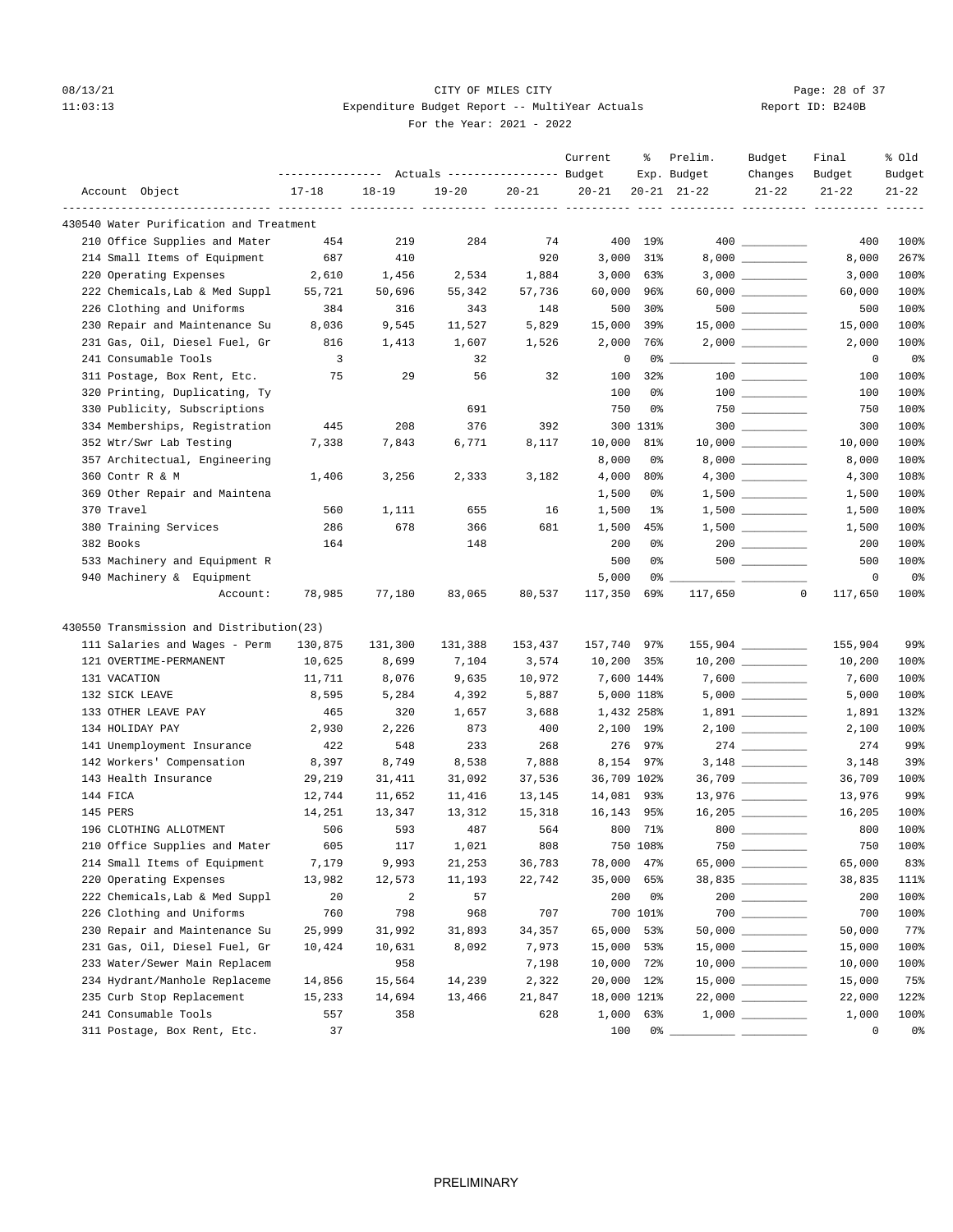CITY OF MILES CITY

Expenditure Budget Report -- MultiYear Actuals

For the Year: 2021 - 2022

| Account Object | Actuals 17-18 | Actuals 18-19 | Actuals 19-20 | Actuals 20-21 | Current Budget 20-21 | % Exp. 20-21 | Prelim. Budget 21-22 | Budget Changes 21-22 | Final Budget 21-22 | % Old Budget 21-22 |
|---|---|---|---|---|---|---|---|---|---|---|
| **430540 Water Purification and Treatment** | | | | | | | | | | |
| 210 Office Supplies and Mater | 454 | 219 | 284 | 74 | 400 | 19% | 400 | | 400 | 100% |
| 214 Small Items of Equipment | 687 | 410 | | 920 | 3,000 | 31% | 8,000 | | 8,000 | 267% |
| 220 Operating Expenses | 2,610 | 1,456 | 2,534 | 1,884 | 3,000 | 63% | 3,000 | | 3,000 | 100% |
| 222 Chemicals,Lab & Med Suppl | 55,721 | 50,696 | 55,342 | 57,736 | 60,000 | 96% | 60,000 | | 60,000 | 100% |
| 226 Clothing and Uniforms | 384 | 316 | 343 | 148 | 500 | 30% | 500 | | 500 | 100% |
| 230 Repair and Maintenance Su | 8,036 | 9,545 | 11,527 | 5,829 | 15,000 | 39% | 15,000 | | 15,000 | 100% |
| 231 Gas, Oil, Diesel Fuel, Gr | 816 | 1,413 | 1,607 | 1,526 | 2,000 | 76% | 2,000 | | 2,000 | 100% |
| 241 Consumable Tools | 3 | | 32 | | 0 | 0% | | | 0 | 0% |
| 311 Postage, Box Rent, Etc. | 75 | 29 | 56 | 32 | 100 | 32% | 100 | | 100 | 100% |
| 320 Printing, Duplicating, Ty | | | | | 100 | 0% | 100 | | 100 | 100% |
| 330 Publicity, Subscriptions | | | 691 | | 750 | 0% | 750 | | 750 | 100% |
| 334 Memberships, Registration | 445 | 208 | 376 | 392 | 300 | 131% | 300 | | 300 | 100% |
| 352 Wtr/Swr Lab Testing | 7,338 | 7,843 | 6,771 | 8,117 | 10,000 | 81% | 10,000 | | 10,000 | 100% |
| 357 Architectual, Engineering | | | | | 8,000 | 0% | 8,000 | | 8,000 | 100% |
| 360 Contr R & M | 1,406 | 3,256 | 2,333 | 3,182 | 4,000 | 80% | 4,300 | | 4,300 | 108% |
| 369 Other Repair and Maintena | | | | | 1,500 | 0% | 1,500 | | 1,500 | 100% |
| 370 Travel | 560 | 1,111 | 655 | 16 | 1,500 | 1% | 1,500 | | 1,500 | 100% |
| 380 Training Services | 286 | 678 | 366 | 681 | 1,500 | 45% | 1,500 | | 1,500 | 100% |
| 382 Books | 164 | | 148 | | 200 | 0% | 200 | | 200 | 100% |
| 533 Machinery and Equipment R | | | | | 500 | 0% | 500 | | 500 | 100% |
| 940 Machinery & Equipment | | | | | 5,000 | 0% | | | 0 | 0% |
| Account: | 78,985 | 77,180 | 83,065 | 80,537 | 117,350 | 69% | 117,650 | 0 | 117,650 | 100% |
| **430550 Transmission and Distribution(23)** | | | | | | | | | | |
| 111 Salaries and Wages - Perm | 130,875 | 131,300 | 131,388 | 153,437 | 157,740 | 97% | 155,904 | | 155,904 | 99% |
| 121 OVERTIME-PERMANENT | 10,625 | 8,699 | 7,104 | 3,574 | 10,200 | 35% | 10,200 | | 10,200 | 100% |
| 131 VACATION | 11,711 | 8,076 | 9,635 | 10,972 | 7,600 | 144% | 7,600 | | 7,600 | 100% |
| 132 SICK LEAVE | 8,595 | 5,284 | 4,392 | 5,887 | 5,000 | 118% | 5,000 | | 5,000 | 100% |
| 133 OTHER LEAVE PAY | 465 | 320 | 1,657 | 3,688 | 1,432 | 258% | 1,891 | | 1,891 | 132% |
| 134 HOLIDAY PAY | 2,930 | 2,226 | 873 | 400 | 2,100 | 19% | 2,100 | | 2,100 | 100% |
| 141 Unemployment Insurance | 422 | 548 | 233 | 268 | 276 | 97% | 274 | | 274 | 99% |
| 142 Workers' Compensation | 8,397 | 8,749 | 8,538 | 7,888 | 8,154 | 97% | 3,148 | | 3,148 | 39% |
| 143 Health Insurance | 29,219 | 31,411 | 31,092 | 37,536 | 36,709 | 102% | 36,709 | | 36,709 | 100% |
| 144 FICA | 12,744 | 11,652 | 11,416 | 13,145 | 14,081 | 93% | 13,976 | | 13,976 | 99% |
| 145 PERS | 14,251 | 13,347 | 13,312 | 15,318 | 16,143 | 95% | 16,205 | | 16,205 | 100% |
| 196 CLOTHING ALLOTMENT | 506 | 593 | 487 | 564 | 800 | 71% | 800 | | 800 | 100% |
| 210 Office Supplies and Mater | 605 | 117 | 1,021 | 808 | 750 | 108% | 750 | | 750 | 100% |
| 214 Small Items of Equipment | 7,179 | 9,993 | 21,253 | 36,783 | 78,000 | 47% | 65,000 | | 65,000 | 83% |
| 220 Operating Expenses | 13,982 | 12,573 | 11,193 | 22,742 | 35,000 | 65% | 38,835 | | 38,835 | 111% |
| 222 Chemicals,Lab & Med Suppl | 20 | 2 | 57 | | 200 | 0% | 200 | | 200 | 100% |
| 226 Clothing and Uniforms | 760 | 798 | 968 | 707 | 700 | 101% | 700 | | 700 | 100% |
| 230 Repair and Maintenance Su | 25,999 | 31,992 | 31,893 | 34,357 | 65,000 | 53% | 50,000 | | 50,000 | 77% |
| 231 Gas, Oil, Diesel Fuel, Gr | 10,424 | 10,631 | 8,092 | 7,973 | 15,000 | 53% | 15,000 | | 15,000 | 100% |
| 233 Water/Sewer Main Replacem | | 958 | | 7,198 | 10,000 | 72% | 10,000 | | 10,000 | 100% |
| 234 Hydrant/Manhole Replaceme | 14,856 | 15,564 | 14,239 | 2,322 | 20,000 | 12% | 15,000 | | 15,000 | 75% |
| 235 Curb Stop Replacement | 15,233 | 14,694 | 13,466 | 21,847 | 18,000 | 121% | 22,000 | | 22,000 | 122% |
| 241 Consumable Tools | 557 | 358 | | 628 | 1,000 | 63% | 1,000 | | 1,000 | 100% |
| 311 Postage, Box Rent, Etc. | 37 | | | | 100 | 0% | | | 0 | 0% |

PRELIMINARY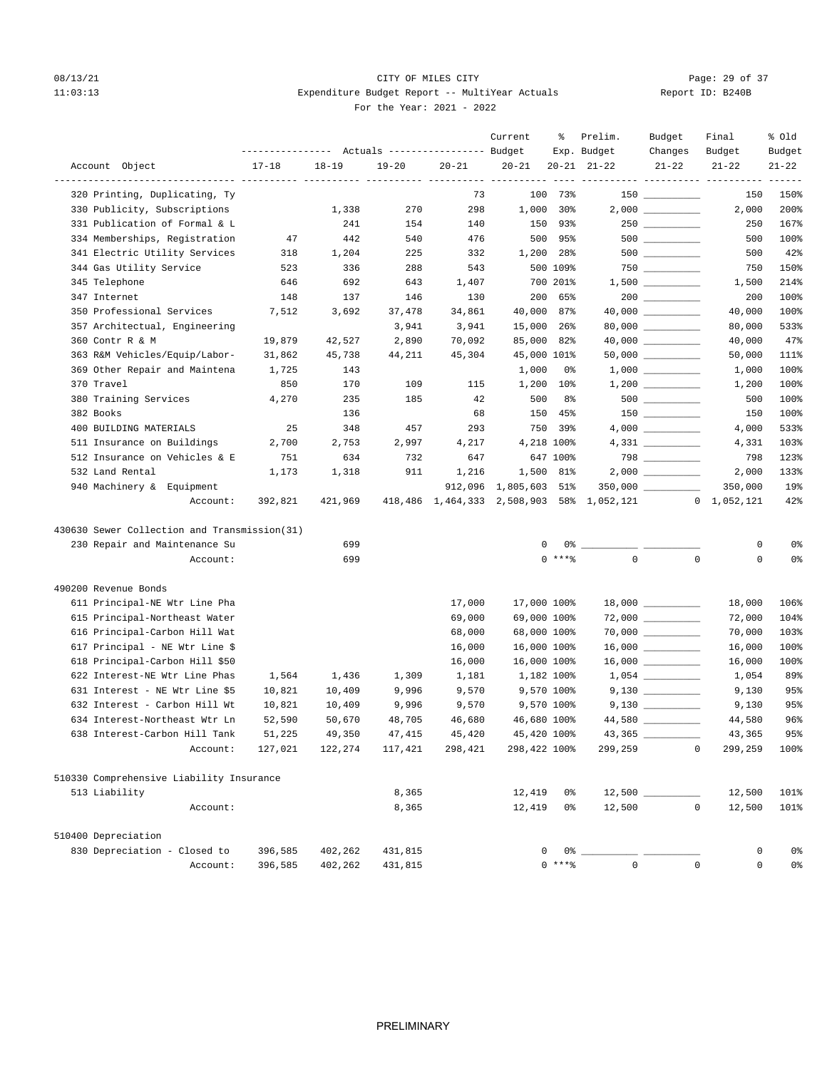CITY OF MILES CITY

Expenditure Budget Report -- MultiYear Actuals

For the Year: 2021 - 2022

| Account Object | Actuals 17-18 | Actuals 18-19 | Actuals 19-20 | Actuals 20-21 | Current Budget 20-21 | % Exp. 20-21 | Prelim. Budget 21-22 | Budget Changes 21-22 | Final Budget 21-22 | % Old Budget 21-22 |
|---|---|---|---|---|---|---|---|---|---|---|
| 320 Printing, Duplicating, Ty | | | | 73 | 100 | 73% | 150 | | 150 | 150% |
| 330 Publicity, Subscriptions | | 1,338 | 270 | 298 | 1,000 | 30% | 2,000 | | 2,000 | 200% |
| 331 Publication of Formal & L | | 241 | 154 | 140 | 150 | 93% | 250 | | 250 | 167% |
| 334 Memberships, Registration | 47 | 442 | 540 | 476 | 500 | 95% | 500 | | 500 | 100% |
| 341 Electric Utility Services | 318 | 1,204 | 225 | 332 | 1,200 | 28% | 500 | | 500 | 42% |
| 344 Gas Utility Service | 523 | 336 | 288 | 543 | 500 | 109% | 750 | | 750 | 150% |
| 345 Telephone | 646 | 692 | 643 | 1,407 | 700 | 201% | 1,500 | | 1,500 | 214% |
| 347 Internet | 148 | 137 | 146 | 130 | 200 | 65% | 200 | | 200 | 100% |
| 350 Professional Services | 7,512 | 3,692 | 37,478 | 34,861 | 40,000 | 87% | 40,000 | | 40,000 | 100% |
| 357 Architectual, Engineering | | | 3,941 | 3,941 | 15,000 | 26% | 80,000 | | 80,000 | 533% |
| 360 Contr R & M | 19,879 | 42,527 | 2,890 | 70,092 | 85,000 | 82% | 40,000 | | 40,000 | 47% |
| 363 R&M Vehicles/Equip/Labor- | 31,862 | 45,738 | 44,211 | 45,304 | 45,000 | 101% | 50,000 | | 50,000 | 111% |
| 369 Other Repair and Maintena | 1,725 | 143 | | | 1,000 | 0% | 1,000 | | 1,000 | 100% |
| 370 Travel | 850 | 170 | 109 | 115 | 1,200 | 10% | 1,200 | | 1,200 | 100% |
| 380 Training Services | 4,270 | 235 | 185 | 42 | 500 | 8% | 500 | | 500 | 100% |
| 382 Books | | 136 | | 68 | 150 | 45% | 150 | | 150 | 100% |
| 400 BUILDING MATERIALS | 25 | 348 | 457 | 293 | 750 | 39% | 4,000 | | 4,000 | 533% |
| 511 Insurance on Buildings | 2,700 | 2,753 | 2,997 | 4,217 | 4,218 | 100% | 4,331 | | 4,331 | 103% |
| 512 Insurance on Vehicles & E | 751 | 634 | 732 | 647 | 647 | 100% | 798 | | 798 | 123% |
| 532 Land Rental | 1,173 | 1,318 | 911 | 1,216 | 1,500 | 81% | 2,000 | | 2,000 | 133% |
| 940 Machinery & Equipment | | | | 912,096 | 1,805,603 | 51% | 350,000 | | 350,000 | 19% |
| Account: | 392,821 | 421,969 | 418,486 | 1,464,333 | 2,508,903 | 58% | 1,052,121 | 0 | 1,052,121 | 42% |
| **430630 Sewer Collection and Transmission(31)** | | | | | | | | | | |
| 230 Repair and Maintenance Su | | 699 | | | 0 | 0% | | | 0 | 0% |
| Account: | | 699 | | | 0 | *** % | 0 | 0 | 0 | 0% |
| **490200 Revenue Bonds** | | | | | | | | | | |
| 611 Principal-NE Wtr Line Pha | | | | 17,000 | 17,000 | 100% | 18,000 | | 18,000 | 106% |
| 615 Principal-Northeast Water | | | | 69,000 | 69,000 | 100% | 72,000 | | 72,000 | 104% |
| 616 Principal-Carbon Hill Wat | | | | 68,000 | 68,000 | 100% | 70,000 | | 70,000 | 103% |
| 617 Principal - NE Wtr Line $ | | | | 16,000 | 16,000 | 100% | 16,000 | | 16,000 | 100% |
| 618 Principal-Carbon Hill $50 | | | | 16,000 | 16,000 | 100% | 16,000 | | 16,000 | 100% |
| 622 Interest-NE Wtr Line Phas | 1,564 | 1,436 | 1,309 | 1,181 | 1,182 | 100% | 1,054 | | 1,054 | 89% |
| 631 Interest - NE Wtr Line $5 | 10,821 | 10,409 | 9,996 | 9,570 | 9,570 | 100% | 9,130 | | 9,130 | 95% |
| 632 Interest - Carbon Hill Wt | 10,821 | 10,409 | 9,996 | 9,570 | 9,570 | 100% | 9,130 | | 9,130 | 95% |
| 634 Interest-Northeast Wtr Ln | 52,590 | 50,670 | 48,705 | 46,680 | 46,680 | 100% | 44,580 | | 44,580 | 96% |
| 638 Interest-Carbon Hill Tank | 51,225 | 49,350 | 47,415 | 45,420 | 45,420 | 100% | 43,365 | | 43,365 | 95% |
| Account: | 127,021 | 122,274 | 117,421 | 298,421 | 298,422 | 100% | 299,259 | 0 | 299,259 | 100% |
| **510330 Comprehensive Liability Insurance** | | | | | | | | | | |
| 513 Liability | | | 8,365 | | 12,419 | 0% | 12,500 | | 12,500 | 101% |
| Account: | | | 8,365 | | 12,419 | 0% | 12,500 | 0 | 12,500 | 101% |
| **510400 Depreciation** | | | | | | | | | | |
| 830 Depreciation - Closed to | 396,585 | 402,262 | 431,815 | | 0 | 0% | | | 0 | 0% |
| Account: | 396,585 | 402,262 | 431,815 | | 0 | *** % | 0 | 0 | 0 | 0% |

PRELIMINARY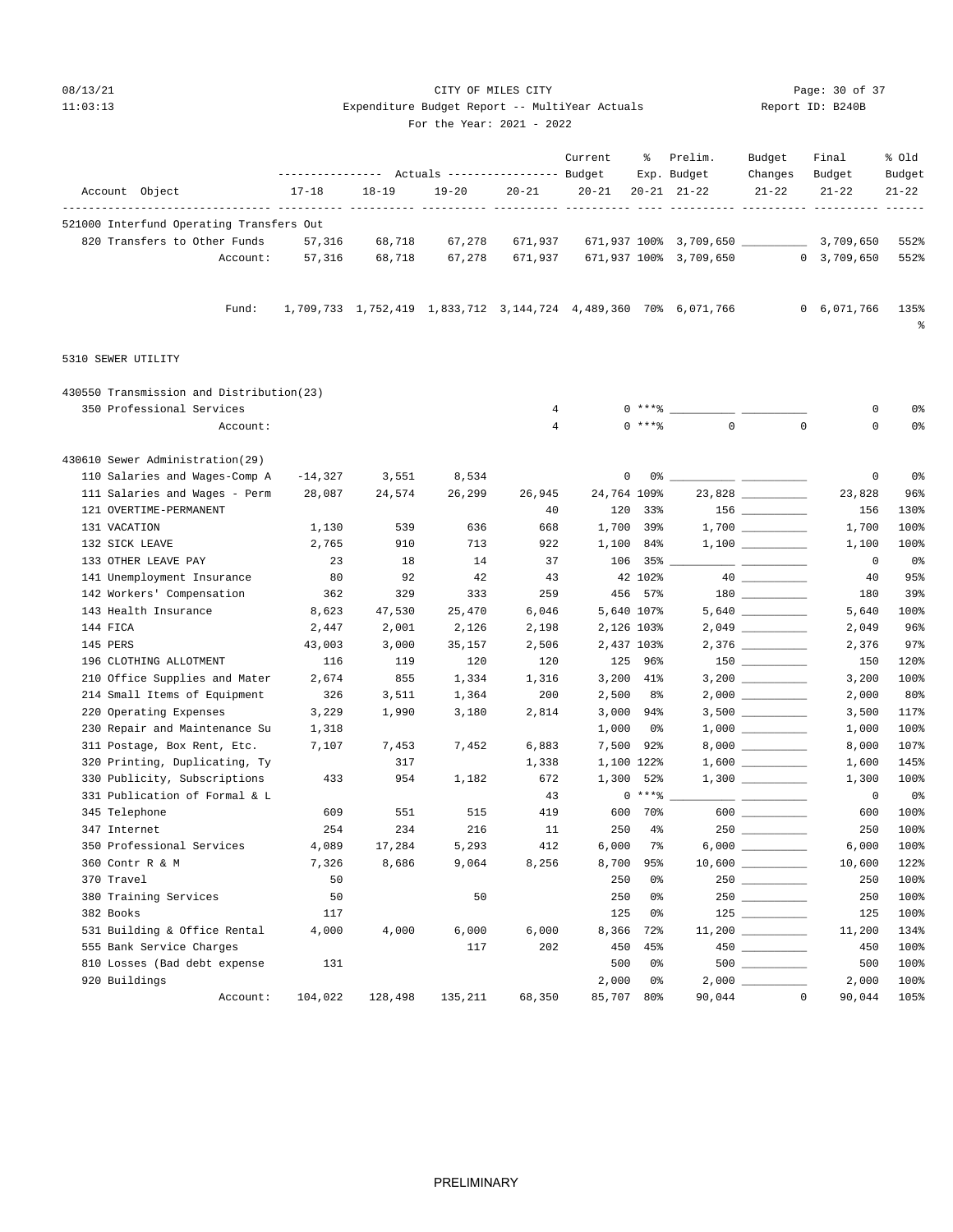CITY OF MILES CITY
Expenditure Budget Report -- MultiYear Actuals
For the Year: 2021 - 2022

08/13/21 11:03:13 — Report ID: B240B

| Account Object | Actuals 17-18 | Actuals 18-19 | Actuals 19-20 | Actuals 20-21 | Current Budget 20-21 | % Exp. 20-21 | Prelim. Budget 21-22 | Budget Changes 21-22 | Final Budget 21-22 | % Old Budget 21-22 |
|---|---|---|---|---|---|---|---|---|---|---|
| **521000 Interfund Operating Transfers Out** | | | | | | | | | | |
| 820 Transfers to Other Funds | 57,316 | 68,718 | 67,278 | 671,937 | 671,937 | 100% | 3,709,650 | __________ | 3,709,650 | 552% |
| Account: | 57,316 | 68,718 | 67,278 | 671,937 | 671,937 | 100% | 3,709,650 | 0 | 3,709,650 | 552% |
| Fund: | 1,709,733 | 1,752,419 | 1,833,712 | 3,144,724 | 4,489,360 | 70% | 6,071,766 | 0 | 6,071,766 | 135% |
| **5310 SEWER UTILITY** | | | | | | | | | | |
| **430550 Transmission and Distribution(23)** | | | | | | | | | | |
| 350 Professional Services | | | | 4 | 0 | ***% | __________ | __________ | 0 | 0% |
| Account: | | | | 4 | 0 | ***% | 0 | 0 | 0 | 0% |
| **430610 Sewer Administration(29)** | | | | | | | | | | |
| 110 Salaries and Wages-Comp A | -14,327 | 3,551 | 8,534 | | 0 | 0% | __________ | __________ | 0 | 0% |
| 111 Salaries and Wages - Perm | 28,087 | 24,574 | 26,299 | 26,945 | 24,764 | 109% | 23,828 | __________ | 23,828 | 96% |
| 121 OVERTIME-PERMANENT | | | | 40 | 120 | 33% | 156 | __________ | 156 | 130% |
| 131 VACATION | 1,130 | 539 | 636 | 668 | 1,700 | 39% | 1,700 | __________ | 1,700 | 100% |
| 132 SICK LEAVE | 2,765 | 910 | 713 | 922 | 1,100 | 84% | 1,100 | __________ | 1,100 | 100% |
| 133 OTHER LEAVE PAY | 23 | 18 | 14 | 37 | 106 | 35% | __________ | __________ | 0 | 0% |
| 141 Unemployment Insurance | 80 | 92 | 42 | 43 | 42 | 102% | 40 | __________ | 40 | 95% |
| 142 Workers' Compensation | 362 | 329 | 333 | 259 | 456 | 57% | 180 | __________ | 180 | 39% |
| 143 Health Insurance | 8,623 | 47,530 | 25,470 | 6,046 | 5,640 | 107% | 5,640 | __________ | 5,640 | 100% |
| 144 FICA | 2,447 | 2,001 | 2,126 | 2,198 | 2,126 | 103% | 2,049 | __________ | 2,049 | 96% |
| 145 PERS | 43,003 | 3,000 | 35,157 | 2,506 | 2,437 | 103% | 2,376 | __________ | 2,376 | 97% |
| 196 CLOTHING ALLOTMENT | 116 | 119 | 120 | 120 | 125 | 96% | 150 | __________ | 150 | 120% |
| 210 Office Supplies and Mater | 2,674 | 855 | 1,334 | 1,316 | 3,200 | 41% | 3,200 | __________ | 3,200 | 100% |
| 214 Small Items of Equipment | 326 | 3,511 | 1,364 | 200 | 2,500 | 8% | 2,000 | __________ | 2,000 | 80% |
| 220 Operating Expenses | 3,229 | 1,990 | 3,180 | 2,814 | 3,000 | 94% | 3,500 | __________ | 3,500 | 117% |
| 230 Repair and Maintenance Su | 1,318 | | | | 1,000 | 0% | 1,000 | __________ | 1,000 | 100% |
| 311 Postage, Box Rent, Etc. | 7,107 | 7,453 | 7,452 | 6,883 | 7,500 | 92% | 8,000 | __________ | 8,000 | 107% |
| 320 Printing, Duplicating, Ty | | 317 | | 1,338 | 1,100 | 122% | 1,600 | __________ | 1,600 | 145% |
| 330 Publicity, Subscriptions | 433 | 954 | 1,182 | 672 | 1,300 | 52% | 1,300 | __________ | 1,300 | 100% |
| 331 Publication of Formal & L | | | | 43 | 0 | ***% | __________ | __________ | 0 | 0% |
| 345 Telephone | 609 | 551 | 515 | 419 | 600 | 70% | 600 | __________ | 600 | 100% |
| 347 Internet | 254 | 234 | 216 | 11 | 250 | 4% | 250 | __________ | 250 | 100% |
| 350 Professional Services | 4,089 | 17,284 | 5,293 | 412 | 6,000 | 7% | 6,000 | __________ | 6,000 | 100% |
| 360 Contr R & M | 7,326 | 8,686 | 9,064 | 8,256 | 8,700 | 95% | 10,600 | __________ | 10,600 | 122% |
| 370 Travel | 50 | | | | 250 | 0% | 250 | __________ | 250 | 100% |
| 380 Training Services | 50 | | 50 | | 250 | 0% | 250 | __________ | 250 | 100% |
| 382 Books | 117 | | | | 125 | 0% | 125 | __________ | 125 | 100% |
| 531 Building & Office Rental | 4,000 | 4,000 | 6,000 | 6,000 | 8,366 | 72% | 11,200 | __________ | 11,200 | 134% |
| 555 Bank Service Charges | | | 117 | 202 | 450 | 45% | 450 | __________ | 450 | 100% |
| 810 Losses (Bad debt expense | 131 | | | | 500 | 0% | 500 | __________ | 500 | 100% |
| 920 Buildings | | | | | 2,000 | 0% | 2,000 | __________ | 2,000 | 100% |
| Account: | 104,022 | 128,498 | 135,211 | 68,350 | 85,707 | 80% | 90,044 | 0 | 90,044 | 105% |

PRELIMINARY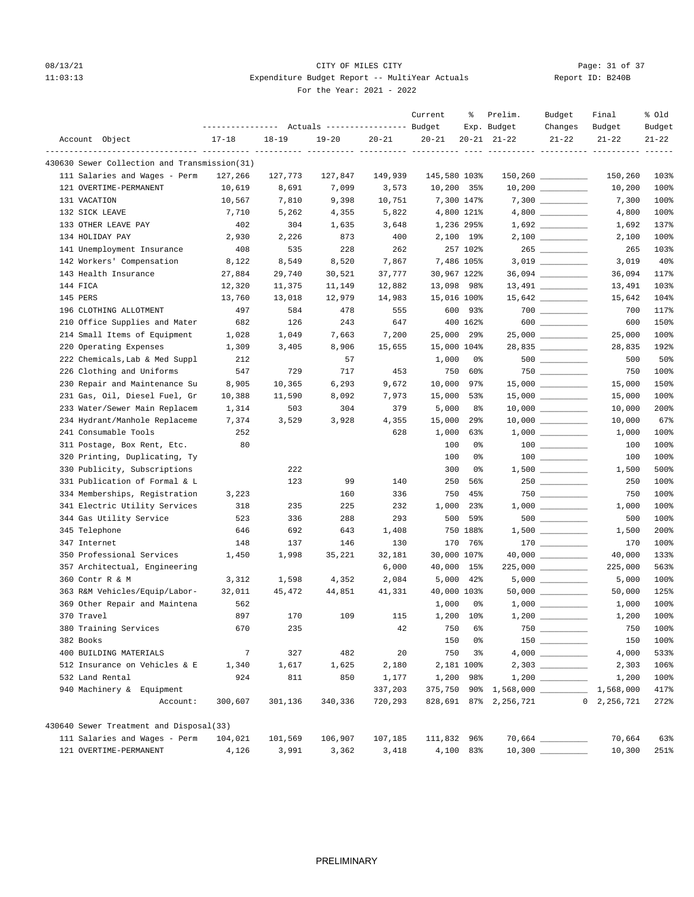08/13/21 CITY OF MILES CITY
11:03:13 Expenditure Budget Report -- MultiYear Actuals Report ID: B240B
For the Year: 2021 - 2022

| Account Object | Actuals 17-18 | Actuals 18-19 | Actuals 19-20 | Actuals 20-21 | Current Budget 20-21 | % Exp. 20-21 | Prelim. Budget 21-22 | Budget Changes 21-22 | Final Budget 21-22 | % Old Budget 21-22 |
|---|---|---|---|---|---|---|---|---|---|---|
| **430630 Sewer Collection and Transmission(31)** | | | | | | | | | | |
| 111 Salaries and Wages - Perm | 127,266 | 127,773 | 127,847 | 149,939 | 145,580 | 103% | 150,260 | __________ | 150,260 | 103% |
| 121 OVERTIME-PERMANENT | 10,619 | 8,691 | 7,099 | 3,573 | 10,200 | 35% | 10,200 | __________ | 10,200 | 100% |
| 131 VACATION | 10,567 | 7,810 | 9,398 | 10,751 | 7,300 | 147% | 7,300 | __________ | 7,300 | 100% |
| 132 SICK LEAVE | 7,710 | 5,262 | 4,355 | 5,822 | 4,800 | 121% | 4,800 | __________ | 4,800 | 100% |
| 133 OTHER LEAVE PAY | 402 | 304 | 1,635 | 3,648 | 1,236 | 295% | 1,692 | __________ | 1,692 | 137% |
| 134 HOLIDAY PAY | 2,930 | 2,226 | 873 | 400 | 2,100 | 19% | 2,100 | __________ | 2,100 | 100% |
| 141 Unemployment Insurance | 408 | 535 | 228 | 262 | 257 | 102% | 265 | __________ | 265 | 103% |
| 142 Workers' Compensation | 8,122 | 8,549 | 8,520 | 7,867 | 7,486 | 105% | 3,019 | __________ | 3,019 | 40% |
| 143 Health Insurance | 27,884 | 29,740 | 30,521 | 37,777 | 30,967 | 122% | 36,094 | __________ | 36,094 | 117% |
| 144 FICA | 12,320 | 11,375 | 11,149 | 12,882 | 13,098 | 98% | 13,491 | __________ | 13,491 | 103% |
| 145 PERS | 13,760 | 13,018 | 12,979 | 14,983 | 15,016 | 100% | 15,642 | __________ | 15,642 | 104% |
| 196 CLOTHING ALLOTMENT | 497 | 584 | 478 | 555 | 600 | 93% | 700 | __________ | 700 | 117% |
| 210 Office Supplies and Mater | 682 | 126 | 243 | 647 | 400 | 162% | 600 | __________ | 600 | 150% |
| 214 Small Items of Equipment | 1,028 | 1,049 | 7,663 | 7,200 | 25,000 | 29% | 25,000 | __________ | 25,000 | 100% |
| 220 Operating Expenses | 1,309 | 3,405 | 8,906 | 15,655 | 15,000 | 104% | 28,835 | __________ | 28,835 | 192% |
| 222 Chemicals,Lab & Med Suppl | 212 | | 57 | | 1,000 | 0% | 500 | __________ | 500 | 50% |
| 226 Clothing and Uniforms | 547 | 729 | 717 | 453 | 750 | 60% | 750 | __________ | 750 | 100% |
| 230 Repair and Maintenance Su | 8,905 | 10,365 | 6,293 | 9,672 | 10,000 | 97% | 15,000 | __________ | 15,000 | 150% |
| 231 Gas, Oil, Diesel Fuel, Gr | 10,388 | 11,590 | 8,092 | 7,973 | 15,000 | 53% | 15,000 | __________ | 15,000 | 100% |
| 233 Water/Sewer Main Replacem | 1,314 | 503 | 304 | 379 | 5,000 | 8% | 10,000 | __________ | 10,000 | 200% |
| 234 Hydrant/Manhole Replaceme | 7,374 | 3,529 | 3,928 | 4,355 | 15,000 | 29% | 10,000 | __________ | 10,000 | 67% |
| 241 Consumable Tools | 252 | | | 628 | 1,000 | 63% | 1,000 | __________ | 1,000 | 100% |
| 311 Postage, Box Rent, Etc. | 80 | | | | 100 | 0% | 100 | __________ | 100 | 100% |
| 320 Printing, Duplicating, Ty | | | | | 100 | 0% | 100 | __________ | 100 | 100% |
| 330 Publicity, Subscriptions | | 222 | | | 300 | 0% | 1,500 | __________ | 1,500 | 500% |
| 331 Publication of Formal & L | | 123 | 99 | 140 | 250 | 56% | 250 | __________ | 250 | 100% |
| 334 Memberships, Registration | 3,223 | | 160 | 336 | 750 | 45% | 750 | __________ | 750 | 100% |
| 341 Electric Utility Services | 318 | 235 | 225 | 232 | 1,000 | 23% | 1,000 | __________ | 1,000 | 100% |
| 344 Gas Utility Service | 523 | 336 | 288 | 293 | 500 | 59% | 500 | __________ | 500 | 100% |
| 345 Telephone | 646 | 692 | 643 | 1,408 | 750 | 188% | 1,500 | __________ | 1,500 | 200% |
| 347 Internet | 148 | 137 | 146 | 130 | 170 | 76% | 170 | __________ | 170 | 100% |
| 350 Professional Services | 1,450 | 1,998 | 35,221 | 32,181 | 30,000 | 107% | 40,000 | __________ | 40,000 | 133% |
| 357 Architectual, Engineering | | | | 6,000 | 40,000 | 15% | 225,000 | __________ | 225,000 | 563% |
| 360 Contr R & M | 3,312 | 1,598 | 4,352 | 2,084 | 5,000 | 42% | 5,000 | __________ | 5,000 | 100% |
| 363 R&M Vehicles/Equip/Labor- | 32,011 | 45,472 | 44,851 | 41,331 | 40,000 | 103% | 50,000 | __________ | 50,000 | 125% |
| 369 Other Repair and Maintena | 562 | | | | 1,000 | 0% | 1,000 | __________ | 1,000 | 100% |
| 370 Travel | 897 | 170 | 109 | 115 | 1,200 | 10% | 1,200 | __________ | 1,200 | 100% |
| 380 Training Services | 670 | 235 | | 42 | 750 | 6% | 750 | __________ | 750 | 100% |
| 382 Books | | | | | 150 | 0% | 150 | __________ | 150 | 100% |
| 400 BUILDING MATERIALS | 7 | 327 | 482 | 20 | 750 | 3% | 4,000 | __________ | 4,000 | 533% |
| 512 Insurance on Vehicles & E | 1,340 | 1,617 | 1,625 | 2,180 | 2,181 | 100% | 2,303 | __________ | 2,303 | 106% |
| 532 Land Rental | 924 | 811 | 850 | 1,177 | 1,200 | 98% | 1,200 | __________ | 1,200 | 100% |
| 940 Machinery & Equipment | | | | 337,203 | 375,750 | 90% | 1,568,000 | __________ | 1,568,000 | 417% |
| Account: | 300,607 | 301,136 | 340,336 | 720,293 | 828,691 | 87% | 2,256,721 | 0 | 2,256,721 | 272% |
| **430640 Sewer Treatment and Disposal(33)** | | | | | | | | | | |
| 111 Salaries and Wages - Perm | 104,021 | 101,569 | 106,907 | 107,185 | 111,832 | 96% | 70,664 | __________ | 70,664 | 63% |
| 121 OVERTIME-PERMANENT | 4,126 | 3,991 | 3,362 | 3,418 | 4,100 | 83% | 10,300 | __________ | 10,300 | 251% |

PRELIMINARY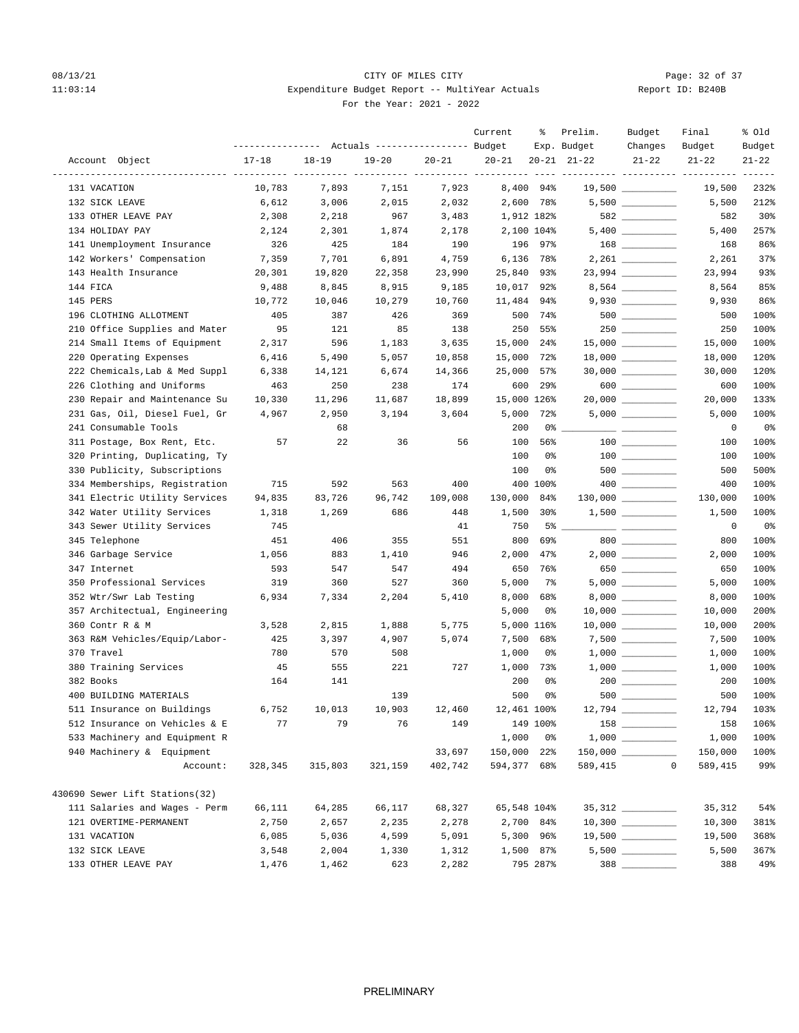CITY OF MILES CITY
Expenditure Budget Report -- MultiYear Actuals
For the Year: 2021 - 2022

08/13/21 11:03:14 — Report ID: B240B

| Account Object | Actuals 17-18 | Actuals 18-19 | Actuals 19-20 | Actuals 20-21 | Current Budget 20-21 | % Exp. 20-21 | Prelim. Budget 21-22 | Budget Changes 21-22 | Final Budget 21-22 | % Old Budget 21-22 |
|---|---|---|---|---|---|---|---|---|---|---|
| 131 VACATION | 10,783 | 7,893 | 7,151 | 7,923 | 8,400 | 94% | 19,500 | | 19,500 | 232% |
| 132 SICK LEAVE | 6,612 | 3,006 | 2,015 | 2,032 | 2,600 | 78% | 5,500 | | 5,500 | 212% |
| 133 OTHER LEAVE PAY | 2,308 | 2,218 | 967 | 3,483 | 1,912 | 182% | 582 | | 582 | 30% |
| 134 HOLIDAY PAY | 2,124 | 2,301 | 1,874 | 2,178 | 2,100 | 104% | 5,400 | | 5,400 | 257% |
| 141 Unemployment Insurance | 326 | 425 | 184 | 190 | 196 | 97% | 168 | | 168 | 86% |
| 142 Workers' Compensation | 7,359 | 7,701 | 6,891 | 4,759 | 6,136 | 78% | 2,261 | | 2,261 | 37% |
| 143 Health Insurance | 20,301 | 19,820 | 22,358 | 23,990 | 25,840 | 93% | 23,994 | | 23,994 | 93% |
| 144 FICA | 9,488 | 8,845 | 8,915 | 9,185 | 10,017 | 92% | 8,564 | | 8,564 | 85% |
| 145 PERS | 10,772 | 10,046 | 10,279 | 10,760 | 11,484 | 94% | 9,930 | | 9,930 | 86% |
| 196 CLOTHING ALLOTMENT | 405 | 387 | 426 | 369 | 500 | 74% | 500 | | 500 | 100% |
| 210 Office Supplies and Mater | 95 | 121 | 85 | 138 | 250 | 55% | 250 | | 250 | 100% |
| 214 Small Items of Equipment | 2,317 | 596 | 1,183 | 3,635 | 15,000 | 24% | 15,000 | | 15,000 | 100% |
| 220 Operating Expenses | 6,416 | 5,490 | 5,057 | 10,858 | 15,000 | 72% | 18,000 | | 18,000 | 120% |
| 222 Chemicals,Lab & Med Suppl | 6,338 | 14,121 | 6,674 | 14,366 | 25,000 | 57% | 30,000 | | 30,000 | 120% |
| 226 Clothing and Uniforms | 463 | 250 | 238 | 174 | 600 | 29% | 600 | | 600 | 100% |
| 230 Repair and Maintenance Su | 10,330 | 11,296 | 11,687 | 18,899 | 15,000 | 126% | 20,000 | | 20,000 | 133% |
| 231 Gas, Oil, Diesel Fuel, Gr | 4,967 | 2,950 | 3,194 | 3,604 | 5,000 | 72% | 5,000 | | 5,000 | 100% |
| 241 Consumable Tools | | 68 | | | 200 | 0% | | | 0 | 0% |
| 311 Postage, Box Rent, Etc. | 57 | 22 | 36 | 56 | 100 | 56% | 100 | | 100 | 100% |
| 320 Printing, Duplicating, Ty | | | | | 100 | 0% | 100 | | 100 | 100% |
| 330 Publicity, Subscriptions | | | | | 100 | 0% | 500 | | 500 | 500% |
| 334 Memberships, Registration | 715 | 592 | 563 | 400 | 400 | 100% | 400 | | 400 | 100% |
| 341 Electric Utility Services | 94,835 | 83,726 | 96,742 | 109,008 | 130,000 | 84% | 130,000 | | 130,000 | 100% |
| 342 Water Utility Services | 1,318 | 1,269 | 686 | 448 | 1,500 | 30% | 1,500 | | 1,500 | 100% |
| 343 Sewer Utility Services | 745 | | | 41 | 750 | 5% | | | 0 | 0% |
| 345 Telephone | 451 | 406 | 355 | 551 | 800 | 69% | 800 | | 800 | 100% |
| 346 Garbage Service | 1,056 | 883 | 1,410 | 946 | 2,000 | 47% | 2,000 | | 2,000 | 100% |
| 347 Internet | 593 | 547 | 547 | 494 | 650 | 76% | 650 | | 650 | 100% |
| 350 Professional Services | 319 | 360 | 527 | 360 | 5,000 | 7% | 5,000 | | 5,000 | 100% |
| 352 Wtr/Swr Lab Testing | 6,934 | 7,334 | 2,204 | 5,410 | 8,000 | 68% | 8,000 | | 8,000 | 100% |
| 357 Architectual, Engineering | | | | | 5,000 | 0% | 10,000 | | 10,000 | 200% |
| 360 Contr R & M | 3,528 | 2,815 | 1,888 | 5,775 | 5,000 | 116% | 10,000 | | 10,000 | 200% |
| 363 R&M Vehicles/Equip/Labor- | 425 | 3,397 | 4,907 | 5,074 | 7,500 | 68% | 7,500 | | 7,500 | 100% |
| 370 Travel | 780 | 570 | 508 | | 1,000 | 0% | 1,000 | | 1,000 | 100% |
| 380 Training Services | 45 | 555 | 221 | 727 | 1,000 | 73% | 1,000 | | 1,000 | 100% |
| 382 Books | 164 | 141 | | | 200 | 0% | 200 | | 200 | 100% |
| 400 BUILDING MATERIALS | | | 139 | | 500 | 0% | 500 | | 500 | 100% |
| 511 Insurance on Buildings | 6,752 | 10,013 | 10,903 | 12,460 | 12,461 | 100% | 12,794 | | 12,794 | 103% |
| 512 Insurance on Vehicles & E | 77 | 79 | 76 | 149 | 149 | 100% | 158 | | 158 | 106% |
| 533 Machinery and Equipment R | | | | | 1,000 | 0% | 1,000 | | 1,000 | 100% |
| 940 Machinery & Equipment | | | | 33,697 | 150,000 | 22% | 150,000 | | 150,000 | 100% |
| Account: | 328,345 | 315,803 | 321,159 | 402,742 | 594,377 | 68% | 589,415 | 0 | 589,415 | 99% |
| **430690 Sewer Lift Stations(32)** | | | | | | | | | | |
| 111 Salaries and Wages - Perm | 66,111 | 64,285 | 66,117 | 68,327 | 65,548 | 104% | 35,312 | | 35,312 | 54% |
| 121 OVERTIME-PERMANENT | 2,750 | 2,657 | 2,235 | 2,278 | 2,700 | 84% | 10,300 | | 10,300 | 381% |
| 131 VACATION | 6,085 | 5,036 | 4,599 | 5,091 | 5,300 | 96% | 19,500 | | 19,500 | 368% |
| 132 SICK LEAVE | 3,548 | 2,004 | 1,330 | 1,312 | 1,500 | 87% | 5,500 | | 5,500 | 367% |
| 133 OTHER LEAVE PAY | 1,476 | 1,462 | 623 | 2,282 | 795 | 287% | 388 | | 388 | 49% |

PRELIMINARY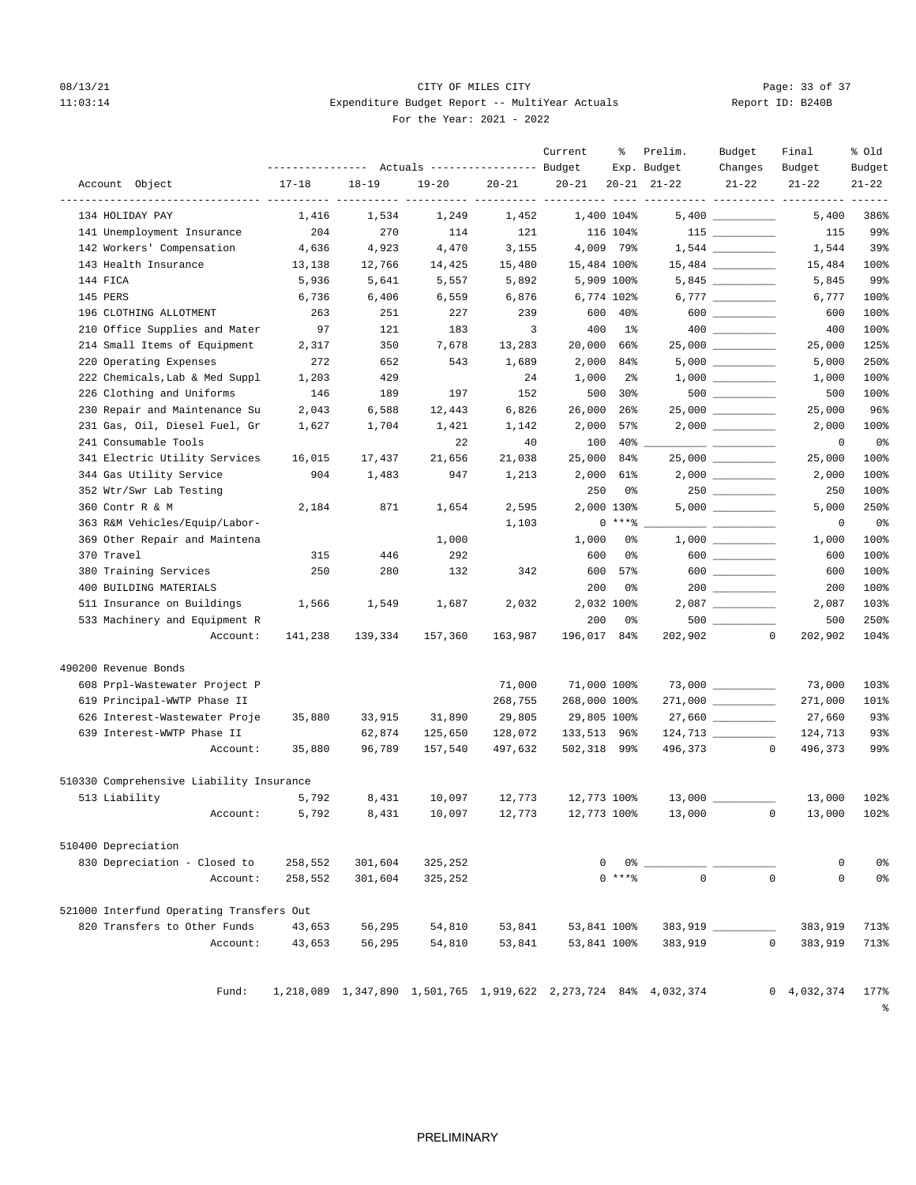08/13/21 CITY OF MILES CITY
11:03:14 Expenditure Budget Report -- MultiYear Actuals Report ID: B240B
For the Year: 2021 - 2022

| Account Object | Actuals 17-18 | Actuals 18-19 | Actuals 19-20 | Actuals 20-21 | Current Budget 20-21 | % Exp. 20-21 | Prelim. Budget 21-22 | Budget Changes 21-22 | Final Budget 21-22 | % Old Budget 21-22 |
|---|---|---|---|---|---|---|---|---|---|---|
| 134 HOLIDAY PAY | 1,416 | 1,534 | 1,249 | 1,452 | 1,400 | 104% | 5,400 | __________ | 5,400 | 386% |
| 141 Unemployment Insurance | 204 | 270 | 114 | 121 | 116 | 104% | 115 | __________ | 115 | 99% |
| 142 Workers' Compensation | 4,636 | 4,923 | 4,470 | 3,155 | 4,009 | 79% | 1,544 | __________ | 1,544 | 39% |
| 143 Health Insurance | 13,138 | 12,766 | 14,425 | 15,480 | 15,484 | 100% | 15,484 | __________ | 15,484 | 100% |
| 144 FICA | 5,936 | 5,641 | 5,557 | 5,892 | 5,909 | 100% | 5,845 | __________ | 5,845 | 99% |
| 145 PERS | 6,736 | 6,406 | 6,559 | 6,876 | 6,774 | 102% | 6,777 | __________ | 6,777 | 100% |
| 196 CLOTHING ALLOTMENT | 263 | 251 | 227 | 239 | 600 | 40% | 600 | __________ | 600 | 100% |
| 210 Office Supplies and Mater | 97 | 121 | 183 | 3 | 400 | 1% | 400 | __________ | 400 | 100% |
| 214 Small Items of Equipment | 2,317 | 350 | 7,678 | 13,283 | 20,000 | 66% | 25,000 | __________ | 25,000 | 125% |
| 220 Operating Expenses | 272 | 652 | 543 | 1,689 | 2,000 | 84% | 5,000 | __________ | 5,000 | 250% |
| 222 Chemicals,Lab & Med Suppl | 1,203 | 429 | | 24 | 1,000 | 2% | 1,000 | __________ | 1,000 | 100% |
| 226 Clothing and Uniforms | 146 | 189 | 197 | 152 | 500 | 30% | 500 | __________ | 500 | 100% |
| 230 Repair and Maintenance Su | 2,043 | 6,588 | 12,443 | 6,826 | 26,000 | 26% | 25,000 | __________ | 25,000 | 96% |
| 231 Gas, Oil, Diesel Fuel, Gr | 1,627 | 1,704 | 1,421 | 1,142 | 2,000 | 57% | 2,000 | __________ | 2,000 | 100% |
| 241 Consumable Tools | | | 22 | 40 | 100 | 40% | __________ | __________ | 0 | 0% |
| 341 Electric Utility Services | 16,015 | 17,437 | 21,656 | 21,038 | 25,000 | 84% | 25,000 | __________ | 25,000 | 100% |
| 344 Gas Utility Service | 904 | 1,483 | 947 | 1,213 | 2,000 | 61% | 2,000 | __________ | 2,000 | 100% |
| 352 Wtr/Swr Lab Testing | | | | | 250 | 0% | 250 | __________ | 250 | 100% |
| 360 Contr R & M | 2,184 | 871 | 1,654 | 2,595 | 2,000 | 130% | 5,000 | __________ | 5,000 | 250% |
| 363 R&M Vehicles/Equip/Labor- | | | | 1,103 | 0 | ***% | __________ | __________ | 0 | 0% |
| 369 Other Repair and Maintena | | | 1,000 | | 1,000 | 0% | 1,000 | __________ | 1,000 | 100% |
| 370 Travel | 315 | 446 | 292 | | 600 | 0% | 600 | __________ | 600 | 100% |
| 380 Training Services | 250 | 280 | 132 | 342 | 600 | 57% | 600 | __________ | 600 | 100% |
| 400 BUILDING MATERIALS | | | | | 200 | 0% | 200 | __________ | 200 | 100% |
| 511 Insurance on Buildings | 1,566 | 1,549 | 1,687 | 2,032 | 2,032 | 100% | 2,087 | __________ | 2,087 | 103% |
| 533 Machinery and Equipment R | | | | | 200 | 0% | 500 | __________ | 500 | 250% |
| Account: | 141,238 | 139,334 | 157,360 | 163,987 | 196,017 | 84% | 202,902 | 0 | 202,902 | 104% |
| **490200 Revenue Bonds** | | | | | | | | | | |
| 608 Prpl-Wastewater Project P | | | | 71,000 | 71,000 | 100% | 73,000 | __________ | 73,000 | 103% |
| 619 Principal-WWTP Phase II | | | | 268,755 | 268,000 | 100% | 271,000 | __________ | 271,000 | 101% |
| 626 Interest-Wastewater Proje | 35,880 | 33,915 | 31,890 | 29,805 | 29,805 | 100% | 27,660 | __________ | 27,660 | 93% |
| 639 Interest-WWTP Phase II | | 62,874 | 125,650 | 128,072 | 133,513 | 96% | 124,713 | __________ | 124,713 | 93% |
| Account: | 35,880 | 96,789 | 157,540 | 497,632 | 502,318 | 99% | 496,373 | 0 | 496,373 | 99% |
| **510330 Comprehensive Liability Insurance** | | | | | | | | | | |
| 513 Liability | 5,792 | 8,431 | 10,097 | 12,773 | 12,773 | 100% | 13,000 | __________ | 13,000 | 102% |
| Account: | 5,792 | 8,431 | 10,097 | 12,773 | 12,773 | 100% | 13,000 | 0 | 13,000 | 102% |
| **510400 Depreciation** | | | | | | | | | | |
| 830 Depreciation - Closed to | 258,552 | 301,604 | 325,252 | | 0 | 0% | __________ | __________ | 0 | 0% |
| Account: | 258,552 | 301,604 | 325,252 | | 0 | ***% | 0 | 0 | 0 | 0% |
| **521000 Interfund Operating Transfers Out** | | | | | | | | | | |
| 820 Transfers to Other Funds | 43,653 | 56,295 | 54,810 | 53,841 | 53,841 | 100% | 383,919 | __________ | 383,919 | 713% |
| Account: | 43,653 | 56,295 | 54,810 | 53,841 | 53,841 | 100% | 383,919 | 0 | 383,919 | 713% |
| Fund: | 1,218,089 | 1,347,890 | 1,501,765 | 1,919,622 | 2,273,724 | 84% | 4,032,374 | 0 | 4,032,374 | 177% |

PRELIMINARY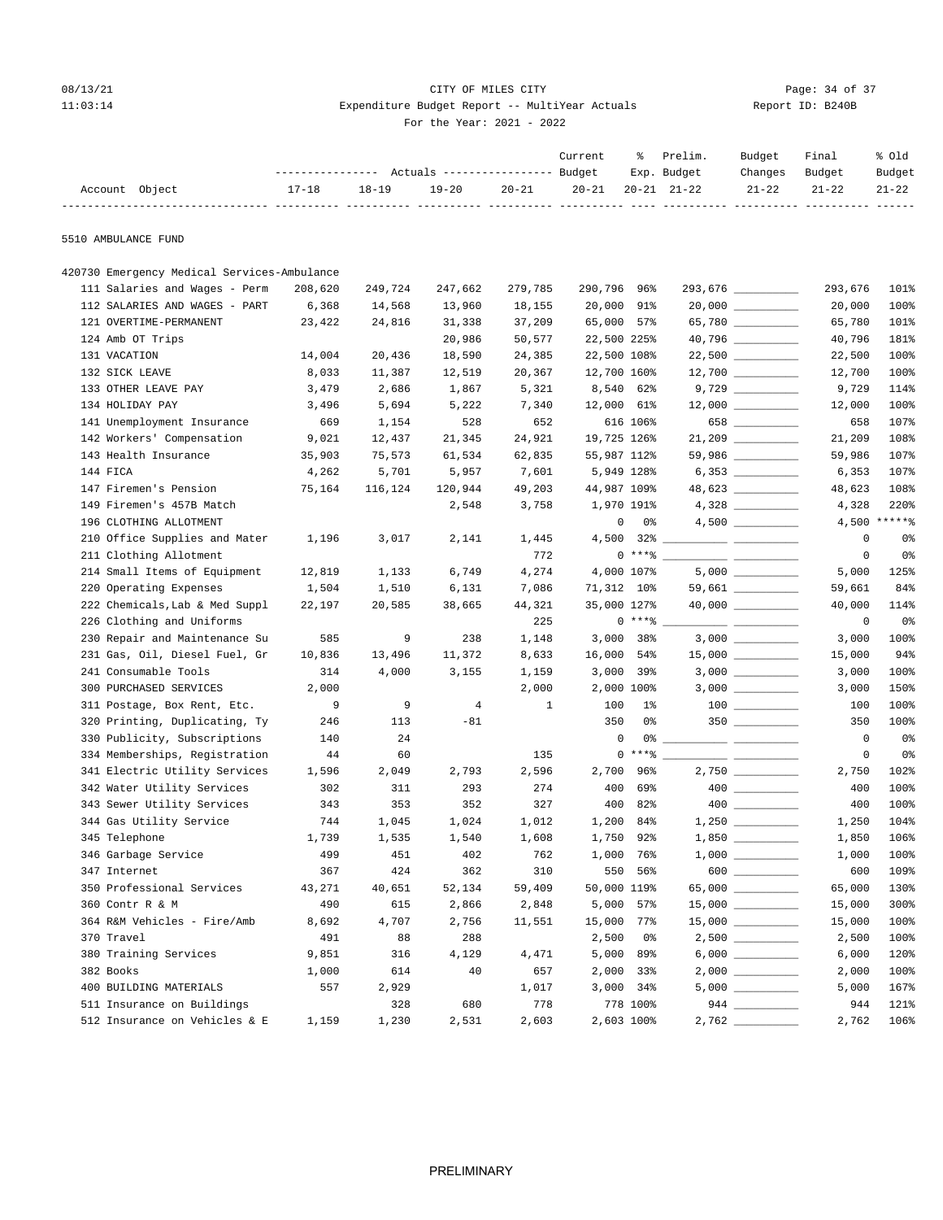CITY OF MILES CITY
Expenditure Budget Report -- MultiYear Actuals
For the Year: 2021 - 2022

08/13/21 11:03:14 — Report ID: B240B

| Account Object | Actuals 17-18 | Actuals 18-19 | Actuals 19-20 | Actuals 20-21 | Current Budget 20-21 | % Exp. 20-21 | Prelim. Budget 21-22 | Budget Changes 21-22 | Final Budget 21-22 | % Old Budget 21-22 |
|---|---|---|---|---|---|---|---|---|---|---|
| **5510 AMBULANCE FUND** | | | | | | | | | | |
| **420730 Emergency Medical Services-Ambulance** | | | | | | | | | | |
| 111 Salaries and Wages - Perm | 208,620 | 249,724 | 247,662 | 279,785 | 290,796 | 96% | 293,676 | __________ | 293,676 | 101% |
| 112 SALARIES AND WAGES - PART | 6,368 | 14,568 | 13,960 | 18,155 | 20,000 | 91% | 20,000 | __________ | 20,000 | 100% |
| 121 OVERTIME-PERMANENT | 23,422 | 24,816 | 31,338 | 37,209 | 65,000 | 57% | 65,780 | __________ | 65,780 | 101% |
| 124 Amb OT Trips | | | 20,986 | 50,577 | 22,500 | 225% | 40,796 | __________ | 40,796 | 181% |
| 131 VACATION | 14,004 | 20,436 | 18,590 | 24,385 | 22,500 | 108% | 22,500 | __________ | 22,500 | 100% |
| 132 SICK LEAVE | 8,033 | 11,387 | 12,519 | 20,367 | 12,700 | 160% | 12,700 | __________ | 12,700 | 100% |
| 133 OTHER LEAVE PAY | 3,479 | 2,686 | 1,867 | 5,321 | 8,540 | 62% | 9,729 | __________ | 9,729 | 114% |
| 134 HOLIDAY PAY | 3,496 | 5,694 | 5,222 | 7,340 | 12,000 | 61% | 12,000 | __________ | 12,000 | 100% |
| 141 Unemployment Insurance | 669 | 1,154 | 528 | 652 | 616 | 106% | 658 | __________ | 658 | 107% |
| 142 Workers' Compensation | 9,021 | 12,437 | 21,345 | 24,921 | 19,725 | 126% | 21,209 | __________ | 21,209 | 108% |
| 143 Health Insurance | 35,903 | 75,573 | 61,534 | 62,835 | 55,987 | 112% | 59,986 | __________ | 59,986 | 107% |
| 144 FICA | 4,262 | 5,701 | 5,957 | 7,601 | 5,949 | 128% | 6,353 | __________ | 6,353 | 107% |
| 147 Firemen's Pension | 75,164 | 116,124 | 120,944 | 49,203 | 44,987 | 109% | 48,623 | __________ | 48,623 | 108% |
| 149 Firemen's 457B Match | | | 2,548 | 3,758 | 1,970 | 191% | 4,328 | __________ | 4,328 | 220% |
| 196 CLOTHING ALLOTMENT | | | | | 0 | 0% | 4,500 | __________ | 4,500 | *****% |
| 210 Office Supplies and Mater | 1,196 | 3,017 | 2,141 | 1,445 | 4,500 | 32% | __________ | __________ | 0 | 0% |
| 211 Clothing Allotment | | | | 772 | 0 | ***% | __________ | __________ | 0 | 0% |
| 214 Small Items of Equipment | 12,819 | 1,133 | 6,749 | 4,274 | 4,000 | 107% | 5,000 | __________ | 5,000 | 125% |
| 220 Operating Expenses | 1,504 | 1,510 | 6,131 | 7,086 | 71,312 | 10% | 59,661 | __________ | 59,661 | 84% |
| 222 Chemicals,Lab & Med Suppl | 22,197 | 20,585 | 38,665 | 44,321 | 35,000 | 127% | 40,000 | __________ | 40,000 | 114% |
| 226 Clothing and Uniforms | | | | 225 | 0 | ***% | __________ | __________ | 0 | 0% |
| 230 Repair and Maintenance Su | 585 | 9 | 238 | 1,148 | 3,000 | 38% | 3,000 | __________ | 3,000 | 100% |
| 231 Gas, Oil, Diesel Fuel, Gr | 10,836 | 13,496 | 11,372 | 8,633 | 16,000 | 54% | 15,000 | __________ | 15,000 | 94% |
| 241 Consumable Tools | 314 | 4,000 | 3,155 | 1,159 | 3,000 | 39% | 3,000 | __________ | 3,000 | 100% |
| 300 PURCHASED SERVICES | 2,000 | | | 2,000 | 2,000 | 100% | 3,000 | __________ | 3,000 | 150% |
| 311 Postage, Box Rent, Etc. | 9 | 9 | 4 | 1 | 100 | 1% | 100 | __________ | 100 | 100% |
| 320 Printing, Duplicating, Ty | 246 | 113 | -81 | | 350 | 0% | 350 | __________ | 350 | 100% |
| 330 Publicity, Subscriptions | 140 | 24 | | | 0 | 0% | __________ | __________ | 0 | 0% |
| 334 Memberships, Registration | 44 | 60 | | 135 | 0 | ***% | __________ | __________ | 0 | 0% |
| 341 Electric Utility Services | 1,596 | 2,049 | 2,793 | 2,596 | 2,700 | 96% | 2,750 | __________ | 2,750 | 102% |
| 342 Water Utility Services | 302 | 311 | 293 | 274 | 400 | 69% | 400 | __________ | 400 | 100% |
| 343 Sewer Utility Services | 343 | 353 | 352 | 327 | 400 | 82% | 400 | __________ | 400 | 100% |
| 344 Gas Utility Service | 744 | 1,045 | 1,024 | 1,012 | 1,200 | 84% | 1,250 | __________ | 1,250 | 104% |
| 345 Telephone | 1,739 | 1,535 | 1,540 | 1,608 | 1,750 | 92% | 1,850 | __________ | 1,850 | 106% |
| 346 Garbage Service | 499 | 451 | 402 | 762 | 1,000 | 76% | 1,000 | __________ | 1,000 | 100% |
| 347 Internet | 367 | 424 | 362 | 310 | 550 | 56% | 600 | __________ | 600 | 109% |
| 350 Professional Services | 43,271 | 40,651 | 52,134 | 59,409 | 50,000 | 119% | 65,000 | __________ | 65,000 | 130% |
| 360 Contr R & M | 490 | 615 | 2,866 | 2,848 | 5,000 | 57% | 15,000 | __________ | 15,000 | 300% |
| 364 R&M Vehicles - Fire/Amb | 8,692 | 4,707 | 2,756 | 11,551 | 15,000 | 77% | 15,000 | __________ | 15,000 | 100% |
| 370 Travel | 491 | 88 | 288 | | 2,500 | 0% | 2,500 | __________ | 2,500 | 100% |
| 380 Training Services | 9,851 | 316 | 4,129 | 4,471 | 5,000 | 89% | 6,000 | __________ | 6,000 | 120% |
| 382 Books | 1,000 | 614 | 40 | 657 | 2,000 | 33% | 2,000 | __________ | 2,000 | 100% |
| 400 BUILDING MATERIALS | 557 | 2,929 | | 1,017 | 3,000 | 34% | 5,000 | __________ | 5,000 | 167% |
| 511 Insurance on Buildings | | 328 | 680 | 778 | 778 | 100% | 944 | __________ | 944 | 121% |
| 512 Insurance on Vehicles & E | 1,159 | 1,230 | 2,531 | 2,603 | 2,603 | 100% | 2,762 | __________ | 2,762 | 106% |

PRELIMINARY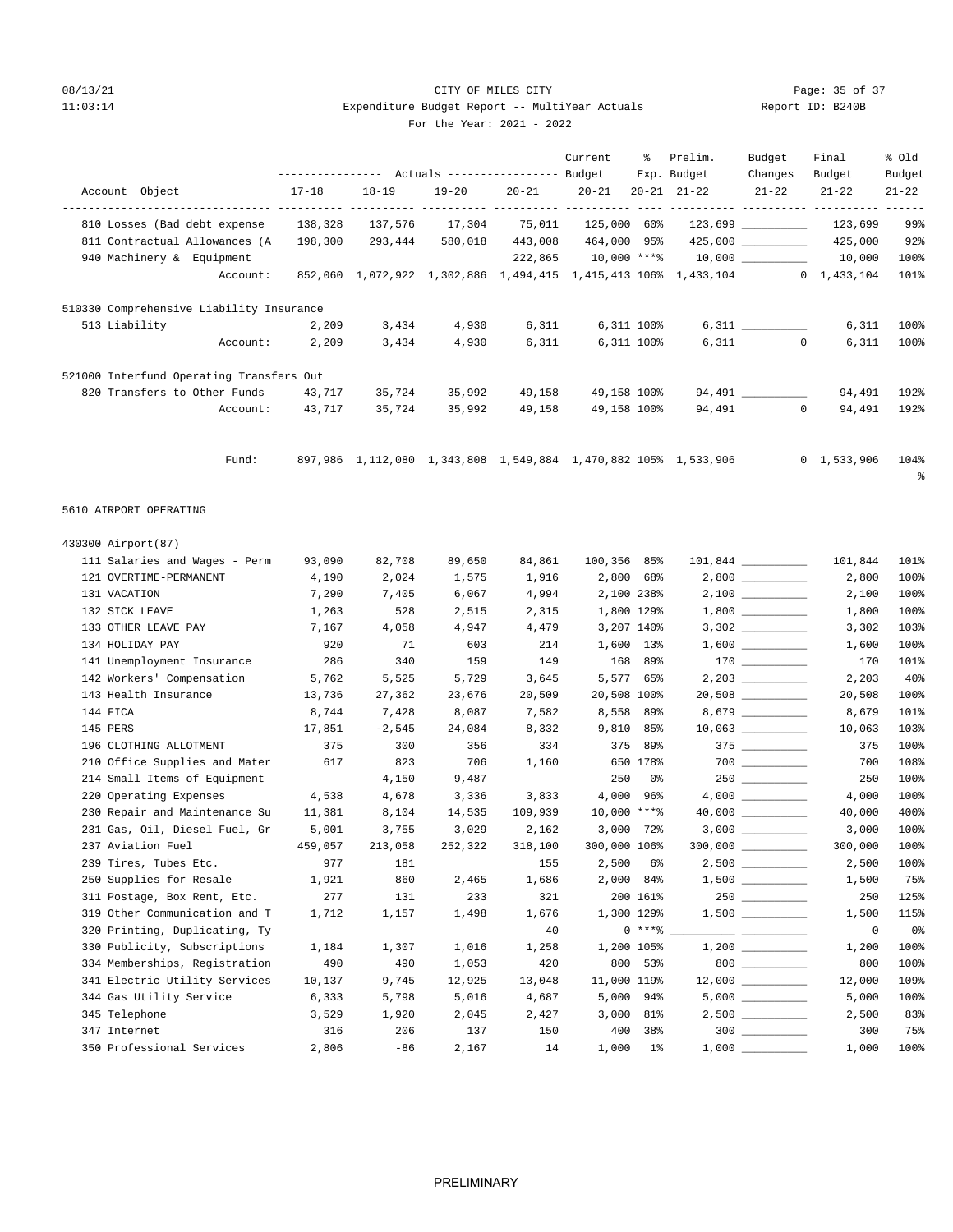CITY OF MILES CITY

Expenditure Budget Report -- MultiYear Actuals

For the Year: 2021 - 2022

| Account Object | Actuals 17-18 | Actuals 18-19 | Actuals 19-20 | Actuals 20-21 | Current Budget 20-21 | % Exp. 20-21 | Prelim. Budget 21-22 | Budget Changes 21-22 | Final Budget 21-22 | % Old Budget 21-22 |
|---|---|---|---|---|---|---|---|---|---|---|
| 810 Losses (Bad debt expense | 138,328 | 137,576 | 17,304 | 75,011 | 125,000 | 60% | 123,699 | __________ | 123,699 | 99% |
| 811 Contractual Allowances (A | 198,300 | 293,444 | 580,018 | 443,008 | 464,000 | 95% | 425,000 | __________ | 425,000 | 92% |
| 940 Machinery & Equipment | | | | 222,865 | 10,000 | ***% | 10,000 | __________ | 10,000 | 100% |
| Account: | 852,060 | 1,072,922 | 1,302,886 | 1,494,415 | 1,415,413 | 106% | 1,433,104 | 0 | 1,433,104 | 101% |
| **510330 Comprehensive Liability Insurance** | | | | | | | | | | |
| 513 Liability | 2,209 | 3,434 | 4,930 | 6,311 | 6,311 | 100% | 6,311 | __________ | 6,311 | 100% |
| Account: | 2,209 | 3,434 | 4,930 | 6,311 | 6,311 | 100% | 6,311 | 0 | 6,311 | 100% |
| **521000 Interfund Operating Transfers Out** | | | | | | | | | | |
| 820 Transfers to Other Funds | 43,717 | 35,724 | 35,992 | 49,158 | 49,158 | 100% | 94,491 | __________ | 94,491 | 192% |
| Account: | 43,717 | 35,724 | 35,992 | 49,158 | 49,158 | 100% | 94,491 | 0 | 94,491 | 192% |
| Fund: | 897,986 | 1,112,080 | 1,343,808 | 1,549,884 | 1,470,882 | 105% | 1,533,906 | 0 | 1,533,906 | 104% % |

## 5610 AIRPORT OPERATING

| Account Object | Actuals 17-18 | Actuals 18-19 | Actuals 19-20 | Actuals 20-21 | Current Budget 20-21 | % Exp. 20-21 | Prelim. Budget 21-22 | Budget Changes 21-22 | Final Budget 21-22 | % Old Budget 21-22 |
|---|---|---|---|---|---|---|---|---|---|---|
| **430300 Airport(87)** | | | | | | | | | | |
| 111 Salaries and Wages - Perm | 93,090 | 82,708 | 89,650 | 84,861 | 100,356 | 85% | 101,844 | __________ | 101,844 | 101% |
| 121 OVERTIME-PERMANENT | 4,190 | 2,024 | 1,575 | 1,916 | 2,800 | 68% | 2,800 | __________ | 2,800 | 100% |
| 131 VACATION | 7,290 | 7,405 | 6,067 | 4,994 | 2,100 | 238% | 2,100 | __________ | 2,100 | 100% |
| 132 SICK LEAVE | 1,263 | 528 | 2,515 | 2,315 | 1,800 | 129% | 1,800 | __________ | 1,800 | 100% |
| 133 OTHER LEAVE PAY | 7,167 | 4,058 | 4,947 | 4,479 | 3,207 | 140% | 3,302 | __________ | 3,302 | 103% |
| 134 HOLIDAY PAY | 920 | 71 | 603 | 214 | 1,600 | 13% | 1,600 | __________ | 1,600 | 100% |
| 141 Unemployment Insurance | 286 | 340 | 159 | 149 | 168 | 89% | 170 | __________ | 170 | 101% |
| 142 Workers' Compensation | 5,762 | 5,525 | 5,729 | 3,645 | 5,577 | 65% | 2,203 | __________ | 2,203 | 40% |
| 143 Health Insurance | 13,736 | 27,362 | 23,676 | 20,509 | 20,508 | 100% | 20,508 | __________ | 20,508 | 100% |
| 144 FICA | 8,744 | 7,428 | 8,087 | 7,582 | 8,558 | 89% | 8,679 | __________ | 8,679 | 101% |
| 145 PERS | 17,851 | -2,545 | 24,084 | 8,332 | 9,810 | 85% | 10,063 | __________ | 10,063 | 103% |
| 196 CLOTHING ALLOTMENT | 375 | 300 | 356 | 334 | 375 | 89% | 375 | __________ | 375 | 100% |
| 210 Office Supplies and Mater | 617 | 823 | 706 | 1,160 | 650 | 178% | 700 | __________ | 700 | 108% |
| 214 Small Items of Equipment | | 4,150 | 9,487 | | 250 | 0% | 250 | __________ | 250 | 100% |
| 220 Operating Expenses | 4,538 | 4,678 | 3,336 | 3,833 | 4,000 | 96% | 4,000 | __________ | 4,000 | 100% |
| 230 Repair and Maintenance Su | 11,381 | 8,104 | 14,535 | 109,939 | 10,000 | ***% | 40,000 | __________ | 40,000 | 400% |
| 231 Gas, Oil, Diesel Fuel, Gr | 5,001 | 3,755 | 3,029 | 2,162 | 3,000 | 72% | 3,000 | __________ | 3,000 | 100% |
| 237 Aviation Fuel | 459,057 | 213,058 | 252,322 | 318,100 | 300,000 | 106% | 300,000 | __________ | 300,000 | 100% |
| 239 Tires, Tubes Etc. | 977 | 181 | | 155 | 2,500 | 6% | 2,500 | __________ | 2,500 | 100% |
| 250 Supplies for Resale | 1,921 | 860 | 2,465 | 1,686 | 2,000 | 84% | 1,500 | __________ | 1,500 | 75% |
| 311 Postage, Box Rent, Etc. | 277 | 131 | 233 | 321 | 200 | 161% | 250 | __________ | 250 | 125% |
| 319 Other Communication and T | 1,712 | 1,157 | 1,498 | 1,676 | 1,300 | 129% | 1,500 | __________ | 1,500 | 115% |
| 320 Printing, Duplicating, Ty | | | | 40 | 0 | ***% | __________ | __________ | 0 | 0% |
| 330 Publicity, Subscriptions | 1,184 | 1,307 | 1,016 | 1,258 | 1,200 | 105% | 1,200 | __________ | 1,200 | 100% |
| 334 Memberships, Registration | 490 | 490 | 1,053 | 420 | 800 | 53% | 800 | __________ | 800 | 100% |
| 341 Electric Utility Services | 10,137 | 9,745 | 12,925 | 13,048 | 11,000 | 119% | 12,000 | __________ | 12,000 | 109% |
| 344 Gas Utility Service | 6,333 | 5,798 | 5,016 | 4,687 | 5,000 | 94% | 5,000 | __________ | 5,000 | 100% |
| 345 Telephone | 3,529 | 1,920 | 2,045 | 2,427 | 3,000 | 81% | 2,500 | __________ | 2,500 | 83% |
| 347 Internet | 316 | 206 | 137 | 150 | 400 | 38% | 300 | __________ | 300 | 75% |
| 350 Professional Services | 2,806 | -86 | 2,167 | 14 | 1,000 | 1% | 1,000 | __________ | 1,000 | 100% |

PRELIMINARY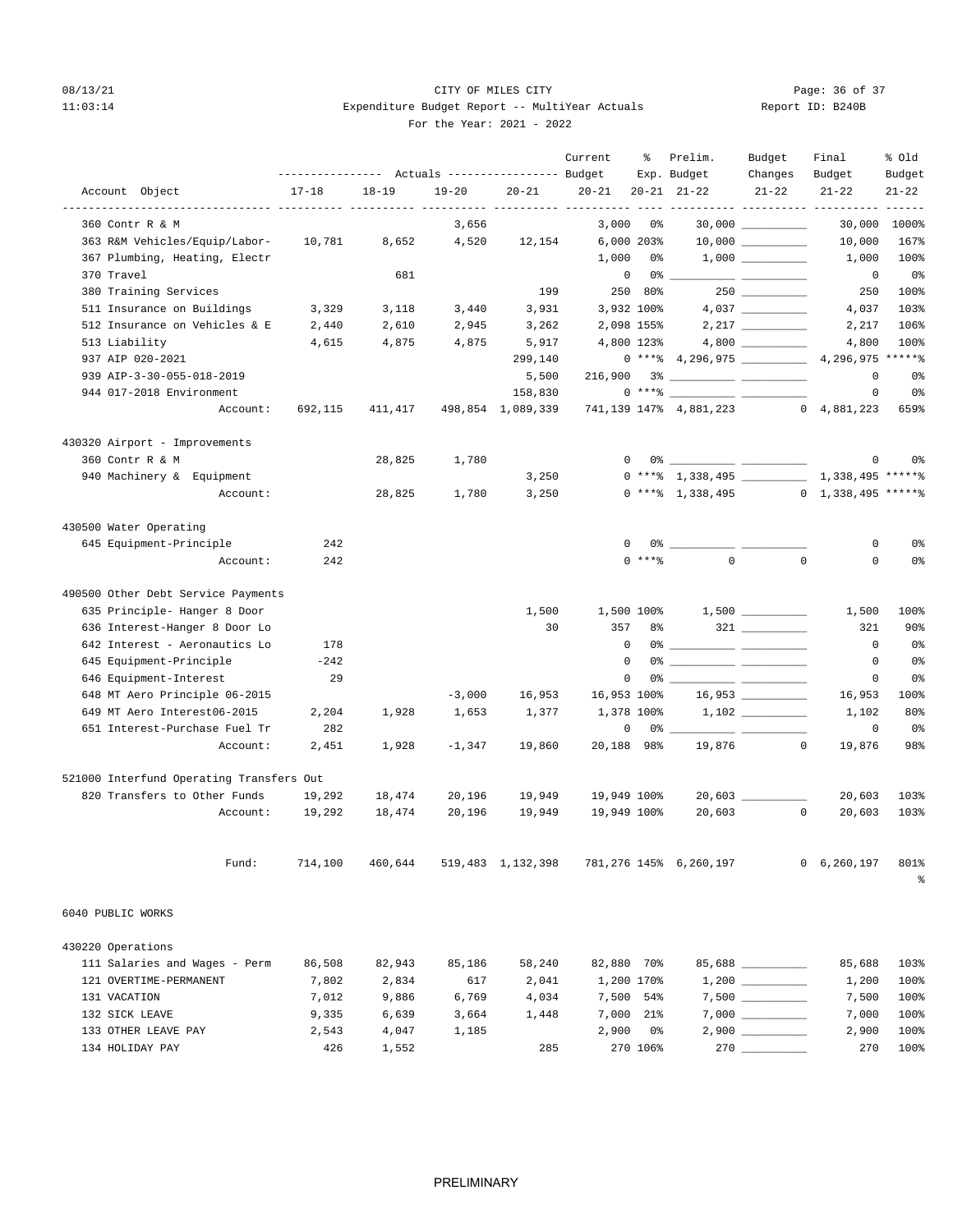08/13/21 CITY OF MILES CITY
11:03:14 Expenditure Budget Report -- MultiYear Actuals Report ID: B240B
For the Year: 2021 - 2022

| Account Object | 17-18 | 18-19 | 19-20 | 20-21 | Current Budget 20-21 | % Exp. 20-21 | Prelim. Budget 21-22 | Budget Changes 21-22 | Final Budget 21-22 | % Old Budget 21-22 |
|---|---|---|---|---|---|---|---|---|---|---|
| 360 Contr R & M | | | 3,656 | | 3,000 | 0% | 30,000 | | 30,000 | 1000% |
| 363 R&M Vehicles/Equip/Labor- | 10,781 | 8,652 | 4,520 | 12,154 | 6,000 | 203% | 10,000 | | 10,000 | 167% |
| 367 Plumbing, Heating, Electr | | | | | 1,000 | 0% | 1,000 | | 1,000 | 100% |
| 370 Travel | | 681 | | | 0 | 0% | | | 0 | 0% |
| 380 Training Services | | | | 199 | 250 | 80% | 250 | | 250 | 100% |
| 511 Insurance on Buildings | 3,329 | 3,118 | 3,440 | 3,931 | 3,932 | 100% | 4,037 | | 4,037 | 103% |
| 512 Insurance on Vehicles & E | 2,440 | 2,610 | 2,945 | 3,262 | 2,098 | 155% | 2,217 | | 2,217 | 106% |
| 513 Liability | 4,615 | 4,875 | 4,875 | 5,917 | 4,800 | 123% | 4,800 | | 4,800 | 100% |
| 937 AIP 020-2021 | | | | 299,140 | 0 | ***% | 4,296,975 | | 4,296,975 | *****% |
| 939 AIP-3-30-055-018-2019 | | | | 5,500 | 216,900 | 3% | | | 0 | 0% |
| 944 017-2018 Environment | | | | 158,830 | 0 | ***% | | | 0 | 0% |
| Account: | 692,115 | 411,417 | 498,854 | 1,089,339 | 741,139 | 147% | 4,881,223 | 0 | 4,881,223 | 659% |
| **430320 Airport - Improvements** | | | | | | | | | | |
| 360 Contr R & M | | 28,825 | 1,780 | | 0 | 0% | | | 0 | 0% |
| 940 Machinery & Equipment | | | | 3,250 | 0 | ***% | 1,338,495 | | 1,338,495 | *****% |
| Account: | | 28,825 | 1,780 | 3,250 | 0 | ***% | 1,338,495 | 0 | 1,338,495 | *****% |
| **430500 Water Operating** | | | | | | | | | | |
| 645 Equipment-Principle | 242 | | | | 0 | 0% | | | 0 | 0% |
| Account: | 242 | | | | 0 | ***% | 0 | 0 | 0 | 0% |
| **490500 Other Debt Service Payments** | | | | | | | | | | |
| 635 Principle- Hanger 8 Door | | | | 1,500 | 1,500 | 100% | 1,500 | | 1,500 | 100% |
| 636 Interest-Hanger 8 Door Lo | | | | 30 | 357 | 8% | 321 | | 321 | 90% |
| 642 Interest - Aeronautics Lo | 178 | | | | 0 | 0% | | | 0 | 0% |
| 645 Equipment-Principle | -242 | | | | 0 | 0% | | | 0 | 0% |
| 646 Equipment-Interest | 29 | | | | 0 | 0% | | | 0 | 0% |
| 648 MT Aero Principle 06-2015 | | | -3,000 | 16,953 | 16,953 | 100% | 16,953 | | 16,953 | 100% |
| 649 MT Aero Interest06-2015 | 2,204 | 1,928 | 1,653 | 1,377 | 1,378 | 100% | 1,102 | | 1,102 | 80% |
| 651 Interest-Purchase Fuel Tr | 282 | | | | 0 | 0% | | | 0 | 0% |
| Account: | 2,451 | 1,928 | -1,347 | 19,860 | 20,188 | 98% | 19,876 | 0 | 19,876 | 98% |
| **521000 Interfund Operating Transfers Out** | | | | | | | | | | |
| 820 Transfers to Other Funds | 19,292 | 18,474 | 20,196 | 19,949 | 19,949 | 100% | 20,603 | | 20,603 | 103% |
| Account: | 19,292 | 18,474 | 20,196 | 19,949 | 19,949 | 100% | 20,603 | 0 | 20,603 | 103% |
| Fund: | 714,100 | 460,644 | 519,483 | 1,132,398 | 781,276 | 145% | 6,260,197 | 0 | 6,260,197 | 801% |

## 6040 PUBLIC WORKS

| Account Object | 17-18 | 18-19 | 19-20 | 20-21 | Current Budget 20-21 | % Exp. 20-21 | Prelim. Budget 21-22 | Budget Changes 21-22 | Final Budget 21-22 | % Old Budget 21-22 |
|---|---|---|---|---|---|---|---|---|---|---|
| **430220 Operations** | | | | | | | | | | |
| 111 Salaries and Wages - Perm | 86,508 | 82,943 | 85,186 | 58,240 | 82,880 | 70% | 85,688 | | 85,688 | 103% |
| 121 OVERTIME-PERMANENT | 7,802 | 2,834 | 617 | 2,041 | 1,200 | 170% | 1,200 | | 1,200 | 100% |
| 131 VACATION | 7,012 | 9,886 | 6,769 | 4,034 | 7,500 | 54% | 7,500 | | 7,500 | 100% |
| 132 SICK LEAVE | 9,335 | 6,639 | 3,664 | 1,448 | 7,000 | 21% | 7,000 | | 7,000 | 100% |
| 133 OTHER LEAVE PAY | 2,543 | 4,047 | 1,185 | | 2,900 | 0% | 2,900 | | 2,900 | 100% |
| 134 HOLIDAY PAY | 426 | 1,552 | | 285 | 270 | 106% | 270 | | 270 | 100% |

PRELIMINARY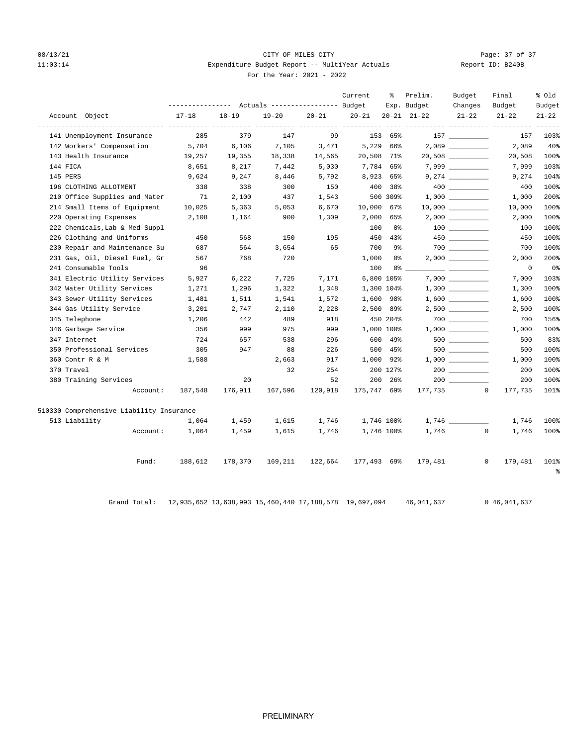CITY OF MILES CITY
Expenditure Budget Report -- MultiYear Actuals
For the Year: 2021 - 2022

| Account Object | Actuals 17-18 | Actuals 18-19 | Actuals 19-20 | Actuals 20-21 | Current Budget 20-21 | % Exp. 20-21 | Prelim. Budget 21-22 | Budget Changes 21-22 | Final Budget 21-22 | % Old Budget 21-22 |
|---|---|---|---|---|---|---|---|---|---|---|
| 141 Unemployment Insurance | 285 | 379 | 147 | 99 | 153 | 65% | 157 | __________ | 157 | 103% |
| 142 Workers' Compensation | 5,704 | 6,106 | 7,105 | 3,471 | 5,229 | 66% | 2,089 | __________ | 2,089 | 40% |
| 143 Health Insurance | 19,257 | 19,355 | 18,338 | 14,565 | 20,508 | 71% | 20,508 | __________ | 20,508 | 100% |
| 144 FICA | 8,651 | 8,217 | 7,442 | 5,030 | 7,784 | 65% | 7,999 | __________ | 7,999 | 103% |
| 145 PERS | 9,624 | 9,247 | 8,446 | 5,792 | 8,923 | 65% | 9,274 | __________ | 9,274 | 104% |
| 196 CLOTHING ALLOTMENT | 338 | 338 | 300 | 150 | 400 | 38% | 400 | __________ | 400 | 100% |
| 210 Office Supplies and Mater | 71 | 2,100 | 437 | 1,543 | 500 | 309% | 1,000 | __________ | 1,000 | 200% |
| 214 Small Items of Equipment | 10,025 | 5,363 | 5,053 | 6,670 | 10,000 | 67% | 10,000 | __________ | 10,000 | 100% |
| 220 Operating Expenses | 2,108 | 1,164 | 900 | 1,309 | 2,000 | 65% | 2,000 | __________ | 2,000 | 100% |
| 222 Chemicals,Lab & Med Suppl | | | | | 100 | 0% | 100 | __________ | 100 | 100% |
| 226 Clothing and Uniforms | 450 | 568 | 150 | 195 | 450 | 43% | 450 | __________ | 450 | 100% |
| 230 Repair and Maintenance Su | 687 | 564 | 3,654 | 65 | 700 | 9% | 700 | __________ | 700 | 100% |
| 231 Gas, Oil, Diesel Fuel, Gr | 567 | 768 | 720 | | 1,000 | 0% | 2,000 | __________ | 2,000 | 200% |
| 241 Consumable Tools | 96 | | | | 100 | 0% | __________ | __________ | 0 | 0% |
| 341 Electric Utility Services | 5,927 | 6,222 | 7,725 | 7,171 | 6,800 | 105% | 7,000 | __________ | 7,000 | 103% |
| 342 Water Utility Services | 1,271 | 1,296 | 1,322 | 1,348 | 1,300 | 104% | 1,300 | __________ | 1,300 | 100% |
| 343 Sewer Utility Services | 1,481 | 1,511 | 1,541 | 1,572 | 1,600 | 98% | 1,600 | __________ | 1,600 | 100% |
| 344 Gas Utility Service | 3,201 | 2,747 | 2,110 | 2,228 | 2,500 | 89% | 2,500 | __________ | 2,500 | 100% |
| 345 Telephone | 1,206 | 442 | 489 | 918 | 450 | 204% | 700 | __________ | 700 | 156% |
| 346 Garbage Service | 356 | 999 | 975 | 999 | 1,000 | 100% | 1,000 | __________ | 1,000 | 100% |
| 347 Internet | 724 | 657 | 538 | 296 | 600 | 49% | 500 | __________ | 500 | 83% |
| 350 Professional Services | 305 | 947 | 88 | 226 | 500 | 45% | 500 | __________ | 500 | 100% |
| 360 Contr R & M | 1,588 | | 2,663 | 917 | 1,000 | 92% | 1,000 | __________ | 1,000 | 100% |
| 370 Travel | | | 32 | 254 | 200 | 127% | 200 | __________ | 200 | 100% |
| 380 Training Services | | 20 | | 52 | 200 | 26% | 200 | __________ | 200 | 100% |
| Account: | 187,548 | 176,911 | 167,596 | 120,918 | 175,747 | 69% | 177,735 | 0 | 177,735 | 101% |
| 510330 Comprehensive Liability Insurance | | | | | | | | | | |
| 513 Liability | 1,064 | 1,459 | 1,615 | 1,746 | 1,746 | 100% | 1,746 | __________ | 1,746 | 100% |
| Account: | 1,064 | 1,459 | 1,615 | 1,746 | 1,746 | 100% | 1,746 | 0 | 1,746 | 100% |
| Fund: | 188,612 | 178,370 | 169,211 | 122,664 | 177,493 | 69% | 179,481 | 0 | 179,481 | 101% |
| Grand Total: | 12,935,652 | 13,638,993 | 15,460,440 | 17,188,578 | 19,697,094 | | 46,041,637 | 0 | 46,041,637 | |

PRELIMINARY